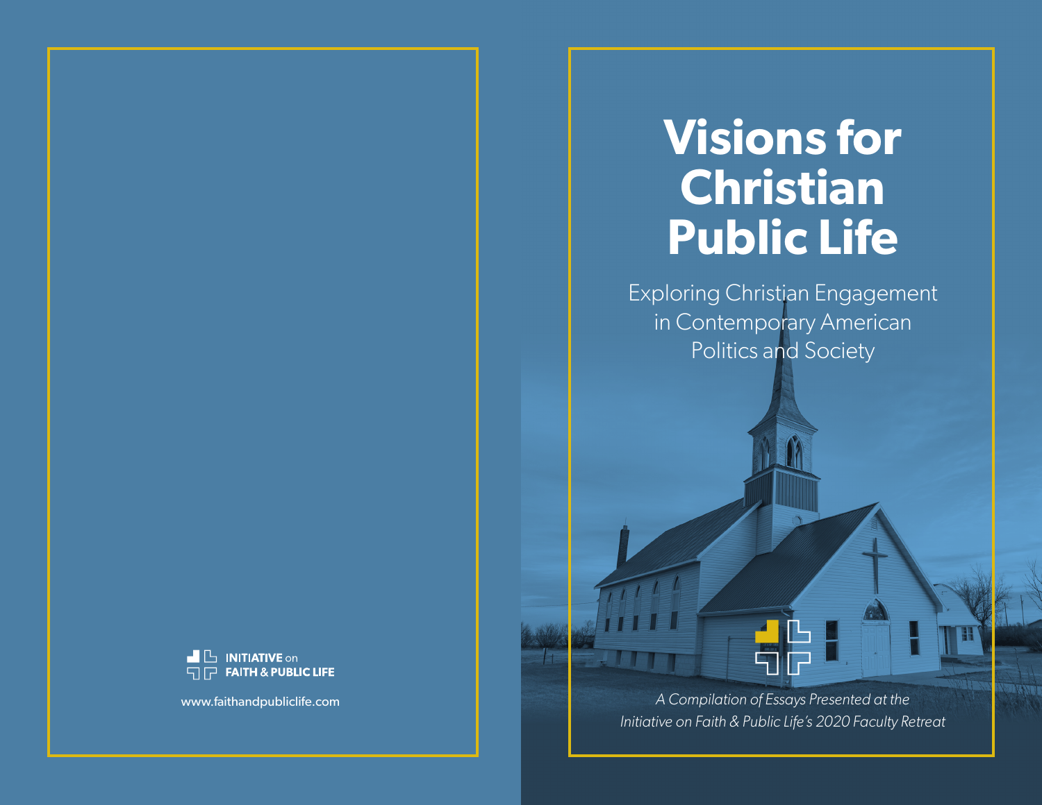INITIATIVE on
FAITH & PUBLIC LIFE

www.faithandpubliclife.com

# Visions for Christian Public Life

Exploring Christian Engagement in Contemporary American Politics and Society

*A Compilation of Essays Presented at the Initiative on Faith & Public Life's 2020 Faculty Retreat*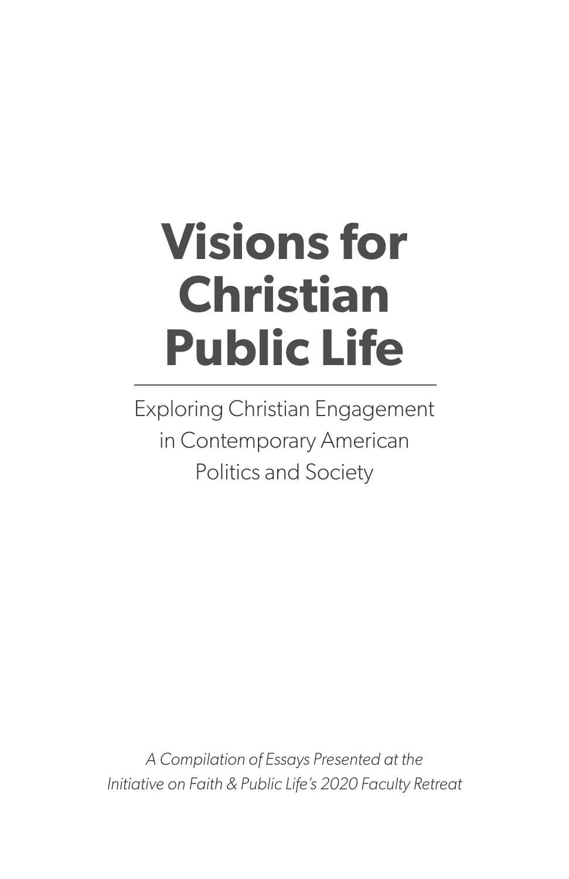# Visions for Christian Public Life

Exploring Christian Engagement in Contemporary American Politics and Society

*A Compilation of Essays Presented at the Initiative on Faith & Public Life's 2020 Faculty Retreat*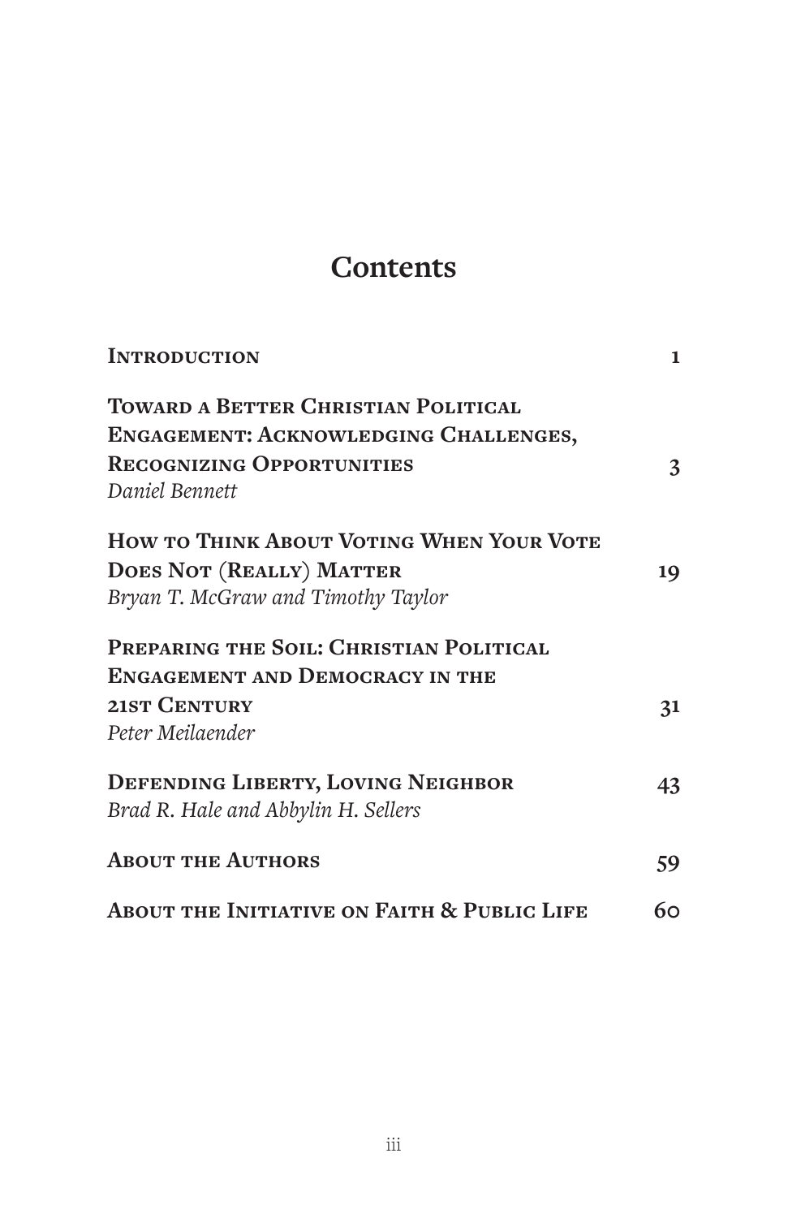# Contents

| | |
|---|---|
| **Introduction** | 1 |
| **Toward a Better Christian Political Engagement: Acknowledging Challenges, Recognizing Opportunities**<br>*Daniel Bennett* | 3 |
| **How to Think About Voting When Your Vote Does Not (Really) Matter**<br>*Bryan T. McGraw and Timothy Taylor* | 19 |
| **Preparing the Soil: Christian Political Engagement and Democracy in the 21st Century**<br>*Peter Meilaender* | 31 |
| **Defending Liberty, Loving Neighbor**<br>*Brad R. Hale and Abbylin H. Sellers* | 43 |
| **About the Authors** | 59 |
| **About the Initiative on Faith & Public Life** | 60 |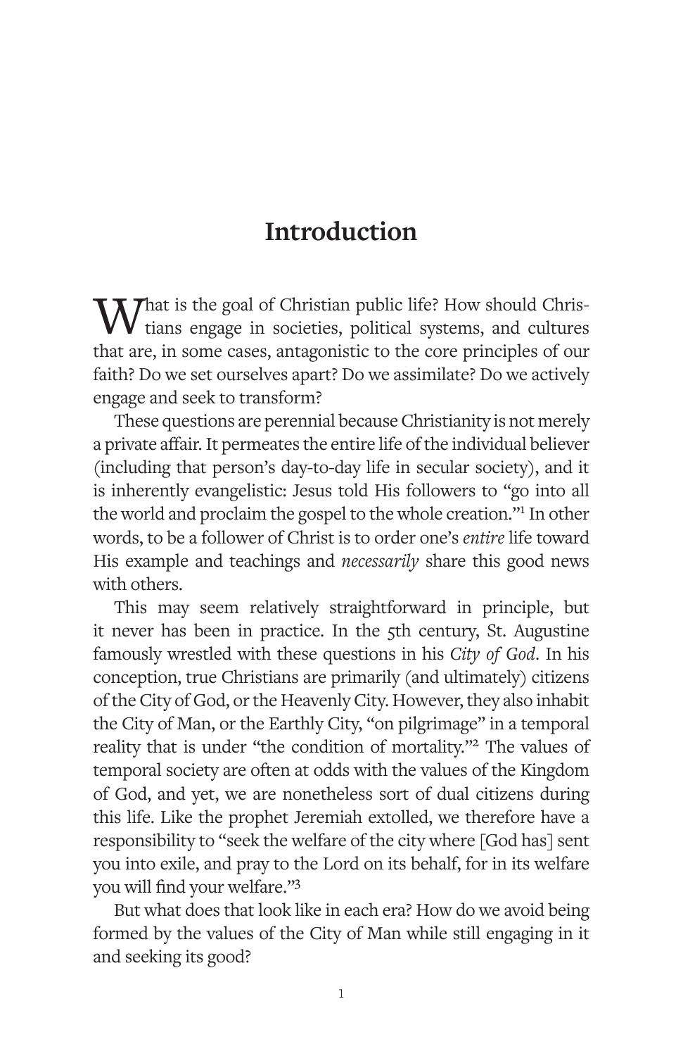# Introduction

What is the goal of Christian public life? How should Christians engage in societies, political systems, and cultures that are, in some cases, antagonistic to the core principles of our faith? Do we set ourselves apart? Do we assimilate? Do we actively engage and seek to transform?

These questions are perennial because Christianity is not merely a private affair. It permeates the entire life of the individual believer (including that person's day-to-day life in secular society), and it is inherently evangelistic: Jesus told His followers to "go into all the world and proclaim the gospel to the whole creation."[1] In other words, to be a follower of Christ is to order one's *entire* life toward His example and teachings and *necessarily* share this good news with others.

This may seem relatively straightforward in principle, but it never has been in practice. In the 5th century, St. Augustine famously wrestled with these questions in his *City of God*. In his conception, true Christians are primarily (and ultimately) citizens of the City of God, or the Heavenly City. However, they also inhabit the City of Man, or the Earthly City, "on pilgrimage" in a temporal reality that is under "the condition of mortality."[2] The values of temporal society are often at odds with the values of the Kingdom of God, and yet, we are nonetheless sort of dual citizens during this life. Like the prophet Jeremiah extolled, we therefore have a responsibility to "seek the welfare of the city where [God has] sent you into exile, and pray to the Lord on its behalf, for in its welfare you will find your welfare."[3]

But what does that look like in each era? How do we avoid being formed by the values of the City of Man while still engaging in it and seeking its good?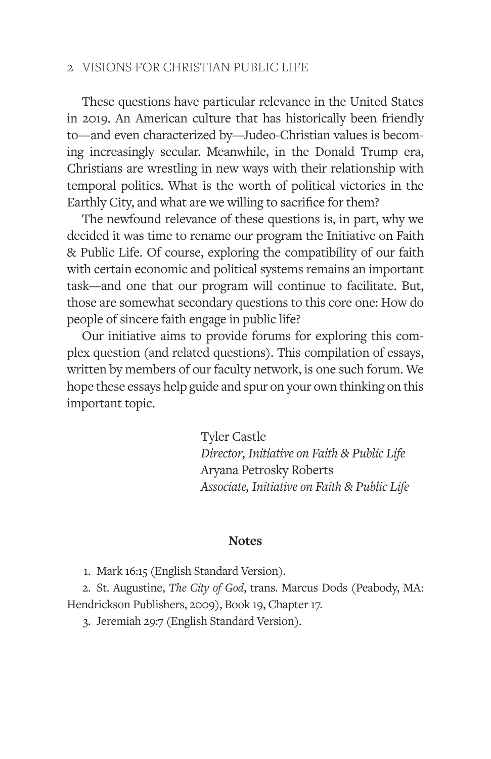These questions have particular relevance in the United States in 2019. An American culture that has historically been friendly to—and even characterized by—Judeo-Christian values is becoming increasingly secular. Meanwhile, in the Donald Trump era, Christians are wrestling in new ways with their relationship with temporal politics. What is the worth of political victories in the Earthly City, and what are we willing to sacrifice for them?

The newfound relevance of these questions is, in part, why we decided it was time to rename our program the Initiative on Faith & Public Life. Of course, exploring the compatibility of our faith with certain economic and political systems remains an important task—and one that our program will continue to facilitate. But, those are somewhat secondary questions to this core one: How do people of sincere faith engage in public life?

Our initiative aims to provide forums for exploring this complex question (and related questions). This compilation of essays, written by members of our faculty network, is one such forum. We hope these essays help guide and spur on your own thinking on this important topic.

Tyler Castle
*Director, Initiative on Faith & Public Life*
Aryana Petrosky Roberts
*Associate, Initiative on Faith & Public Life*

**Notes**

1. Mark 16:15 (English Standard Version).
2. St. Augustine, *The City of God*, trans. Marcus Dods (Peabody, MA: Hendrickson Publishers, 2009), Book 19, Chapter 17.
3. Jeremiah 29:7 (English Standard Version).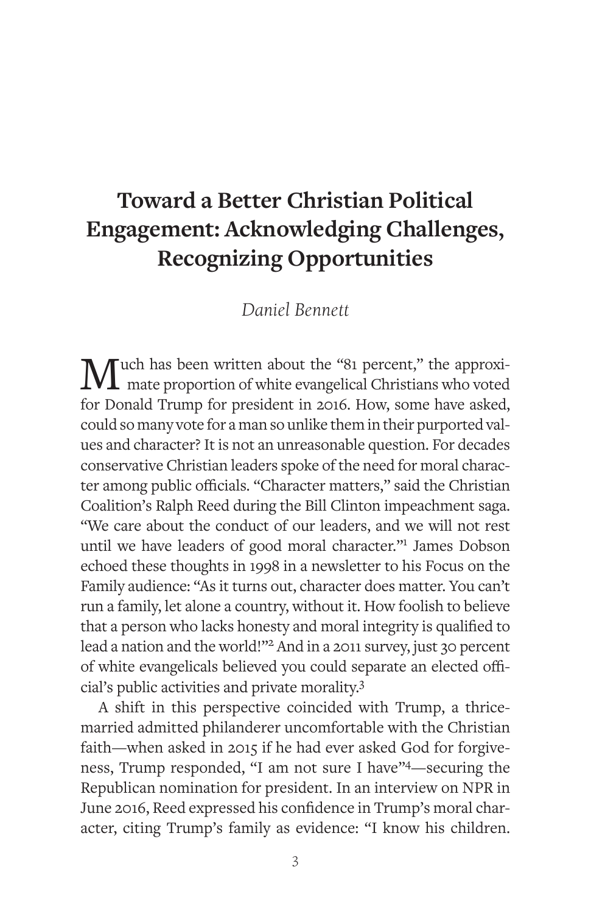# Toward a Better Christian Political Engagement: Acknowledging Challenges, Recognizing Opportunities

*Daniel Bennett*

Much has been written about the "81 percent," the approximate proportion of white evangelical Christians who voted for Donald Trump for president in 2016. How, some have asked, could so many vote for a man so unlike them in their purported values and character? It is not an unreasonable question. For decades conservative Christian leaders spoke of the need for moral character among public officials. "Character matters," said the Christian Coalition's Ralph Reed during the Bill Clinton impeachment saga. "We care about the conduct of our leaders, and we will not rest until we have leaders of good moral character."[1] James Dobson echoed these thoughts in 1998 in a newsletter to his Focus on the Family audience: "As it turns out, character does matter. You can't run a family, let alone a country, without it. How foolish to believe that a person who lacks honesty and moral integrity is qualified to lead a nation and the world!"[2] And in a 2011 survey, just 30 percent of white evangelicals believed you could separate an elected official's public activities and private morality.[3]

A shift in this perspective coincided with Trump, a thrice-married admitted philanderer uncomfortable with the Christian faith—when asked in 2015 if he had ever asked God for forgiveness, Trump responded, "I am not sure I have"[4]—securing the Republican nomination for president. In an interview on NPR in June 2016, Reed expressed his confidence in Trump's moral character, citing Trump's family as evidence: "I know his children.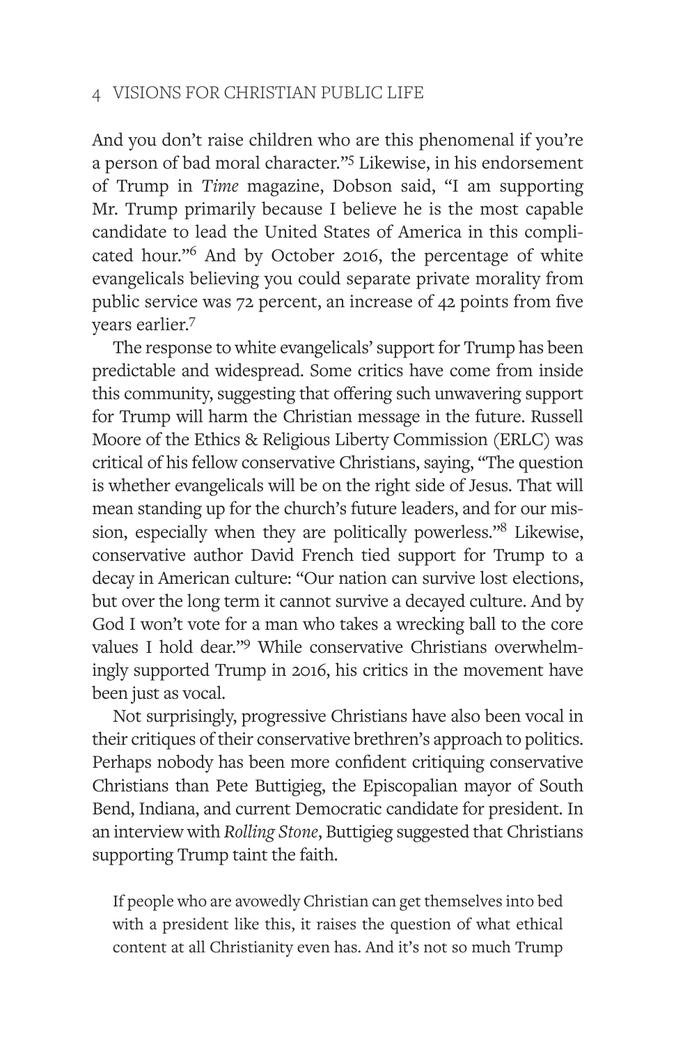And you don't raise children who are this phenomenal if you're a person of bad moral character."[5] Likewise, in his endorsement of Trump in *Time* magazine, Dobson said, "I am supporting Mr. Trump primarily because I believe he is the most capable candidate to lead the United States of America in this complicated hour."[6] And by October 2016, the percentage of white evangelicals believing you could separate private morality from public service was 72 percent, an increase of 42 points from five years earlier.[7]

The response to white evangelicals' support for Trump has been predictable and widespread. Some critics have come from inside this community, suggesting that offering such unwavering support for Trump will harm the Christian message in the future. Russell Moore of the Ethics & Religious Liberty Commission (ERLC) was critical of his fellow conservative Christians, saying, "The question is whether evangelicals will be on the right side of Jesus. That will mean standing up for the church's future leaders, and for our mission, especially when they are politically powerless."[8] Likewise, conservative author David French tied support for Trump to a decay in American culture: "Our nation can survive lost elections, but over the long term it cannot survive a decayed culture. And by God I won't vote for a man who takes a wrecking ball to the core values I hold dear."[9] While conservative Christians overwhelmingly supported Trump in 2016, his critics in the movement have been just as vocal.

Not surprisingly, progressive Christians have also been vocal in their critiques of their conservative brethren's approach to politics. Perhaps nobody has been more confident critiquing conservative Christians than Pete Buttigieg, the Episcopalian mayor of South Bend, Indiana, and current Democratic candidate for president. In an interview with *Rolling Stone*, Buttigieg suggested that Christians supporting Trump taint the faith.

> If people who are avowedly Christian can get themselves into bed with a president like this, it raises the question of what ethical content at all Christianity even has. And it's not so much Trump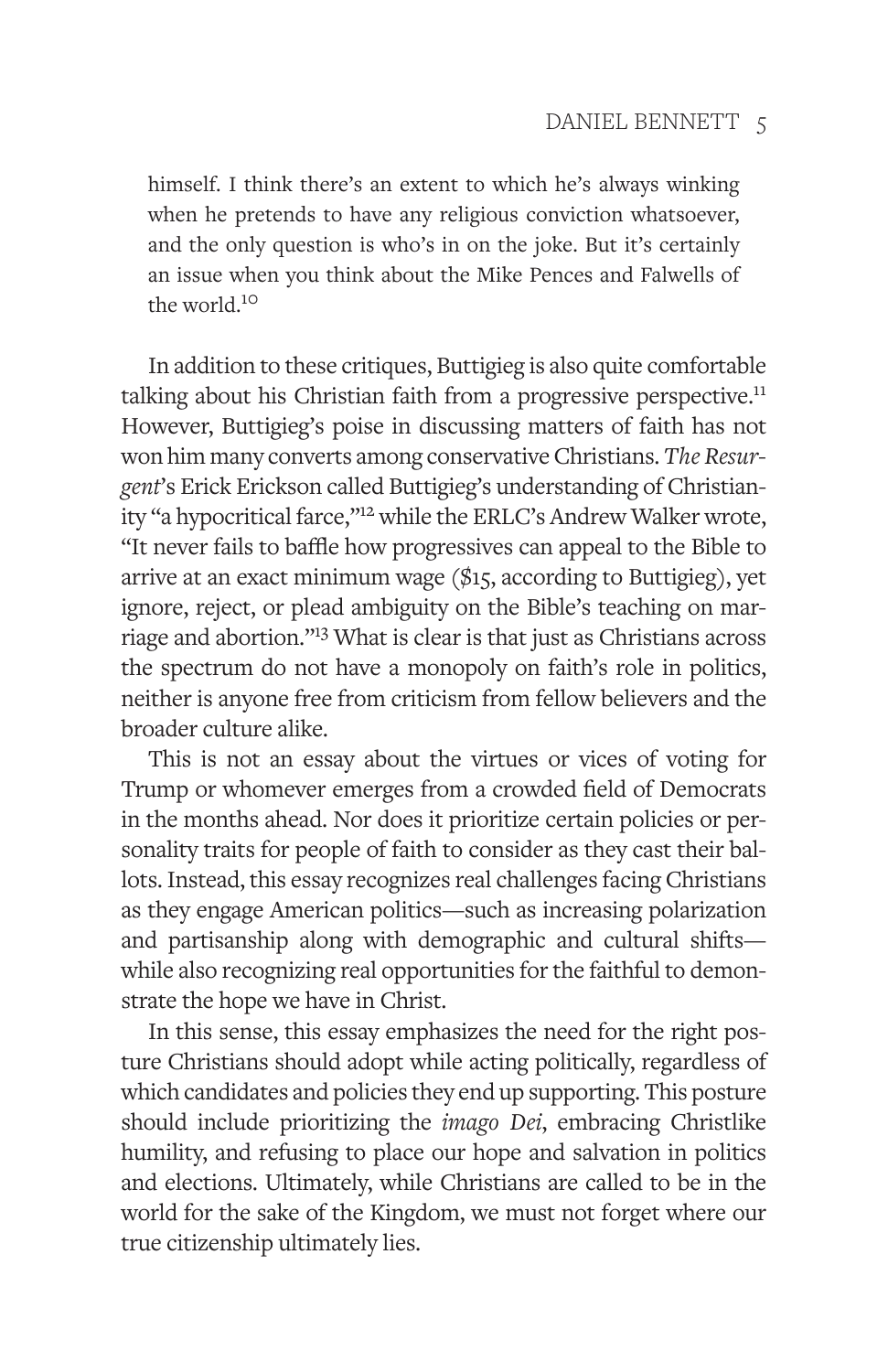himself. I think there's an extent to which he's always winking when he pretends to have any religious conviction whatsoever, and the only question is who's in on the joke. But it's certainly an issue when you think about the Mike Pences and Falwells of the world.[10]

In addition to these critiques, Buttigieg is also quite comfortable talking about his Christian faith from a progressive perspective.[11] However, Buttigieg's poise in discussing matters of faith has not won him many converts among conservative Christians. *The Resurgent*'s Erick Erickson called Buttigieg's understanding of Christianity "a hypocritical farce,"[12] while the ERLC's Andrew Walker wrote, "It never fails to baffle how progressives can appeal to the Bible to arrive at an exact minimum wage ($15, according to Buttigieg), yet ignore, reject, or plead ambiguity on the Bible's teaching on marriage and abortion."[13] What is clear is that just as Christians across the spectrum do not have a monopoly on faith's role in politics, neither is anyone free from criticism from fellow believers and the broader culture alike.

This is not an essay about the virtues or vices of voting for Trump or whomever emerges from a crowded field of Democrats in the months ahead. Nor does it prioritize certain policies or personality traits for people of faith to consider as they cast their ballots. Instead, this essay recognizes real challenges facing Christians as they engage American politics—such as increasing polarization and partisanship along with demographic and cultural shifts—while also recognizing real opportunities for the faithful to demonstrate the hope we have in Christ.

In this sense, this essay emphasizes the need for the right posture Christians should adopt while acting politically, regardless of which candidates and policies they end up supporting. This posture should include prioritizing the *imago Dei*, embracing Christlike humility, and refusing to place our hope and salvation in politics and elections. Ultimately, while Christians are called to be in the world for the sake of the Kingdom, we must not forget where our true citizenship ultimately lies.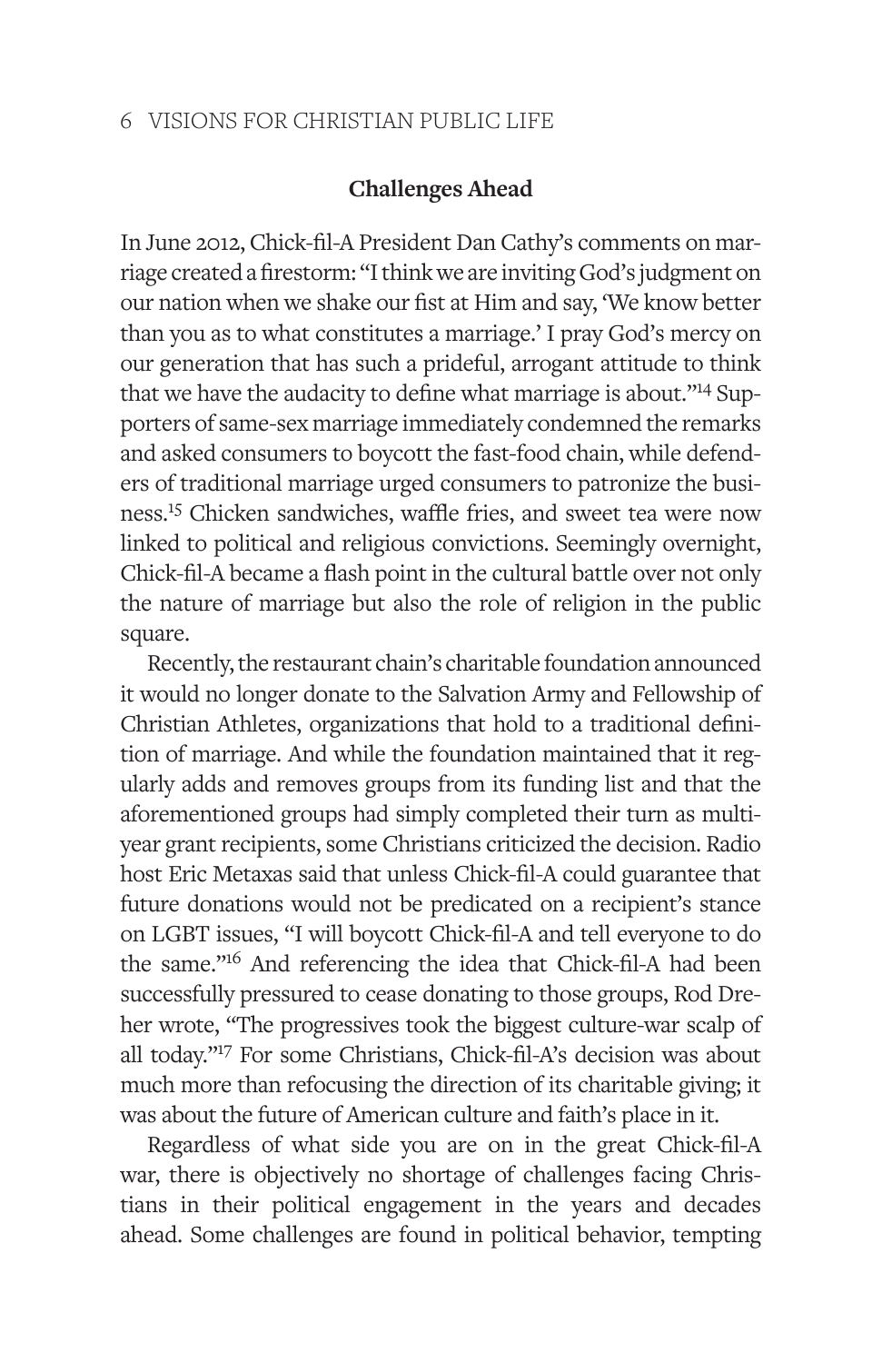## Challenges Ahead

In June 2012, Chick-fil-A President Dan Cathy's comments on marriage created a firestorm: "I think we are inviting God's judgment on our nation when we shake our fist at Him and say, 'We know better than you as to what constitutes a marriage.' I pray God's mercy on our generation that has such a prideful, arrogant attitude to think that we have the audacity to define what marriage is about."[14] Supporters of same-sex marriage immediately condemned the remarks and asked consumers to boycott the fast-food chain, while defenders of traditional marriage urged consumers to patronize the business.[15] Chicken sandwiches, waffle fries, and sweet tea were now linked to political and religious convictions. Seemingly overnight, Chick-fil-A became a flash point in the cultural battle over not only the nature of marriage but also the role of religion in the public square.

Recently, the restaurant chain's charitable foundation announced it would no longer donate to the Salvation Army and Fellowship of Christian Athletes, organizations that hold to a traditional definition of marriage. And while the foundation maintained that it regularly adds and removes groups from its funding list and that the aforementioned groups had simply completed their turn as multiyear grant recipients, some Christians criticized the decision. Radio host Eric Metaxas said that unless Chick-fil-A could guarantee that future donations would not be predicated on a recipient's stance on LGBT issues, "I will boycott Chick-fil-A and tell everyone to do the same."[16] And referencing the idea that Chick-fil-A had been successfully pressured to cease donating to those groups, Rod Dreher wrote, "The progressives took the biggest culture-war scalp of all today."[17] For some Christians, Chick-fil-A's decision was about much more than refocusing the direction of its charitable giving; it was about the future of American culture and faith's place in it.

Regardless of what side you are on in the great Chick-fil-A war, there is objectively no shortage of challenges facing Christians in their political engagement in the years and decades ahead. Some challenges are found in political behavior, tempting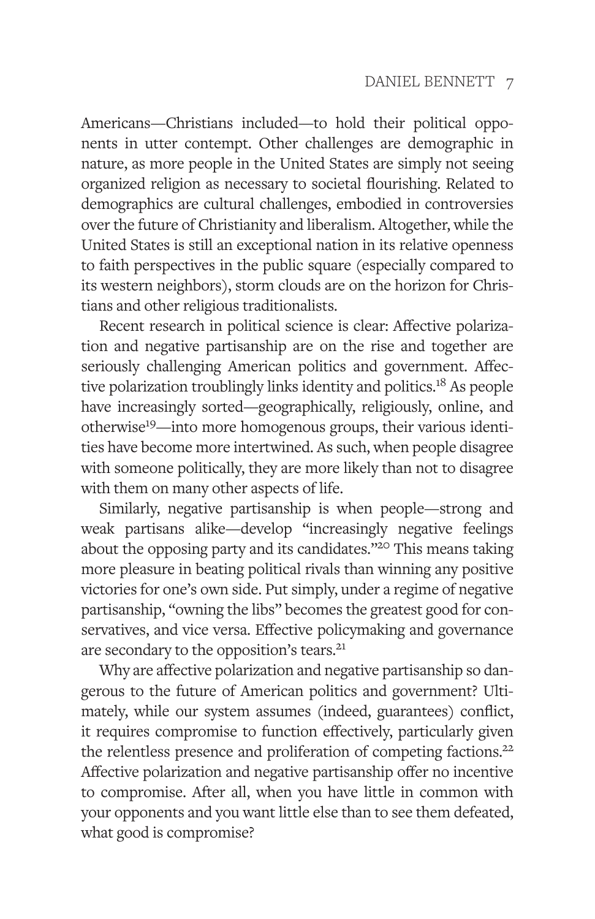Americans—Christians included—to hold their political opponents in utter contempt. Other challenges are demographic in nature, as more people in the United States are simply not seeing organized religion as necessary to societal flourishing. Related to demographics are cultural challenges, embodied in controversies over the future of Christianity and liberalism. Altogether, while the United States is still an exceptional nation in its relative openness to faith perspectives in the public square (especially compared to its western neighbors), storm clouds are on the horizon for Christians and other religious traditionalists.

Recent research in political science is clear: Affective polarization and negative partisanship are on the rise and together are seriously challenging American politics and government. Affective polarization troublingly links identity and politics.[18] As people have increasingly sorted—geographically, religiously, online, and otherwise[19]—into more homogenous groups, their various identities have become more intertwined. As such, when people disagree with someone politically, they are more likely than not to disagree with them on many other aspects of life.

Similarly, negative partisanship is when people—strong and weak partisans alike—develop "increasingly negative feelings about the opposing party and its candidates."[20] This means taking more pleasure in beating political rivals than winning any positive victories for one's own side. Put simply, under a regime of negative partisanship, "owning the libs" becomes the greatest good for conservatives, and vice versa. Effective policymaking and governance are secondary to the opposition's tears.[21]

Why are affective polarization and negative partisanship so dangerous to the future of American politics and government? Ultimately, while our system assumes (indeed, guarantees) conflict, it requires compromise to function effectively, particularly given the relentless presence and proliferation of competing factions.[22] Affective polarization and negative partisanship offer no incentive to compromise. After all, when you have little in common with your opponents and you want little else than to see them defeated, what good is compromise?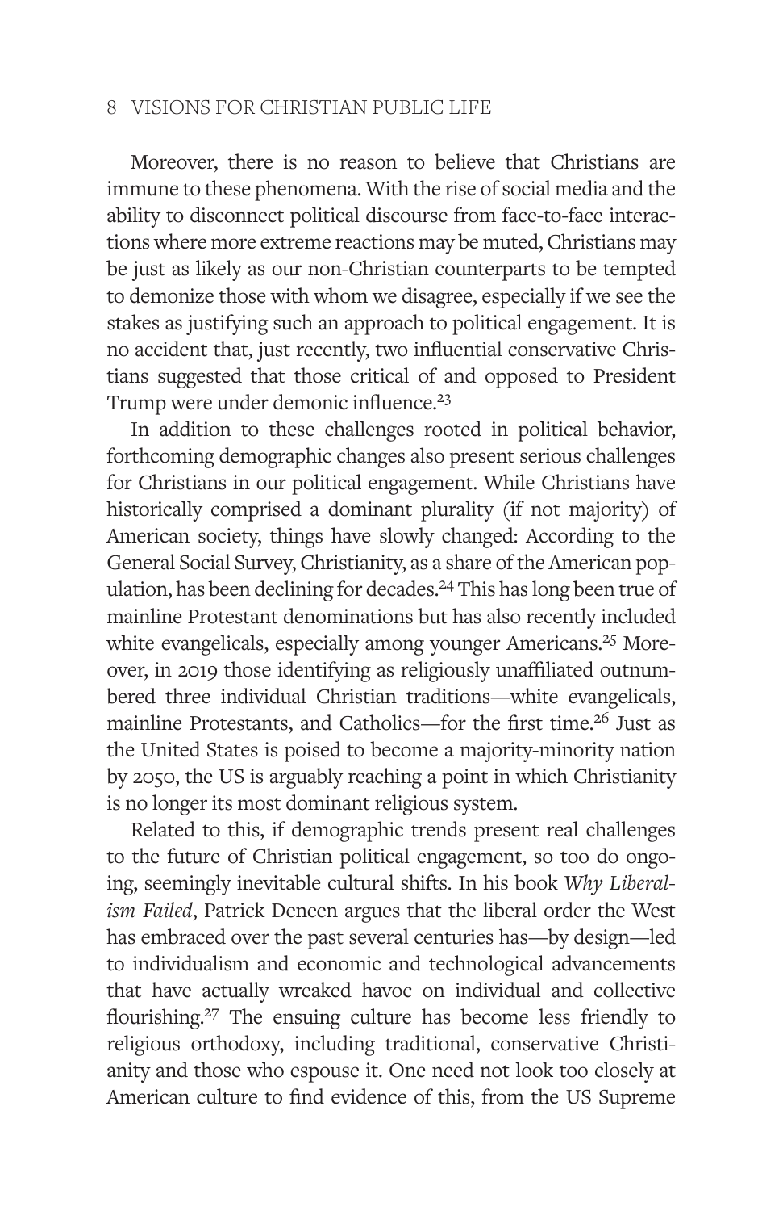Moreover, there is no reason to believe that Christians are immune to these phenomena. With the rise of social media and the ability to disconnect political discourse from face-to-face interactions where more extreme reactions may be muted, Christians may be just as likely as our non-Christian counterparts to be tempted to demonize those with whom we disagree, especially if we see the stakes as justifying such an approach to political engagement. It is no accident that, just recently, two influential conservative Christians suggested that those critical of and opposed to President Trump were under demonic influence.[23]

In addition to these challenges rooted in political behavior, forthcoming demographic changes also present serious challenges for Christians in our political engagement. While Christians have historically comprised a dominant plurality (if not majority) of American society, things have slowly changed: According to the General Social Survey, Christianity, as a share of the American population, has been declining for decades.[24] This has long been true of mainline Protestant denominations but has also recently included white evangelicals, especially among younger Americans.[25] Moreover, in 2019 those identifying as religiously unaffiliated outnumbered three individual Christian traditions—white evangelicals, mainline Protestants, and Catholics—for the first time.[26] Just as the United States is poised to become a majority-minority nation by 2050, the US is arguably reaching a point in which Christianity is no longer its most dominant religious system.

Related to this, if demographic trends present real challenges to the future of Christian political engagement, so too do ongoing, seemingly inevitable cultural shifts. In his book *Why Liberalism Failed*, Patrick Deneen argues that the liberal order the West has embraced over the past several centuries has—by design—led to individualism and economic and technological advancements that have actually wreaked havoc on individual and collective flourishing.[27] The ensuing culture has become less friendly to religious orthodoxy, including traditional, conservative Christianity and those who espouse it. One need not look too closely at American culture to find evidence of this, from the US Supreme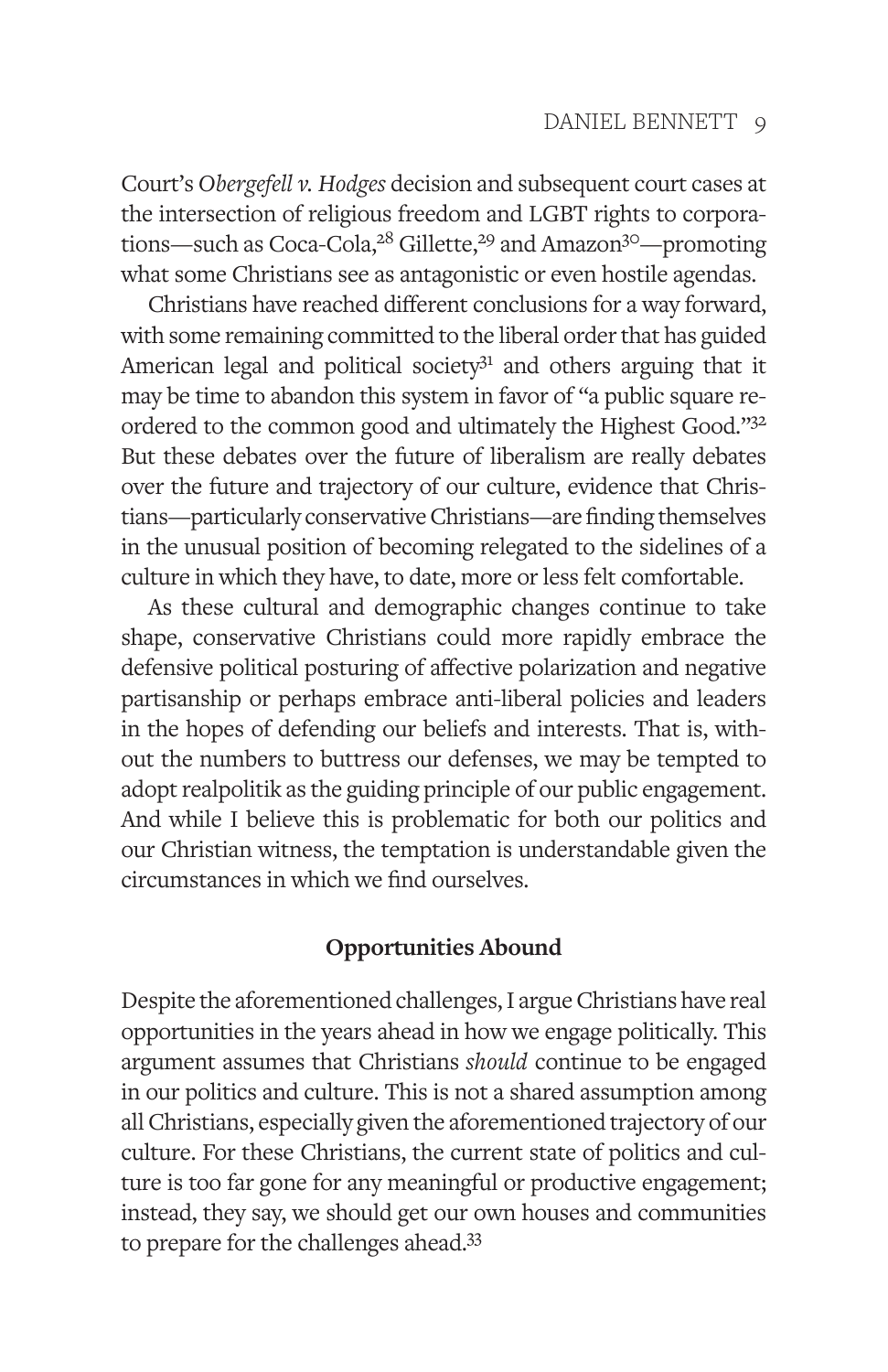Court's *Obergefell v. Hodges* decision and subsequent court cases at the intersection of religious freedom and LGBT rights to corporations—such as Coca-Cola,[28] Gillette,[29] and Amazon[30]—promoting what some Christians see as antagonistic or even hostile agendas.

Christians have reached different conclusions for a way forward, with some remaining committed to the liberal order that has guided American legal and political society[31] and others arguing that it may be time to abandon this system in favor of "a public square reordered to the common good and ultimately the Highest Good."[32] But these debates over the future of liberalism are really debates over the future and trajectory of our culture, evidence that Christians—particularly conservative Christians—are finding themselves in the unusual position of becoming relegated to the sidelines of a culture in which they have, to date, more or less felt comfortable.

As these cultural and demographic changes continue to take shape, conservative Christians could more rapidly embrace the defensive political posturing of affective polarization and negative partisanship or perhaps embrace anti-liberal policies and leaders in the hopes of defending our beliefs and interests. That is, without the numbers to buttress our defenses, we may be tempted to adopt realpolitik as the guiding principle of our public engagement. And while I believe this is problematic for both our politics and our Christian witness, the temptation is understandable given the circumstances in which we find ourselves.

## Opportunities Abound

Despite the aforementioned challenges, I argue Christians have real opportunities in the years ahead in how we engage politically. This argument assumes that Christians *should* continue to be engaged in our politics and culture. This is not a shared assumption among all Christians, especially given the aforementioned trajectory of our culture. For these Christians, the current state of politics and culture is too far gone for any meaningful or productive engagement; instead, they say, we should get our own houses and communities to prepare for the challenges ahead.[33]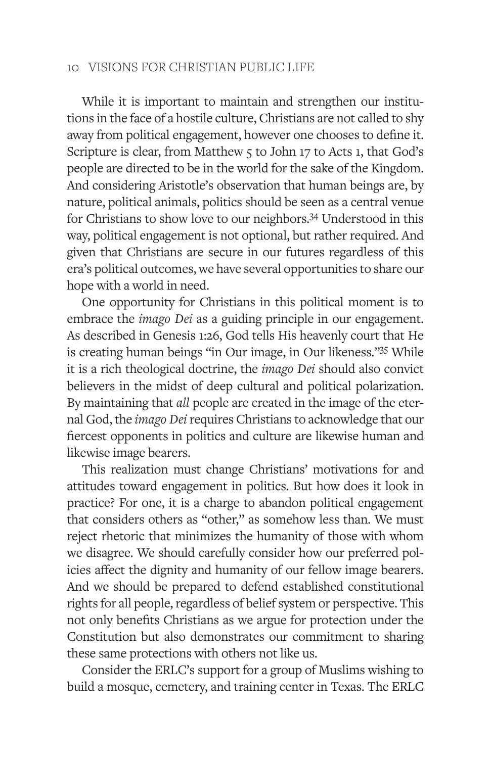While it is important to maintain and strengthen our institutions in the face of a hostile culture, Christians are not called to shy away from political engagement, however one chooses to define it. Scripture is clear, from Matthew 5 to John 17 to Acts 1, that God's people are directed to be in the world for the sake of the Kingdom. And considering Aristotle's observation that human beings are, by nature, political animals, politics should be seen as a central venue for Christians to show love to our neighbors.[34] Understood in this way, political engagement is not optional, but rather required. And given that Christians are secure in our futures regardless of this era's political outcomes, we have several opportunities to share our hope with a world in need.

One opportunity for Christians in this political moment is to embrace the *imago Dei* as a guiding principle in our engagement. As described in Genesis 1:26, God tells His heavenly court that He is creating human beings "in Our image, in Our likeness."[35] While it is a rich theological doctrine, the *imago Dei* should also convict believers in the midst of deep cultural and political polarization. By maintaining that *all* people are created in the image of the eternal God, the *imago Dei* requires Christians to acknowledge that our fiercest opponents in politics and culture are likewise human and likewise image bearers.

This realization must change Christians' motivations for and attitudes toward engagement in politics. But how does it look in practice? For one, it is a charge to abandon political engagement that considers others as "other," as somehow less than. We must reject rhetoric that minimizes the humanity of those with whom we disagree. We should carefully consider how our preferred policies affect the dignity and humanity of our fellow image bearers. And we should be prepared to defend established constitutional rights for all people, regardless of belief system or perspective. This not only benefits Christians as we argue for protection under the Constitution but also demonstrates our commitment to sharing these same protections with others not like us.

Consider the ERLC's support for a group of Muslims wishing to build a mosque, cemetery, and training center in Texas. The ERLC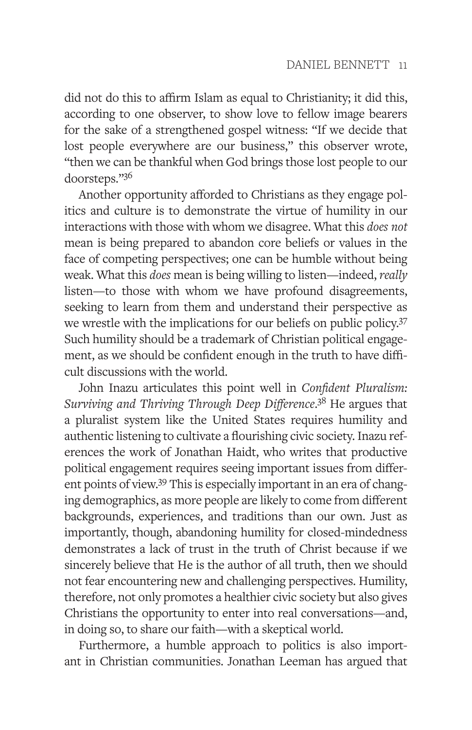did not do this to affirm Islam as equal to Christianity; it did this, according to one observer, to show love to fellow image bearers for the sake of a strengthened gospel witness: "If we decide that lost people everywhere are our business," this observer wrote, "then we can be thankful when God brings those lost people to our doorsteps."[36]

Another opportunity afforded to Christians as they engage politics and culture is to demonstrate the virtue of humility in our interactions with those with whom we disagree. What this *does not* mean is being prepared to abandon core beliefs or values in the face of competing perspectives; one can be humble without being weak. What this *does* mean is being willing to listen—indeed, *really* listen—to those with whom we have profound disagreements, seeking to learn from them and understand their perspective as we wrestle with the implications for our beliefs on public policy.[37] Such humility should be a trademark of Christian political engagement, as we should be confident enough in the truth to have difficult discussions with the world.

John Inazu articulates this point well in *Confident Pluralism: Surviving and Thriving Through Deep Difference*.[38] He argues that a pluralist system like the United States requires humility and authentic listening to cultivate a flourishing civic society. Inazu references the work of Jonathan Haidt, who writes that productive political engagement requires seeing important issues from different points of view.[39] This is especially important in an era of changing demographics, as more people are likely to come from different backgrounds, experiences, and traditions than our own. Just as importantly, though, abandoning humility for closed-mindedness demonstrates a lack of trust in the truth of Christ because if we sincerely believe that He is the author of all truth, then we should not fear encountering new and challenging perspectives. Humility, therefore, not only promotes a healthier civic society but also gives Christians the opportunity to enter into real conversations—and, in doing so, to share our faith—with a skeptical world.

Furthermore, a humble approach to politics is also important in Christian communities. Jonathan Leeman has argued that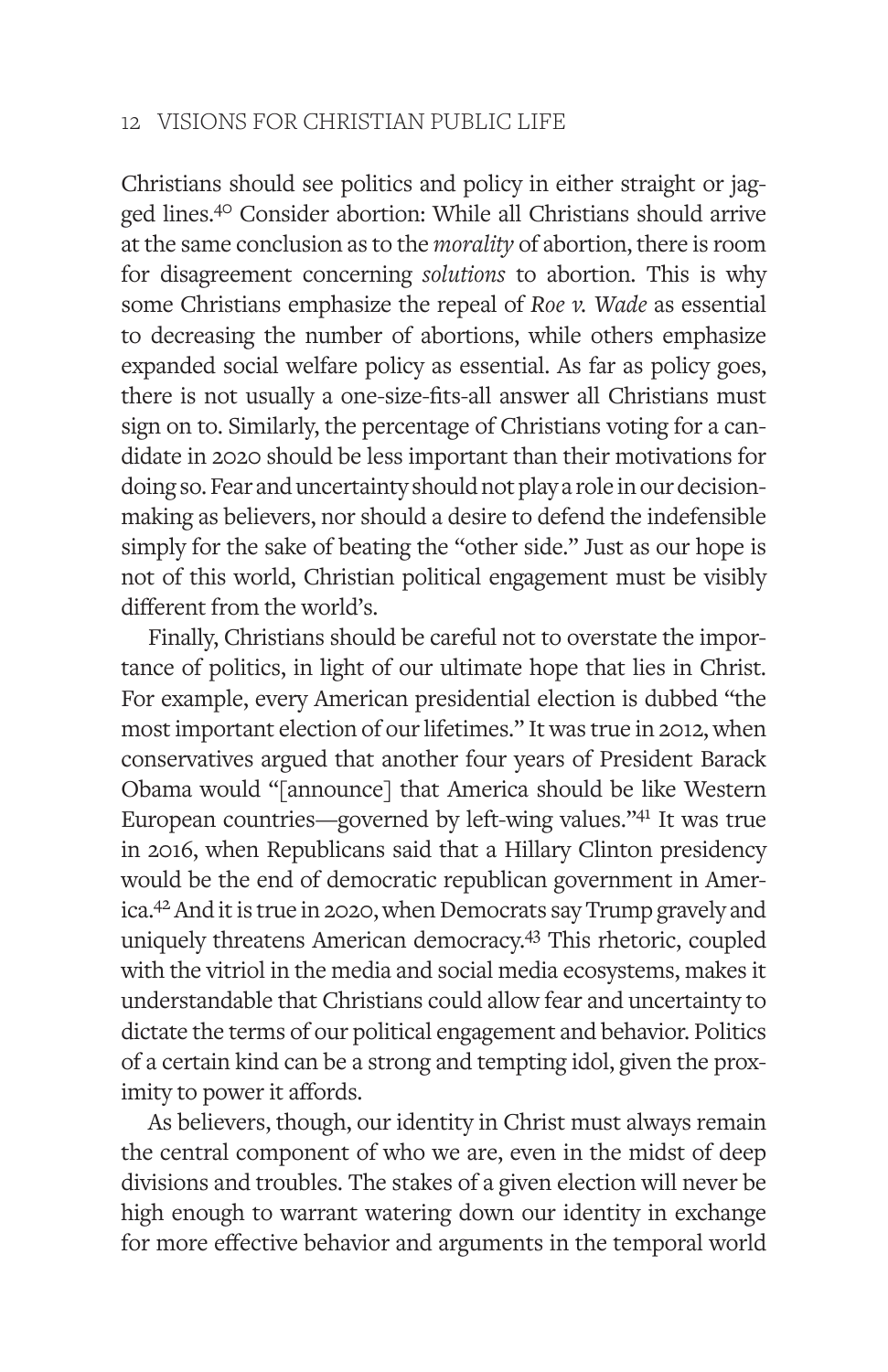Christians should see politics and policy in either straight or jagged lines.[40] Consider abortion: While all Christians should arrive at the same conclusion as to the *morality* of abortion, there is room for disagreement concerning *solutions* to abortion. This is why some Christians emphasize the repeal of *Roe v. Wade* as essential to decreasing the number of abortions, while others emphasize expanded social welfare policy as essential. As far as policy goes, there is not usually a one-size-fits-all answer all Christians must sign on to. Similarly, the percentage of Christians voting for a candidate in 2020 should be less important than their motivations for doing so. Fear and uncertainty should not play a role in our decision-making as believers, nor should a desire to defend the indefensible simply for the sake of beating the "other side." Just as our hope is not of this world, Christian political engagement must be visibly different from the world's.

Finally, Christians should be careful not to overstate the importance of politics, in light of our ultimate hope that lies in Christ. For example, every American presidential election is dubbed "the most important election of our lifetimes." It was true in 2012, when conservatives argued that another four years of President Barack Obama would "[announce] that America should be like Western European countries—governed by left-wing values."[41] It was true in 2016, when Republicans said that a Hillary Clinton presidency would be the end of democratic republican government in America.[42] And it is true in 2020, when Democrats say Trump gravely and uniquely threatens American democracy.[43] This rhetoric, coupled with the vitriol in the media and social media ecosystems, makes it understandable that Christians could allow fear and uncertainty to dictate the terms of our political engagement and behavior. Politics of a certain kind can be a strong and tempting idol, given the proximity to power it affords.

As believers, though, our identity in Christ must always remain the central component of who we are, even in the midst of deep divisions and troubles. The stakes of a given election will never be high enough to warrant watering down our identity in exchange for more effective behavior and arguments in the temporal world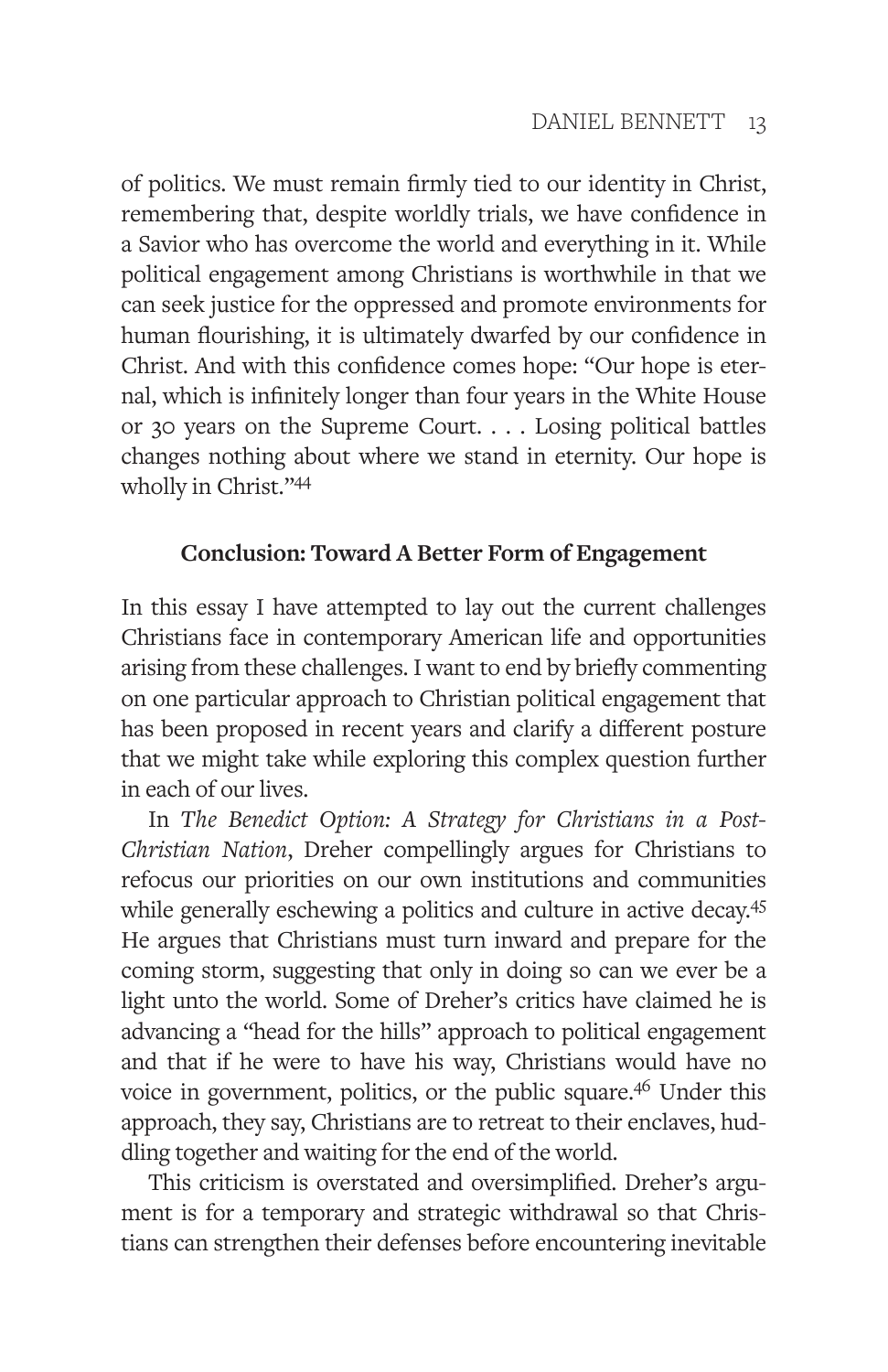of politics. We must remain firmly tied to our identity in Christ, remembering that, despite worldly trials, we have confidence in a Savior who has overcome the world and everything in it. While political engagement among Christians is worthwhile in that we can seek justice for the oppressed and promote environments for human flourishing, it is ultimately dwarfed by our confidence in Christ. And with this confidence comes hope: "Our hope is eternal, which is infinitely longer than four years in the White House or 30 years on the Supreme Court. . . . Losing political battles changes nothing about where we stand in eternity. Our hope is wholly in Christ."[44]

### Conclusion: Toward A Better Form of Engagement

In this essay I have attempted to lay out the current challenges Christians face in contemporary American life and opportunities arising from these challenges. I want to end by briefly commenting on one particular approach to Christian political engagement that has been proposed in recent years and clarify a different posture that we might take while exploring this complex question further in each of our lives.

In *The Benedict Option: A Strategy for Christians in a Post-Christian Nation*, Dreher compellingly argues for Christians to refocus our priorities on our own institutions and communities while generally eschewing a politics and culture in active decay.[45] He argues that Christians must turn inward and prepare for the coming storm, suggesting that only in doing so can we ever be a light unto the world. Some of Dreher's critics have claimed he is advancing a "head for the hills" approach to political engagement and that if he were to have his way, Christians would have no voice in government, politics, or the public square.[46] Under this approach, they say, Christians are to retreat to their enclaves, huddling together and waiting for the end of the world.

This criticism is overstated and oversimplified. Dreher's argument is for a temporary and strategic withdrawal so that Christians can strengthen their defenses before encountering inevitable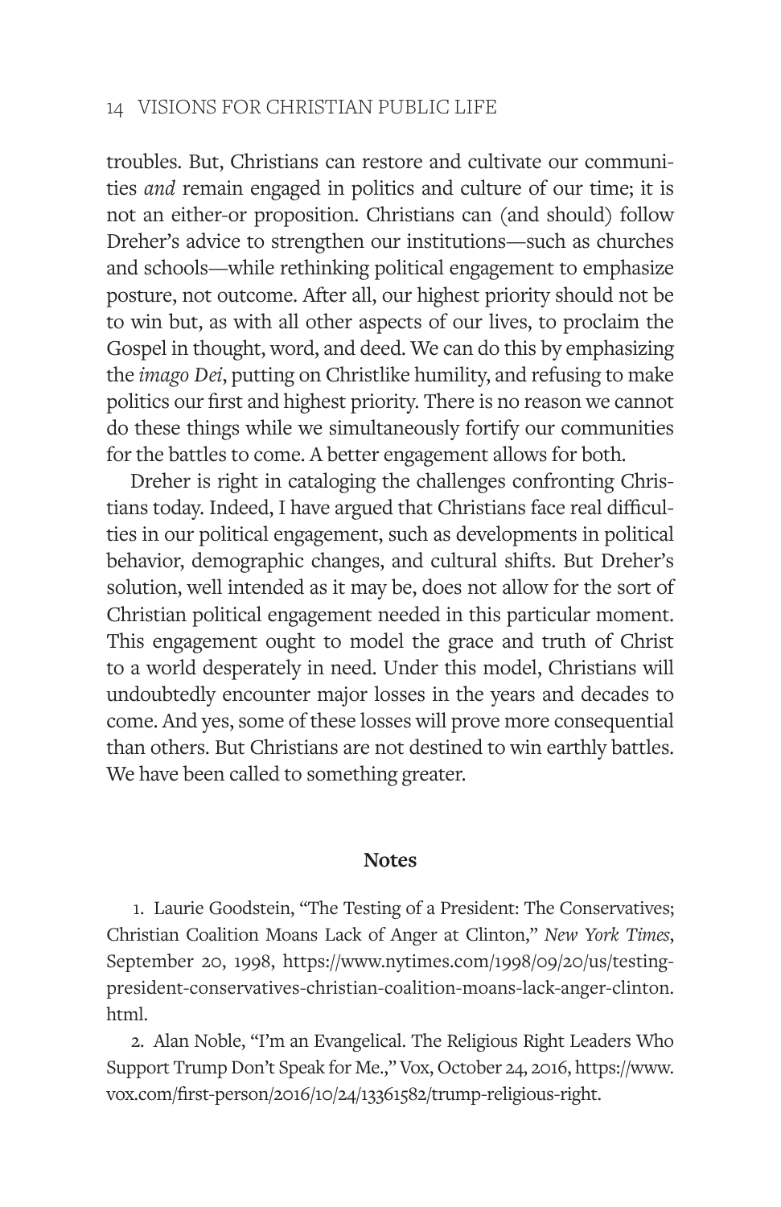troubles. But, Christians can restore and cultivate our communities *and* remain engaged in politics and culture of our time; it is not an either-or proposition. Christians can (and should) follow Dreher's advice to strengthen our institutions—such as churches and schools—while rethinking political engagement to emphasize posture, not outcome. After all, our highest priority should not be to win but, as with all other aspects of our lives, to proclaim the Gospel in thought, word, and deed. We can do this by emphasizing the *imago Dei*, putting on Christlike humility, and refusing to make politics our first and highest priority. There is no reason we cannot do these things while we simultaneously fortify our communities for the battles to come. A better engagement allows for both.

Dreher is right in cataloging the challenges confronting Christians today. Indeed, I have argued that Christians face real difficulties in our political engagement, such as developments in political behavior, demographic changes, and cultural shifts. But Dreher's solution, well intended as it may be, does not allow for the sort of Christian political engagement needed in this particular moment. This engagement ought to model the grace and truth of Christ to a world desperately in need. Under this model, Christians will undoubtedly encounter major losses in the years and decades to come. And yes, some of these losses will prove more consequential than others. But Christians are not destined to win earthly battles. We have been called to something greater.

## Notes

1. Laurie Goodstein, "The Testing of a President: The Conservatives; Christian Coalition Moans Lack of Anger at Clinton," *New York Times*, September 20, 1998, https://www.nytimes.com/1998/09/20/us/testing-president-conservatives-christian-coalition-moans-lack-anger-clinton.html.

2. Alan Noble, "I'm an Evangelical. The Religious Right Leaders Who Support Trump Don't Speak for Me.," Vox, October 24, 2016, https://www.vox.com/first-person/2016/10/24/13361582/trump-religious-right.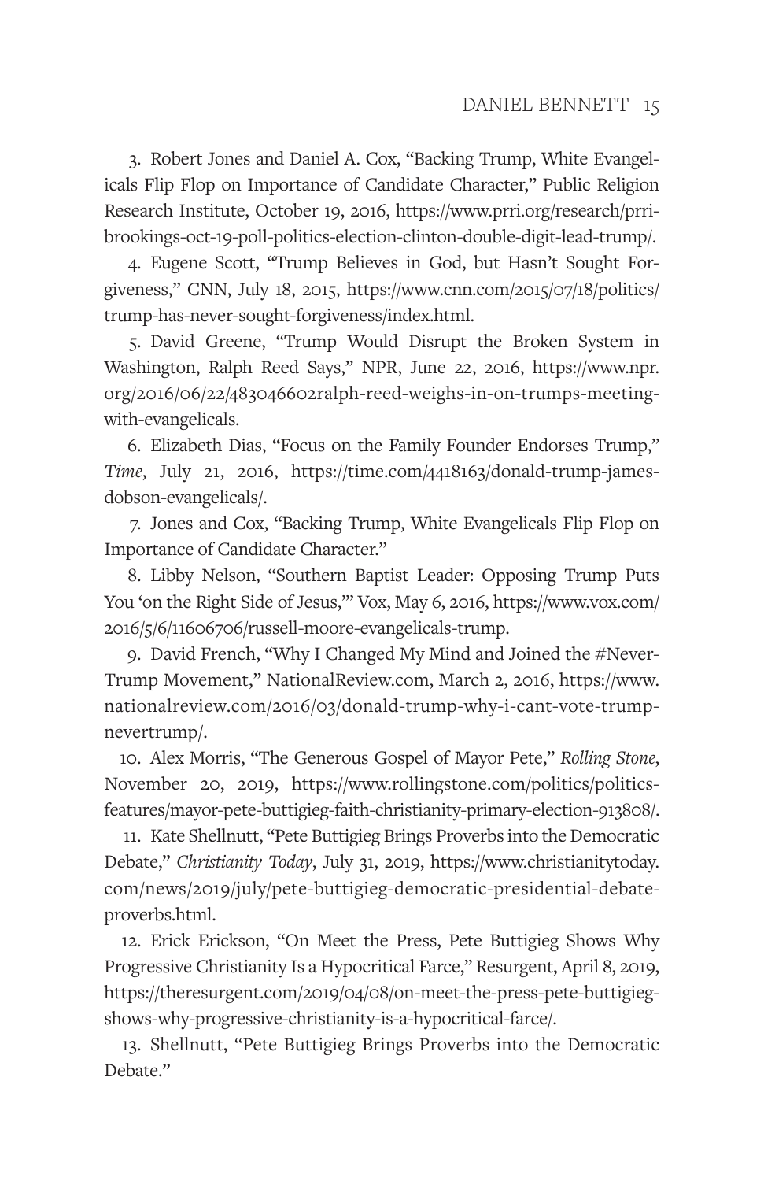3. Robert Jones and Daniel A. Cox, "Backing Trump, White Evangelicals Flip Flop on Importance of Candidate Character," Public Religion Research Institute, October 19, 2016, https://www.prri.org/research/prri-brookings-oct-19-poll-politics-election-clinton-double-digit-lead-trump/.

4. Eugene Scott, "Trump Believes in God, but Hasn't Sought Forgiveness," CNN, July 18, 2015, https://www.cnn.com/2015/07/18/politics/trump-has-never-sought-forgiveness/index.html.

5. David Greene, "Trump Would Disrupt the Broken System in Washington, Ralph Reed Says," NPR, June 22, 2016, https://www.npr.org/2016/06/22/483046602ralph-reed-weighs-in-on-trumps-meeting-with-evangelicals.

6. Elizabeth Dias, "Focus on the Family Founder Endorses Trump," *Time*, July 21, 2016, https://time.com/4418163/donald-trump-james-dobson-evangelicals/.

7. Jones and Cox, "Backing Trump, White Evangelicals Flip Flop on Importance of Candidate Character."

8. Libby Nelson, "Southern Baptist Leader: Opposing Trump Puts You 'on the Right Side of Jesus,'" Vox, May 6, 2016, https://www.vox.com/2016/5/6/11606706/russell-moore-evangelicals-trump.

9. David French, "Why I Changed My Mind and Joined the #NeverTrump Movement," NationalReview.com, March 2, 2016, https://www.nationalreview.com/2016/03/donald-trump-why-i-cant-vote-trump-nevertrump/.

10. Alex Morris, "The Generous Gospel of Mayor Pete," *Rolling Stone*, November 20, 2019, https://www.rollingstone.com/politics/politics-features/mayor-pete-buttigieg-faith-christianity-primary-election-913808/.

11. Kate Shellnutt, "Pete Buttigieg Brings Proverbs into the Democratic Debate," *Christianity Today*, July 31, 2019, https://www.christianitytoday.com/news/2019/july/pete-buttigieg-democratic-presidential-debate-proverbs.html.

12. Erick Erickson, "On Meet the Press, Pete Buttigieg Shows Why Progressive Christianity Is a Hypocritical Farce," Resurgent, April 8, 2019, https://theresurgent.com/2019/04/08/on-meet-the-press-pete-buttigieg-shows-why-progressive-christianity-is-a-hypocritical-farce/.

13. Shellnutt, "Pete Buttigieg Brings Proverbs into the Democratic Debate."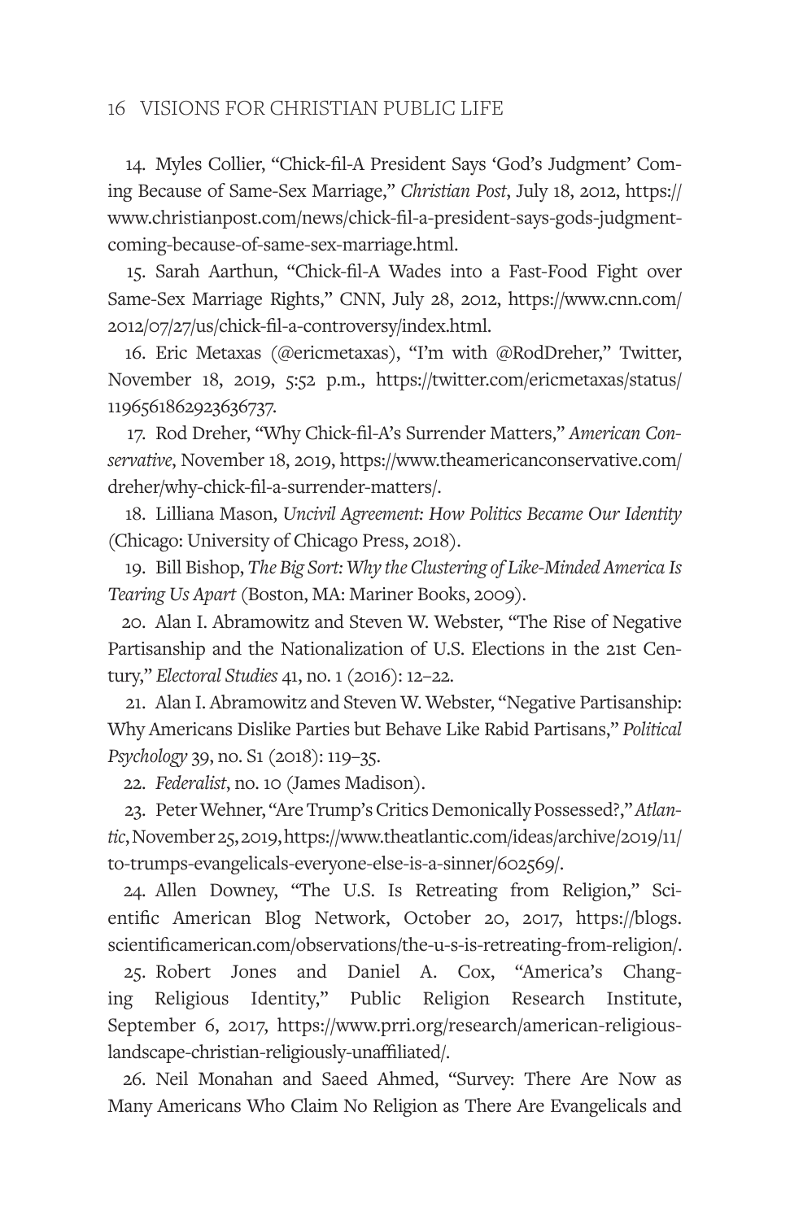14. Myles Collier, "Chick-fil-A President Says 'God's Judgment' Coming Because of Same-Sex Marriage," *Christian Post*, July 18, 2012, https://www.christianpost.com/news/chick-fil-a-president-says-gods-judgment-coming-because-of-same-sex-marriage.html.

15. Sarah Aarthun, "Chick-fil-A Wades into a Fast-Food Fight over Same-Sex Marriage Rights," CNN, July 28, 2012, https://www.cnn.com/2012/07/27/us/chick-fil-a-controversy/index.html.

16. Eric Metaxas (@ericmetaxas), "I'm with @RodDreher," Twitter, November 18, 2019, 5:52 p.m., https://twitter.com/ericmetaxas/status/1196561862923636737.

17. Rod Dreher, "Why Chick-fil-A's Surrender Matters," *American Conservative*, November 18, 2019, https://www.theamericanconservative.com/dreher/why-chick-fil-a-surrender-matters/.

18. Lilliana Mason, *Uncivil Agreement: How Politics Became Our Identity* (Chicago: University of Chicago Press, 2018).

19. Bill Bishop, *The Big Sort: Why the Clustering of Like-Minded America Is Tearing Us Apart* (Boston, MA: Mariner Books, 2009).

20. Alan I. Abramowitz and Steven W. Webster, "The Rise of Negative Partisanship and the Nationalization of U.S. Elections in the 21st Century," *Electoral Studies* 41, no. 1 (2016): 12–22.

21. Alan I. Abramowitz and Steven W. Webster, "Negative Partisanship: Why Americans Dislike Parties but Behave Like Rabid Partisans," *Political Psychology* 39, no. S1 (2018): 119–35.

22. *Federalist*, no. 10 (James Madison).

23. Peter Wehner, "Are Trump's Critics Demonically Possessed?," *Atlantic*, November 25, 2019, https://www.theatlantic.com/ideas/archive/2019/11/to-trumps-evangelicals-everyone-else-is-a-sinner/602569/.

24. Allen Downey, "The U.S. Is Retreating from Religion," Scientific American Blog Network, October 20, 2017, https://blogs.scientificamerican.com/observations/the-u-s-is-retreating-from-religion/.

25. Robert Jones and Daniel A. Cox, "America's Changing Religious Identity," Public Religion Research Institute, September 6, 2017, https://www.prri.org/research/american-religious-landscape-christian-religiously-unaffiliated/.

26. Neil Monahan and Saeed Ahmed, "Survey: There Are Now as Many Americans Who Claim No Religion as There Are Evangelicals and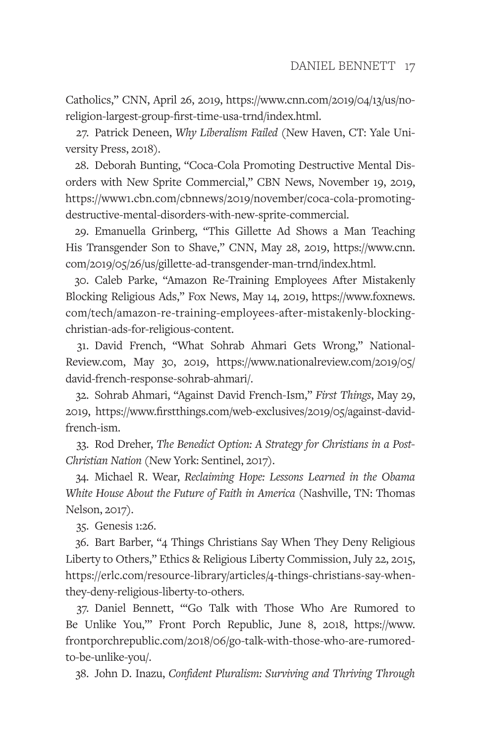Catholics," CNN, April 26, 2019, https://www.cnn.com/2019/04/13/us/no-religion-largest-group-first-time-usa-trnd/index.html.

27. Patrick Deneen, *Why Liberalism Failed* (New Haven, CT: Yale University Press, 2018).

28. Deborah Bunting, "Coca-Cola Promoting Destructive Mental Disorders with New Sprite Commercial," CBN News, November 19, 2019, https://www1.cbn.com/cbnnews/2019/november/coca-cola-promoting-destructive-mental-disorders-with-new-sprite-commercial.

29. Emanuella Grinberg, "This Gillette Ad Shows a Man Teaching His Transgender Son to Shave," CNN, May 28, 2019, https://www.cnn.com/2019/05/26/us/gillette-ad-transgender-man-trnd/index.html.

30. Caleb Parke, "Amazon Re-Training Employees After Mistakenly Blocking Religious Ads," Fox News, May 14, 2019, https://www.foxnews.com/tech/amazon-re-training-employees-after-mistakenly-blocking-christian-ads-for-religious-content.

31. David French, "What Sohrab Ahmari Gets Wrong," NationalReview.com, May 30, 2019, https://www.nationalreview.com/2019/05/david-french-response-sohrab-ahmari/.

32. Sohrab Ahmari, "Against David French-Ism," *First Things*, May 29, 2019, https://www.firstthings.com/web-exclusives/2019/05/against-david-french-ism.

33. Rod Dreher, *The Benedict Option: A Strategy for Christians in a Post-Christian Nation* (New York: Sentinel, 2017).

34. Michael R. Wear, *Reclaiming Hope: Lessons Learned in the Obama White House About the Future of Faith in America* (Nashville, TN: Thomas Nelson, 2017).

35. Genesis 1:26.

36. Bart Barber, "4 Things Christians Say When They Deny Religious Liberty to Others," Ethics & Religious Liberty Commission, July 22, 2015, https://erlc.com/resource-library/articles/4-things-christians-say-when-they-deny-religious-liberty-to-others.

37. Daniel Bennett, "'Go Talk with Those Who Are Rumored to Be Unlike You,'" Front Porch Republic, June 8, 2018, https://www.frontporchrepublic.com/2018/06/go-talk-with-those-who-are-rumored-to-be-unlike-you/.

38. John D. Inazu, *Confident Pluralism: Surviving and Thriving Through*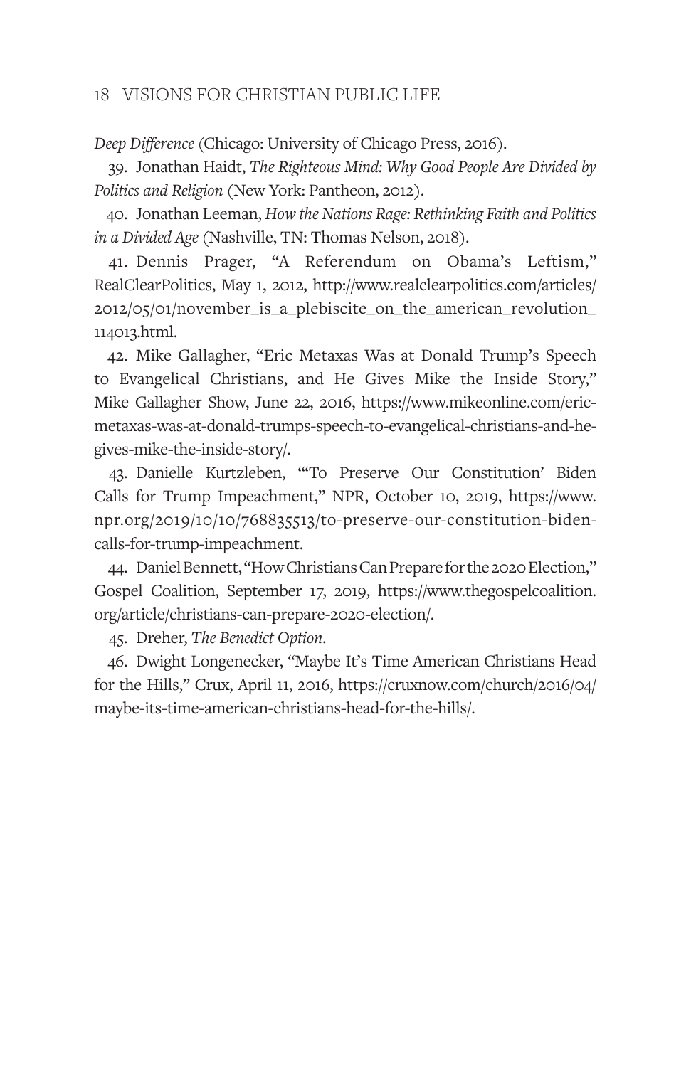*Deep Difference* (Chicago: University of Chicago Press, 2016).

39. Jonathan Haidt, *The Righteous Mind: Why Good People Are Divided by Politics and Religion* (New York: Pantheon, 2012).

40. Jonathan Leeman, *How the Nations Rage: Rethinking Faith and Politics in a Divided Age* (Nashville, TN: Thomas Nelson, 2018).

41. Dennis Prager, "A Referendum on Obama's Leftism," RealClearPolitics, May 1, 2012, http://www.realclearpolitics.com/articles/2012/05/01/november_is_a_plebiscite_on_the_american_revolution_114013.html.

42. Mike Gallagher, "Eric Metaxas Was at Donald Trump's Speech to Evangelical Christians, and He Gives Mike the Inside Story," Mike Gallagher Show, June 22, 2016, https://www.mikeonline.com/eric-metaxas-was-at-donald-trumps-speech-to-evangelical-christians-and-he-gives-mike-the-inside-story/.

43. Danielle Kurtzleben, "'To Preserve Our Constitution' Biden Calls for Trump Impeachment," NPR, October 10, 2019, https://www.npr.org/2019/10/10/768835513/to-preserve-our-constitution-biden-calls-for-trump-impeachment.

44. Daniel Bennett, "How Christians Can Prepare for the 2020 Election," Gospel Coalition, September 17, 2019, https://www.thegospelcoalition.org/article/christians-can-prepare-2020-election/.

45. Dreher, *The Benedict Option*.

46. Dwight Longenecker, "Maybe It's Time American Christians Head for the Hills," Crux, April 11, 2016, https://cruxnow.com/church/2016/04/maybe-its-time-american-christians-head-for-the-hills/.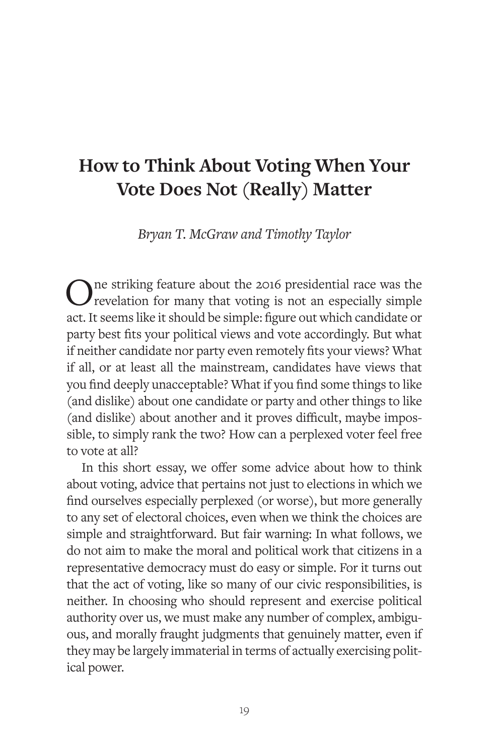# How to Think About Voting When Your Vote Does Not (Really) Matter

*Bryan T. McGraw and Timothy Taylor*

One striking feature about the 2016 presidential race was the revelation for many that voting is not an especially simple act. It seems like it should be simple: figure out which candidate or party best fits your political views and vote accordingly. But what if neither candidate nor party even remotely fits your views? What if all, or at least all the mainstream, candidates have views that you find deeply unacceptable? What if you find some things to like (and dislike) about one candidate or party and other things to like (and dislike) about another and it proves difficult, maybe impossible, to simply rank the two? How can a perplexed voter feel free to vote at all?

In this short essay, we offer some advice about how to think about voting, advice that pertains not just to elections in which we find ourselves especially perplexed (or worse), but more generally to any set of electoral choices, even when we think the choices are simple and straightforward. But fair warning: In what follows, we do not aim to make the moral and political work that citizens in a representative democracy must do easy or simple. For it turns out that the act of voting, like so many of our civic responsibilities, is neither. In choosing who should represent and exercise political authority over us, we must make any number of complex, ambiguous, and morally fraught judgments that genuinely matter, even if they may be largely immaterial in terms of actually exercising political power.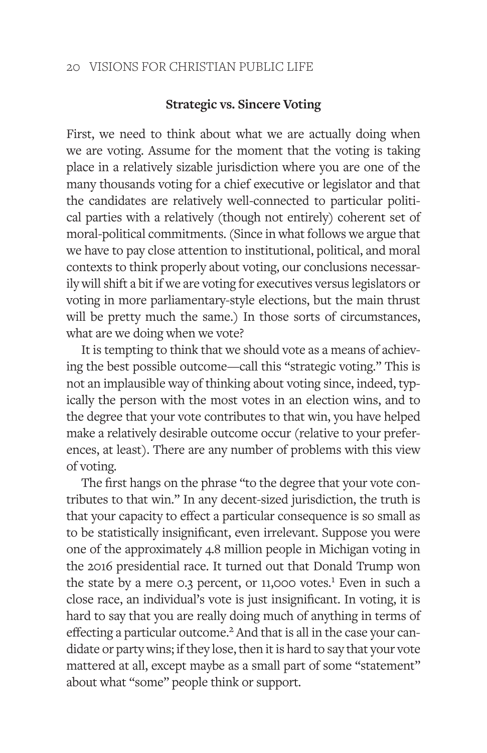### Strategic vs. Sincere Voting

First, we need to think about what we are actually doing when we are voting. Assume for the moment that the voting is taking place in a relatively sizable jurisdiction where you are one of the many thousands voting for a chief executive or legislator and that the candidates are relatively well-connected to particular political parties with a relatively (though not entirely) coherent set of moral-political commitments. (Since in what follows we argue that we have to pay close attention to institutional, political, and moral contexts to think properly about voting, our conclusions necessarily will shift a bit if we are voting for executives versus legislators or voting in more parliamentary-style elections, but the main thrust will be pretty much the same.) In those sorts of circumstances, what are we doing when we vote?

It is tempting to think that we should vote as a means of achieving the best possible outcome—call this "strategic voting." This is not an implausible way of thinking about voting since, indeed, typically the person with the most votes in an election wins, and to the degree that your vote contributes to that win, you have helped make a relatively desirable outcome occur (relative to your preferences, at least). There are any number of problems with this view of voting.

The first hangs on the phrase "to the degree that your vote contributes to that win." In any decent-sized jurisdiction, the truth is that your capacity to effect a particular consequence is so small as to be statistically insignificant, even irrelevant. Suppose you were one of the approximately 4.8 million people in Michigan voting in the 2016 presidential race. It turned out that Donald Trump won the state by a mere 0.3 percent, or 11,000 votes.[1] Even in such a close race, an individual's vote is just insignificant. In voting, it is hard to say that you are really doing much of anything in terms of effecting a particular outcome.[2] And that is all in the case your candidate or party wins; if they lose, then it is hard to say that your vote mattered at all, except maybe as a small part of some "statement" about what "some" people think or support.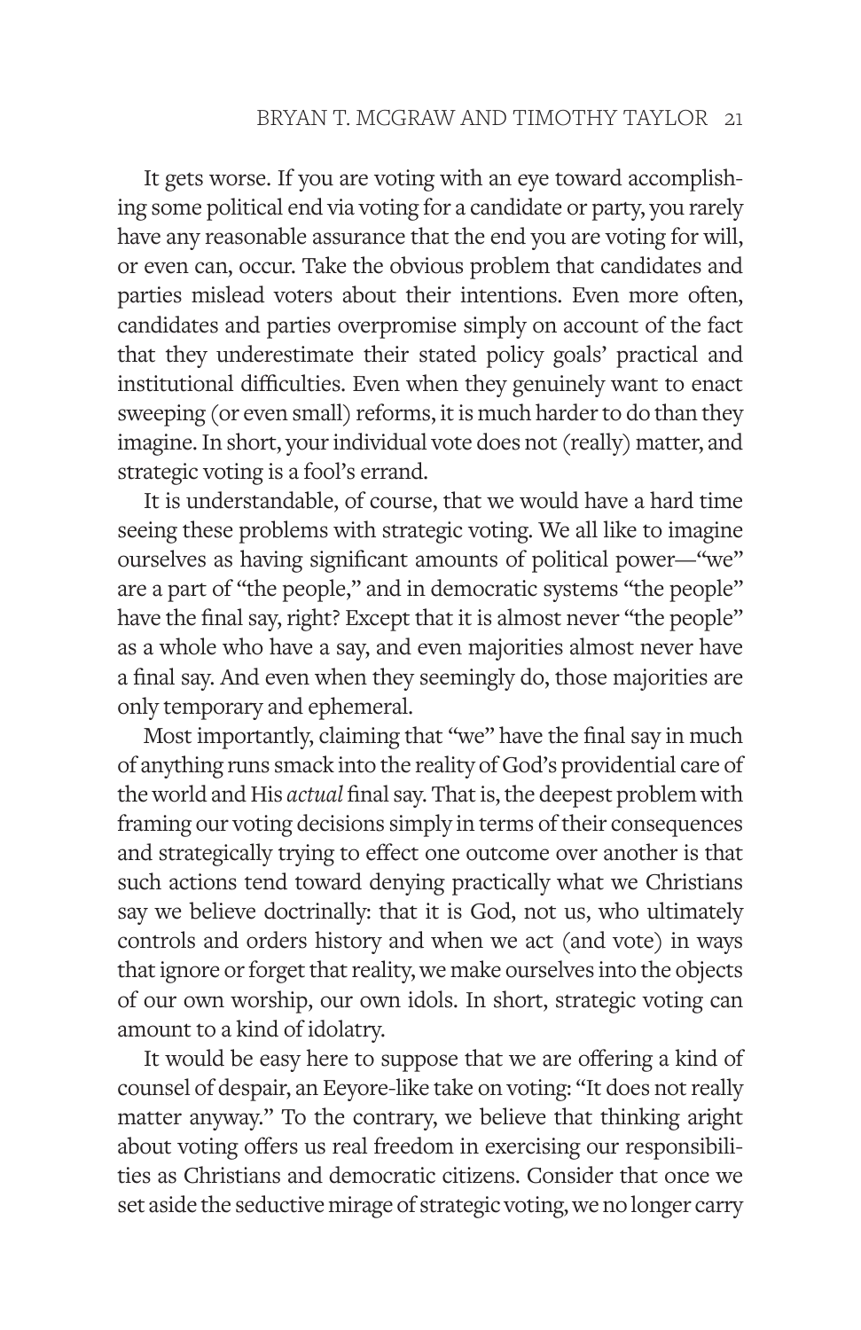It gets worse. If you are voting with an eye toward accomplishing some political end via voting for a candidate or party, you rarely have any reasonable assurance that the end you are voting for will, or even can, occur. Take the obvious problem that candidates and parties mislead voters about their intentions. Even more often, candidates and parties overpromise simply on account of the fact that they underestimate their stated policy goals' practical and institutional difficulties. Even when they genuinely want to enact sweeping (or even small) reforms, it is much harder to do than they imagine. In short, your individual vote does not (really) matter, and strategic voting is a fool's errand.

It is understandable, of course, that we would have a hard time seeing these problems with strategic voting. We all like to imagine ourselves as having significant amounts of political power—"we" are a part of "the people," and in democratic systems "the people" have the final say, right? Except that it is almost never "the people" as a whole who have a say, and even majorities almost never have a final say. And even when they seemingly do, those majorities are only temporary and ephemeral.

Most importantly, claiming that "we" have the final say in much of anything runs smack into the reality of God's providential care of the world and His *actual* final say. That is, the deepest problem with framing our voting decisions simply in terms of their consequences and strategically trying to effect one outcome over another is that such actions tend toward denying practically what we Christians say we believe doctrinally: that it is God, not us, who ultimately controls and orders history and when we act (and vote) in ways that ignore or forget that reality, we make ourselves into the objects of our own worship, our own idols. In short, strategic voting can amount to a kind of idolatry.

It would be easy here to suppose that we are offering a kind of counsel of despair, an Eeyore-like take on voting: "It does not really matter anyway." To the contrary, we believe that thinking aright about voting offers us real freedom in exercising our responsibilities as Christians and democratic citizens. Consider that once we set aside the seductive mirage of strategic voting, we no longer carry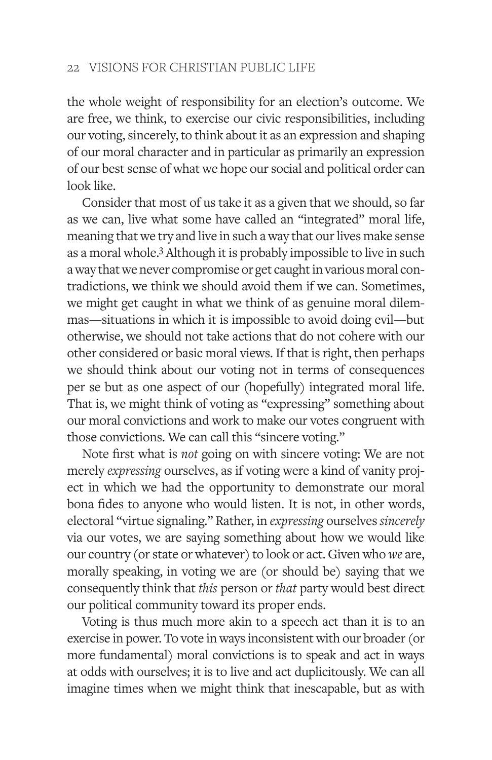the whole weight of responsibility for an election's outcome. We are free, we think, to exercise our civic responsibilities, including our voting, sincerely, to think about it as an expression and shaping of our moral character and in particular as primarily an expression of our best sense of what we hope our social and political order can look like.

Consider that most of us take it as a given that we should, so far as we can, live what some have called an "integrated" moral life, meaning that we try and live in such a way that our lives make sense as a moral whole.[3] Although it is probably impossible to live in such a way that we never compromise or get caught in various moral contradictions, we think we should avoid them if we can. Sometimes, we might get caught in what we think of as genuine moral dilemmas—situations in which it is impossible to avoid doing evil—but otherwise, we should not take actions that do not cohere with our other considered or basic moral views. If that is right, then perhaps we should think about our voting not in terms of consequences per se but as one aspect of our (hopefully) integrated moral life. That is, we might think of voting as "expressing" something about our moral convictions and work to make our votes congruent with those convictions. We can call this "sincere voting."

Note first what is *not* going on with sincere voting: We are not merely *expressing* ourselves, as if voting were a kind of vanity project in which we had the opportunity to demonstrate our moral bona fides to anyone who would listen. It is not, in other words, electoral "virtue signaling." Rather, in *expressing* ourselves *sincerely* via our votes, we are saying something about how we would like our country (or state or whatever) to look or act. Given who *we* are, morally speaking, in voting we are (or should be) saying that we consequently think that *this* person or *that* party would best direct our political community toward its proper ends.

Voting is thus much more akin to a speech act than it is to an exercise in power. To vote in ways inconsistent with our broader (or more fundamental) moral convictions is to speak and act in ways at odds with ourselves; it is to live and act duplicitously. We can all imagine times when we might think that inescapable, but as with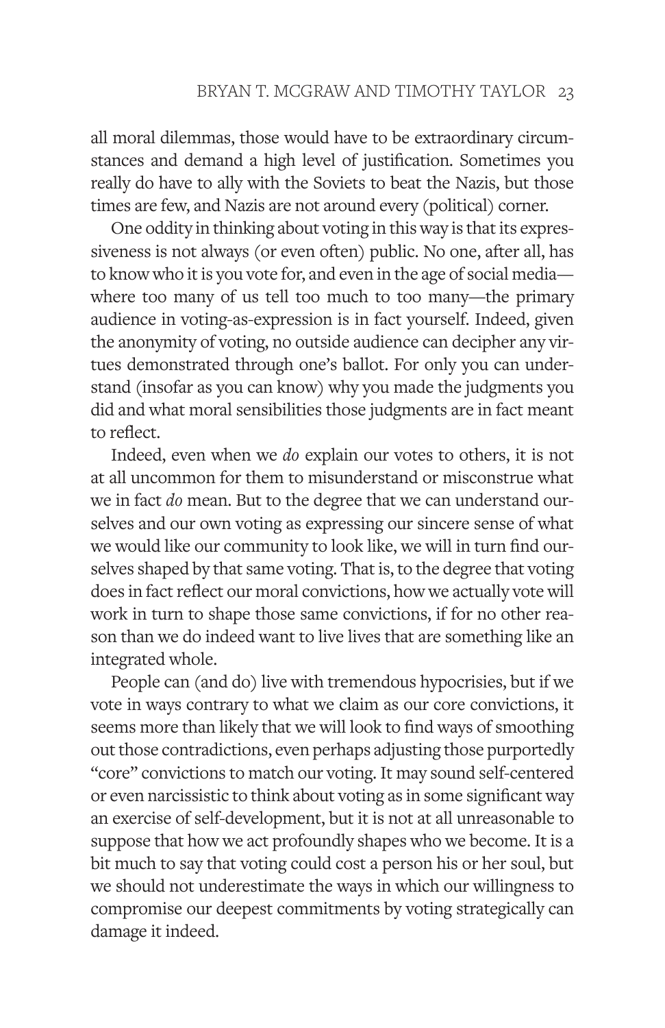all moral dilemmas, those would have to be extraordinary circumstances and demand a high level of justification. Sometimes you really do have to ally with the Soviets to beat the Nazis, but those times are few, and Nazis are not around every (political) corner.

One oddity in thinking about voting in this way is that its expressiveness is not always (or even often) public. No one, after all, has to know who it is you vote for, and even in the age of social media—where too many of us tell too much to too many—the primary audience in voting-as-expression is in fact yourself. Indeed, given the anonymity of voting, no outside audience can decipher any virtues demonstrated through one's ballot. For only you can understand (insofar as you can know) why you made the judgments you did and what moral sensibilities those judgments are in fact meant to reflect.

Indeed, even when we *do* explain our votes to others, it is not at all uncommon for them to misunderstand or misconstrue what we in fact *do* mean. But to the degree that we can understand ourselves and our own voting as expressing our sincere sense of what we would like our community to look like, we will in turn find ourselves shaped by that same voting. That is, to the degree that voting does in fact reflect our moral convictions, how we actually vote will work in turn to shape those same convictions, if for no other reason than we do indeed want to live lives that are something like an integrated whole.

People can (and do) live with tremendous hypocrisies, but if we vote in ways contrary to what we claim as our core convictions, it seems more than likely that we will look to find ways of smoothing out those contradictions, even perhaps adjusting those purportedly "core" convictions to match our voting. It may sound self-centered or even narcissistic to think about voting as in some significant way an exercise of self-development, but it is not at all unreasonable to suppose that how we act profoundly shapes who we become. It is a bit much to say that voting could cost a person his or her soul, but we should not underestimate the ways in which our willingness to compromise our deepest commitments by voting strategically can damage it indeed.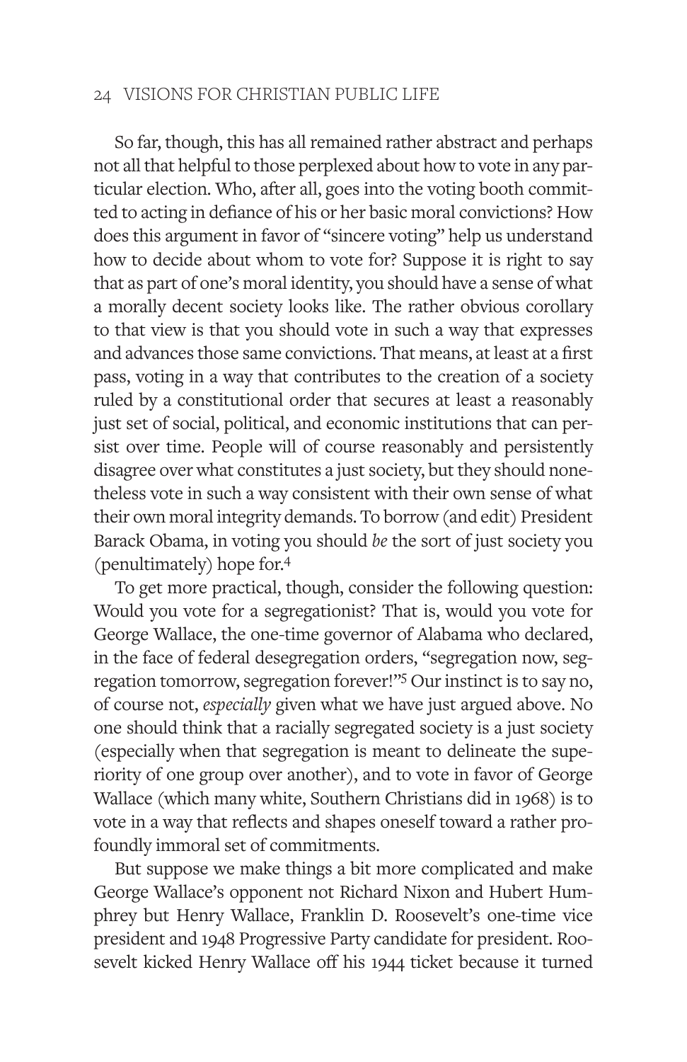So far, though, this has all remained rather abstract and perhaps not all that helpful to those perplexed about how to vote in any particular election. Who, after all, goes into the voting booth committed to acting in defiance of his or her basic moral convictions? How does this argument in favor of "sincere voting" help us understand how to decide about whom to vote for? Suppose it is right to say that as part of one's moral identity, you should have a sense of what a morally decent society looks like. The rather obvious corollary to that view is that you should vote in such a way that expresses and advances those same convictions. That means, at least at a first pass, voting in a way that contributes to the creation of a society ruled by a constitutional order that secures at least a reasonably just set of social, political, and economic institutions that can persist over time. People will of course reasonably and persistently disagree over what constitutes a just society, but they should nonetheless vote in such a way consistent with their own sense of what their own moral integrity demands. To borrow (and edit) President Barack Obama, in voting you should *be* the sort of just society you (penultimately) hope for.[4]

To get more practical, though, consider the following question: Would you vote for a segregationist? That is, would you vote for George Wallace, the one-time governor of Alabama who declared, in the face of federal desegregation orders, "segregation now, segregation tomorrow, segregation forever!"[5] Our instinct is to say no, of course not, *especially* given what we have just argued above. No one should think that a racially segregated society is a just society (especially when that segregation is meant to delineate the superiority of one group over another), and to vote in favor of George Wallace (which many white, Southern Christians did in 1968) is to vote in a way that reflects and shapes oneself toward a rather profoundly immoral set of commitments.

But suppose we make things a bit more complicated and make George Wallace's opponent not Richard Nixon and Hubert Humphrey but Henry Wallace, Franklin D. Roosevelt's one-time vice president and 1948 Progressive Party candidate for president. Roosevelt kicked Henry Wallace off his 1944 ticket because it turned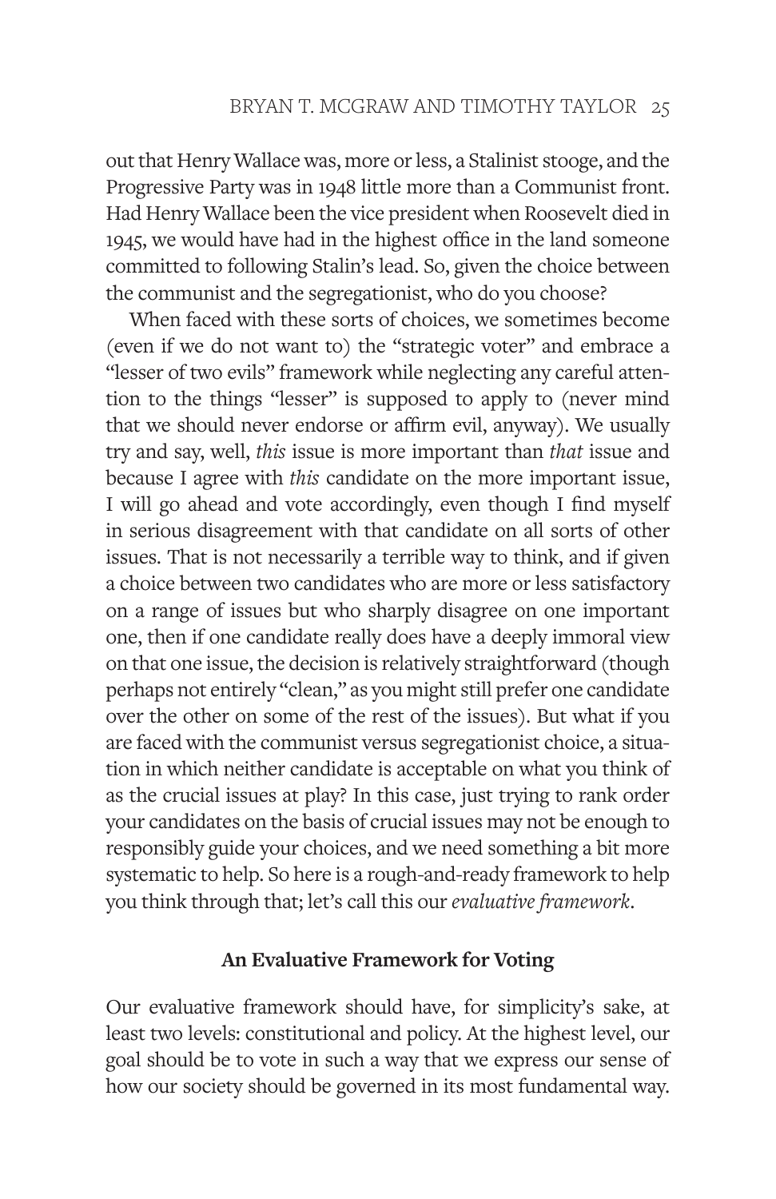out that Henry Wallace was, more or less, a Stalinist stooge, and the Progressive Party was in 1948 little more than a Communist front. Had Henry Wallace been the vice president when Roosevelt died in 1945, we would have had in the highest office in the land someone committed to following Stalin's lead. So, given the choice between the communist and the segregationist, who do you choose?

When faced with these sorts of choices, we sometimes become (even if we do not want to) the "strategic voter" and embrace a "lesser of two evils" framework while neglecting any careful attention to the things "lesser" is supposed to apply to (never mind that we should never endorse or affirm evil, anyway). We usually try and say, well, *this* issue is more important than *that* issue and because I agree with *this* candidate on the more important issue, I will go ahead and vote accordingly, even though I find myself in serious disagreement with that candidate on all sorts of other issues. That is not necessarily a terrible way to think, and if given a choice between two candidates who are more or less satisfactory on a range of issues but who sharply disagree on one important one, then if one candidate really does have a deeply immoral view on that one issue, the decision is relatively straightforward (though perhaps not entirely "clean," as you might still prefer one candidate over the other on some of the rest of the issues). But what if you are faced with the communist versus segregationist choice, a situation in which neither candidate is acceptable on what you think of as the crucial issues at play? In this case, just trying to rank order your candidates on the basis of crucial issues may not be enough to responsibly guide your choices, and we need something a bit more systematic to help. So here is a rough-and-ready framework to help you think through that; let's call this our *evaluative framework*.

### An Evaluative Framework for Voting

Our evaluative framework should have, for simplicity's sake, at least two levels: constitutional and policy. At the highest level, our goal should be to vote in such a way that we express our sense of how our society should be governed in its most fundamental way.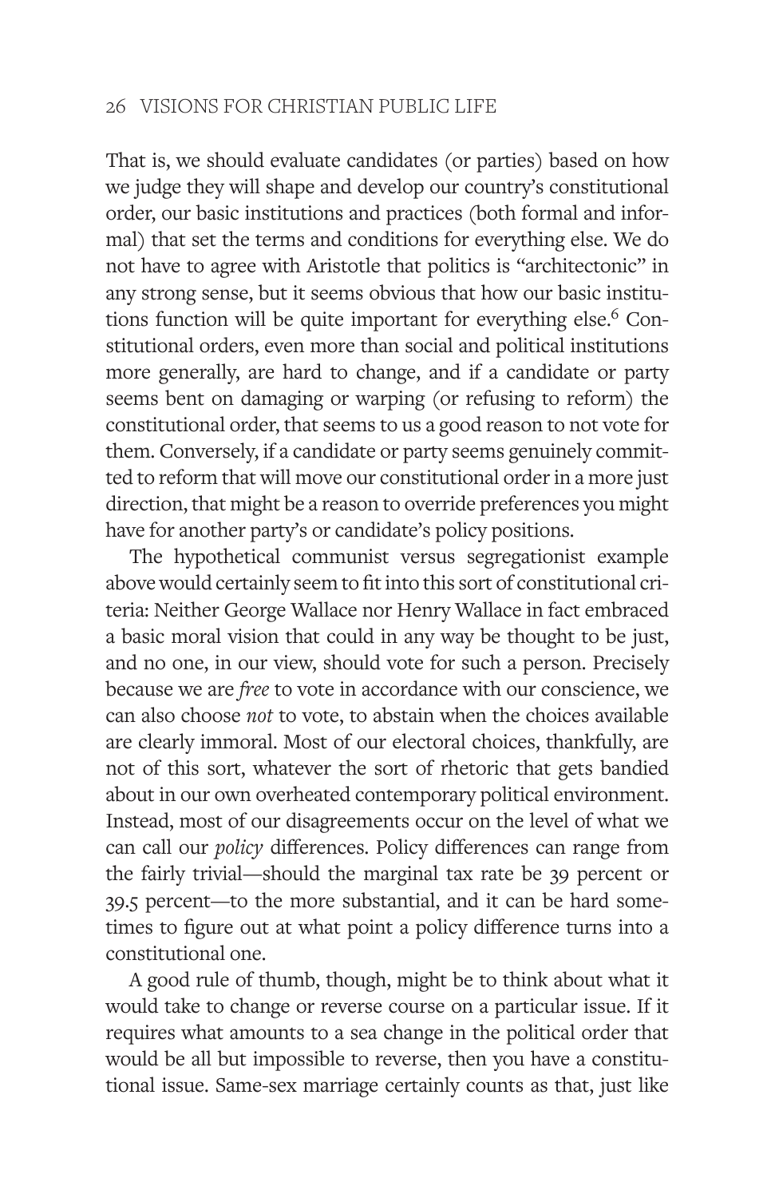That is, we should evaluate candidates (or parties) based on how we judge they will shape and develop our country's constitutional order, our basic institutions and practices (both formal and informal) that set the terms and conditions for everything else. We do not have to agree with Aristotle that politics is "architectonic" in any strong sense, but it seems obvious that how our basic institutions function will be quite important for everything else.[6] Constitutional orders, even more than social and political institutions more generally, are hard to change, and if a candidate or party seems bent on damaging or warping (or refusing to reform) the constitutional order, that seems to us a good reason to not vote for them. Conversely, if a candidate or party seems genuinely committed to reform that will move our constitutional order in a more just direction, that might be a reason to override preferences you might have for another party's or candidate's policy positions.

The hypothetical communist versus segregationist example above would certainly seem to fit into this sort of constitutional criteria: Neither George Wallace nor Henry Wallace in fact embraced a basic moral vision that could in any way be thought to be just, and no one, in our view, should vote for such a person. Precisely because we are *free* to vote in accordance with our conscience, we can also choose *not* to vote, to abstain when the choices available are clearly immoral. Most of our electoral choices, thankfully, are not of this sort, whatever the sort of rhetoric that gets bandied about in our own overheated contemporary political environment. Instead, most of our disagreements occur on the level of what we can call our *policy* differences. Policy differences can range from the fairly trivial—should the marginal tax rate be 39 percent or 39.5 percent—to the more substantial, and it can be hard sometimes to figure out at what point a policy difference turns into a constitutional one.

A good rule of thumb, though, might be to think about what it would take to change or reverse course on a particular issue. If it requires what amounts to a sea change in the political order that would be all but impossible to reverse, then you have a constitutional issue. Same-sex marriage certainly counts as that, just like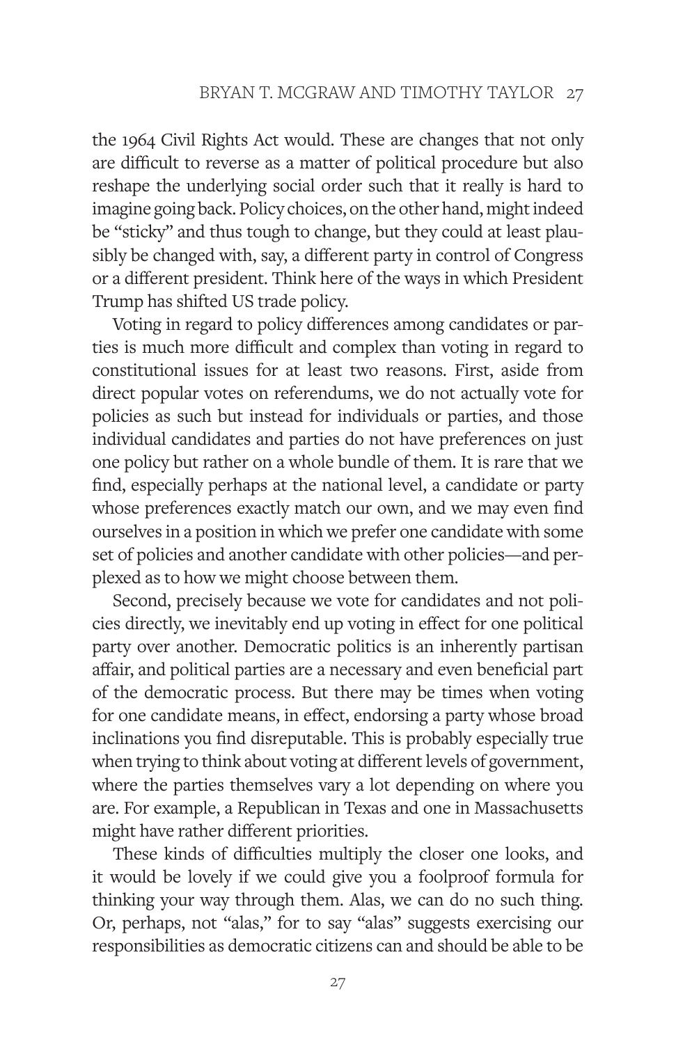the 1964 Civil Rights Act would. These are changes that not only are difficult to reverse as a matter of political procedure but also reshape the underlying social order such that it really is hard to imagine going back. Policy choices, on the other hand, might indeed be "sticky" and thus tough to change, but they could at least plausibly be changed with, say, a different party in control of Congress or a different president. Think here of the ways in which President Trump has shifted US trade policy.

Voting in regard to policy differences among candidates or parties is much more difficult and complex than voting in regard to constitutional issues for at least two reasons. First, aside from direct popular votes on referendums, we do not actually vote for policies as such but instead for individuals or parties, and those individual candidates and parties do not have preferences on just one policy but rather on a whole bundle of them. It is rare that we find, especially perhaps at the national level, a candidate or party whose preferences exactly match our own, and we may even find ourselves in a position in which we prefer one candidate with some set of policies and another candidate with other policies—and perplexed as to how we might choose between them.

Second, precisely because we vote for candidates and not policies directly, we inevitably end up voting in effect for one political party over another. Democratic politics is an inherently partisan affair, and political parties are a necessary and even beneficial part of the democratic process. But there may be times when voting for one candidate means, in effect, endorsing a party whose broad inclinations you find disreputable. This is probably especially true when trying to think about voting at different levels of government, where the parties themselves vary a lot depending on where you are. For example, a Republican in Texas and one in Massachusetts might have rather different priorities.

These kinds of difficulties multiply the closer one looks, and it would be lovely if we could give you a foolproof formula for thinking your way through them. Alas, we can do no such thing. Or, perhaps, not "alas," for to say "alas" suggests exercising our responsibilities as democratic citizens can and should be able to be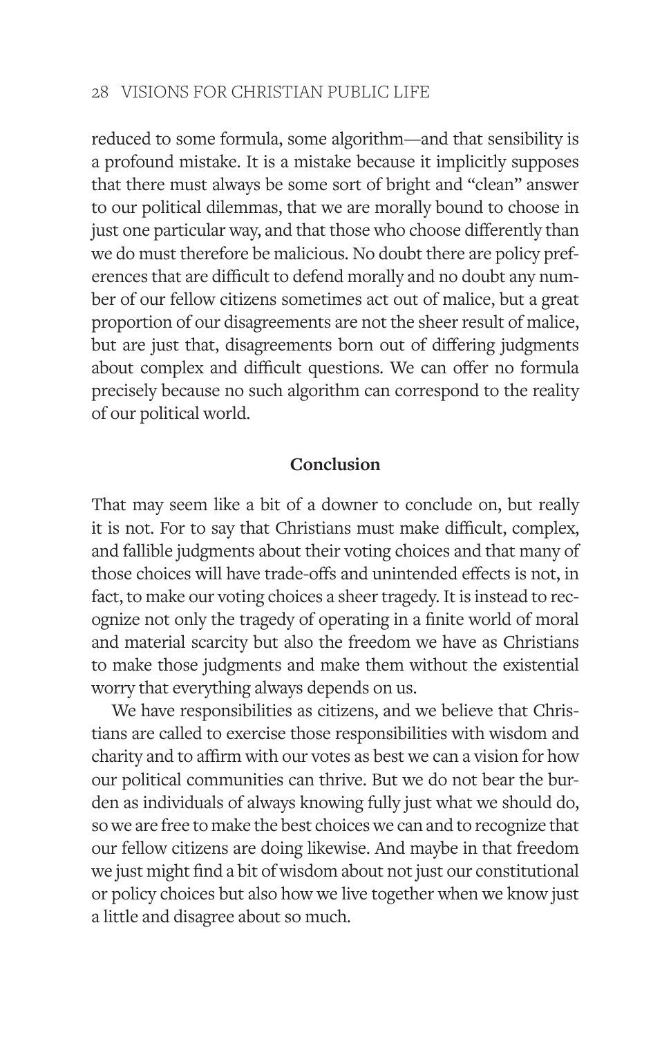reduced to some formula, some algorithm—and that sensibility is a profound mistake. It is a mistake because it implicitly supposes that there must always be some sort of bright and "clean" answer to our political dilemmas, that we are morally bound to choose in just one particular way, and that those who choose differently than we do must therefore be malicious. No doubt there are policy preferences that are difficult to defend morally and no doubt any number of our fellow citizens sometimes act out of malice, but a great proportion of our disagreements are not the sheer result of malice, but are just that, disagreements born out of differing judgments about complex and difficult questions. We can offer no formula precisely because no such algorithm can correspond to the reality of our political world.

## Conclusion

That may seem like a bit of a downer to conclude on, but really it is not. For to say that Christians must make difficult, complex, and fallible judgments about their voting choices and that many of those choices will have trade-offs and unintended effects is not, in fact, to make our voting choices a sheer tragedy. It is instead to recognize not only the tragedy of operating in a finite world of moral and material scarcity but also the freedom we have as Christians to make those judgments and make them without the existential worry that everything always depends on us.

We have responsibilities as citizens, and we believe that Christians are called to exercise those responsibilities with wisdom and charity and to affirm with our votes as best we can a vision for how our political communities can thrive. But we do not bear the burden as individuals of always knowing fully just what we should do, so we are free to make the best choices we can and to recognize that our fellow citizens are doing likewise. And maybe in that freedom we just might find a bit of wisdom about not just our constitutional or policy choices but also how we live together when we know just a little and disagree about so much.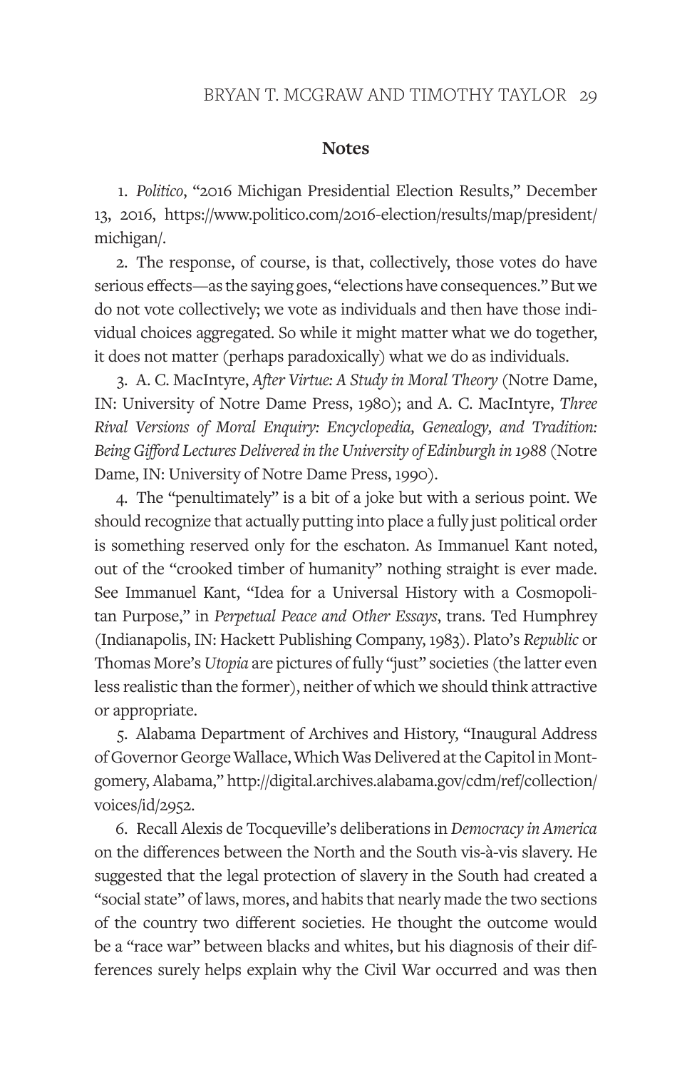## Notes

1. *Politico*, "2016 Michigan Presidential Election Results," December 13, 2016, https://www.politico.com/2016-election/results/map/president/michigan/.

2. The response, of course, is that, collectively, those votes do have serious effects—as the saying goes, "elections have consequences." But we do not vote collectively; we vote as individuals and then have those individual choices aggregated. So while it might matter what we do together, it does not matter (perhaps paradoxically) what we do as individuals.

3. A. C. MacIntyre, *After Virtue: A Study in Moral Theory* (Notre Dame, IN: University of Notre Dame Press, 1980); and A. C. MacIntyre, *Three Rival Versions of Moral Enquiry: Encyclopedia, Genealogy, and Tradition: Being Gifford Lectures Delivered in the University of Edinburgh in 1988* (Notre Dame, IN: University of Notre Dame Press, 1990).

4. The "penultimately" is a bit of a joke but with a serious point. We should recognize that actually putting into place a fully just political order is something reserved only for the eschaton. As Immanuel Kant noted, out of the "crooked timber of humanity" nothing straight is ever made. See Immanuel Kant, "Idea for a Universal History with a Cosmopolitan Purpose," in *Perpetual Peace and Other Essays*, trans. Ted Humphrey (Indianapolis, IN: Hackett Publishing Company, 1983). Plato's *Republic* or Thomas More's *Utopia* are pictures of fully "just" societies (the latter even less realistic than the former), neither of which we should think attractive or appropriate.

5. Alabama Department of Archives and History, "Inaugural Address of Governor George Wallace, Which Was Delivered at the Capitol in Montgomery, Alabama," http://digital.archives.alabama.gov/cdm/ref/collection/voices/id/2952.

6. Recall Alexis de Tocqueville's deliberations in *Democracy in America* on the differences between the North and the South vis-à-vis slavery. He suggested that the legal protection of slavery in the South had created a "social state" of laws, mores, and habits that nearly made the two sections of the country two different societies. He thought the outcome would be a "race war" between blacks and whites, but his diagnosis of their differences surely helps explain why the Civil War occurred and was then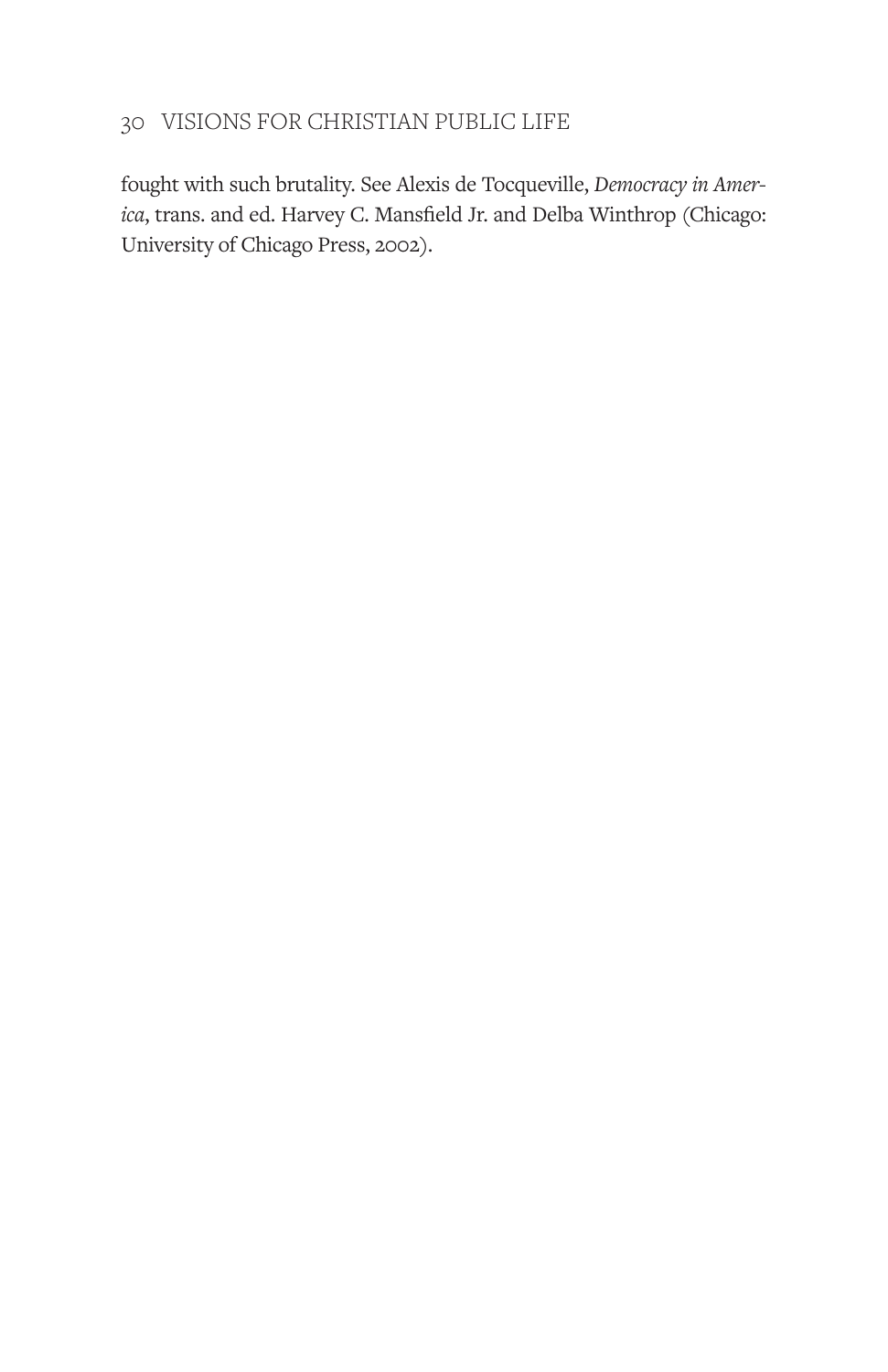fought with such brutality. See Alexis de Tocqueville, *Democracy in America*, trans. and ed. Harvey C. Mansfield Jr. and Delba Winthrop (Chicago: University of Chicago Press, 2002).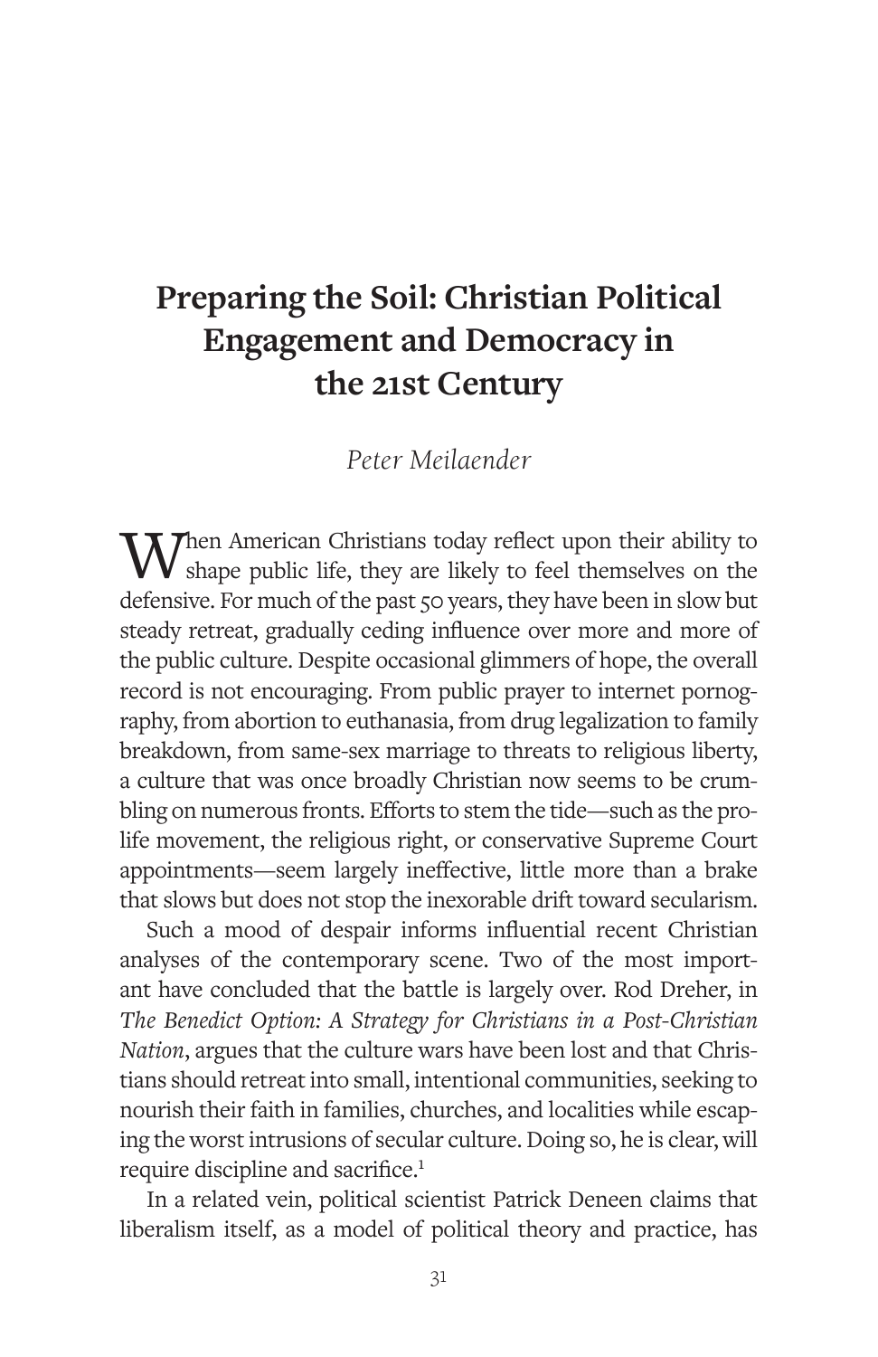# Preparing the Soil: Christian Political Engagement and Democracy in the 21st Century

*Peter Meilaender*

When American Christians today reflect upon their ability to shape public life, they are likely to feel themselves on the defensive. For much of the past 50 years, they have been in slow but steady retreat, gradually ceding influence over more and more of the public culture. Despite occasional glimmers of hope, the overall record is not encouraging. From public prayer to internet pornography, from abortion to euthanasia, from drug legalization to family breakdown, from same-sex marriage to threats to religious liberty, a culture that was once broadly Christian now seems to be crumbling on numerous fronts. Efforts to stem the tide—such as the pro-life movement, the religious right, or conservative Supreme Court appointments—seem largely ineffective, little more than a brake that slows but does not stop the inexorable drift toward secularism.

Such a mood of despair informs influential recent Christian analyses of the contemporary scene. Two of the most important have concluded that the battle is largely over. Rod Dreher, in *The Benedict Option: A Strategy for Christians in a Post-Christian Nation*, argues that the culture wars have been lost and that Christians should retreat into small, intentional communities, seeking to nourish their faith in families, churches, and localities while escaping the worst intrusions of secular culture. Doing so, he is clear, will require discipline and sacrifice.[1]

In a related vein, political scientist Patrick Deneen claims that liberalism itself, as a model of political theory and practice, has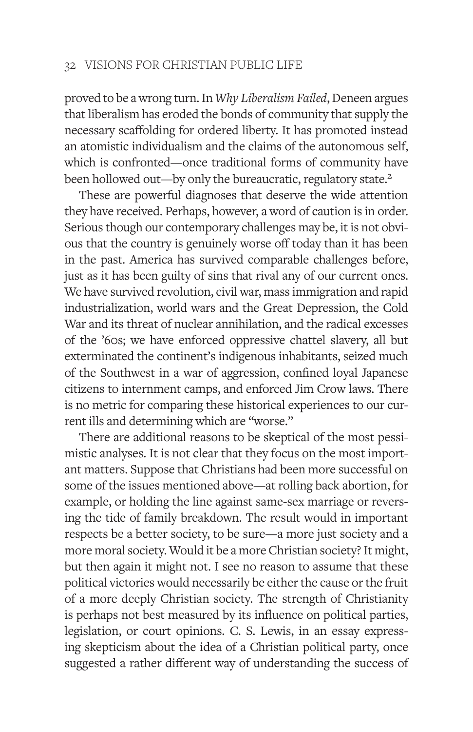proved to be a wrong turn. In *Why Liberalism Failed*, Deneen argues that liberalism has eroded the bonds of community that supply the necessary scaffolding for ordered liberty. It has promoted instead an atomistic individualism and the claims of the autonomous self, which is confronted—once traditional forms of community have been hollowed out—by only the bureaucratic, regulatory state.[2]

These are powerful diagnoses that deserve the wide attention they have received. Perhaps, however, a word of caution is in order. Serious though our contemporary challenges may be, it is not obvious that the country is genuinely worse off today than it has been in the past. America has survived comparable challenges before, just as it has been guilty of sins that rival any of our current ones. We have survived revolution, civil war, mass immigration and rapid industrialization, world wars and the Great Depression, the Cold War and its threat of nuclear annihilation, and the radical excesses of the '60s; we have enforced oppressive chattel slavery, all but exterminated the continent's indigenous inhabitants, seized much of the Southwest in a war of aggression, confined loyal Japanese citizens to internment camps, and enforced Jim Crow laws. There is no metric for comparing these historical experiences to our current ills and determining which are "worse."

There are additional reasons to be skeptical of the most pessimistic analyses. It is not clear that they focus on the most important matters. Suppose that Christians had been more successful on some of the issues mentioned above—at rolling back abortion, for example, or holding the line against same-sex marriage or reversing the tide of family breakdown. The result would in important respects be a better society, to be sure—a more just society and a more moral society. Would it be a more Christian society? It might, but then again it might not. I see no reason to assume that these political victories would necessarily be either the cause or the fruit of a more deeply Christian society. The strength of Christianity is perhaps not best measured by its influence on political parties, legislation, or court opinions. C. S. Lewis, in an essay expressing skepticism about the idea of a Christian political party, once suggested a rather different way of understanding the success of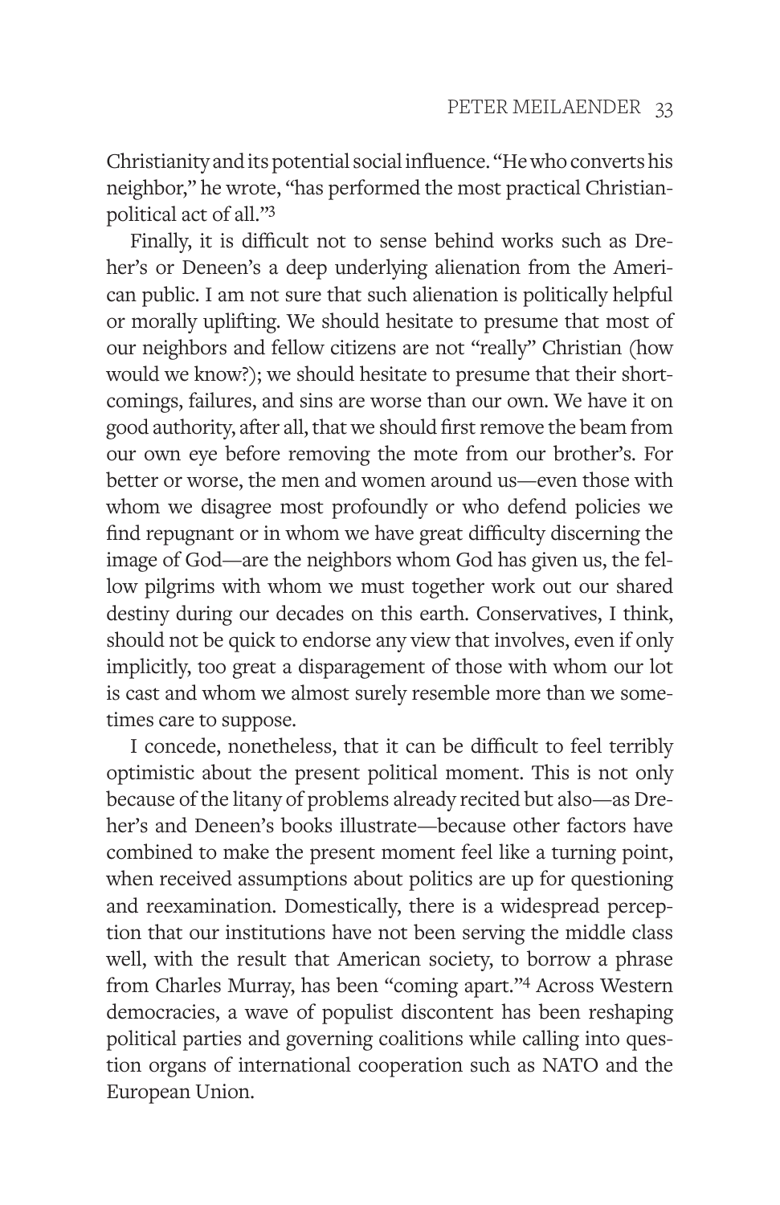Christianity and its potential social influence. "He who converts his neighbor," he wrote, "has performed the most practical Christian-political act of all."[3]

Finally, it is difficult not to sense behind works such as Dreher's or Deneen's a deep underlying alienation from the American public. I am not sure that such alienation is politically helpful or morally uplifting. We should hesitate to presume that most of our neighbors and fellow citizens are not "really" Christian (how would we know?); we should hesitate to presume that their shortcomings, failures, and sins are worse than our own. We have it on good authority, after all, that we should first remove the beam from our own eye before removing the mote from our brother's. For better or worse, the men and women around us—even those with whom we disagree most profoundly or who defend policies we find repugnant or in whom we have great difficulty discerning the image of God—are the neighbors whom God has given us, the fellow pilgrims with whom we must together work out our shared destiny during our decades on this earth. Conservatives, I think, should not be quick to endorse any view that involves, even if only implicitly, too great a disparagement of those with whom our lot is cast and whom we almost surely resemble more than we sometimes care to suppose.

I concede, nonetheless, that it can be difficult to feel terribly optimistic about the present political moment. This is not only because of the litany of problems already recited but also—as Dreher's and Deneen's books illustrate—because other factors have combined to make the present moment feel like a turning point, when received assumptions about politics are up for questioning and reexamination. Domestically, there is a widespread perception that our institutions have not been serving the middle class well, with the result that American society, to borrow a phrase from Charles Murray, has been "coming apart."[4] Across Western democracies, a wave of populist discontent has been reshaping political parties and governing coalitions while calling into question organs of international cooperation such as NATO and the European Union.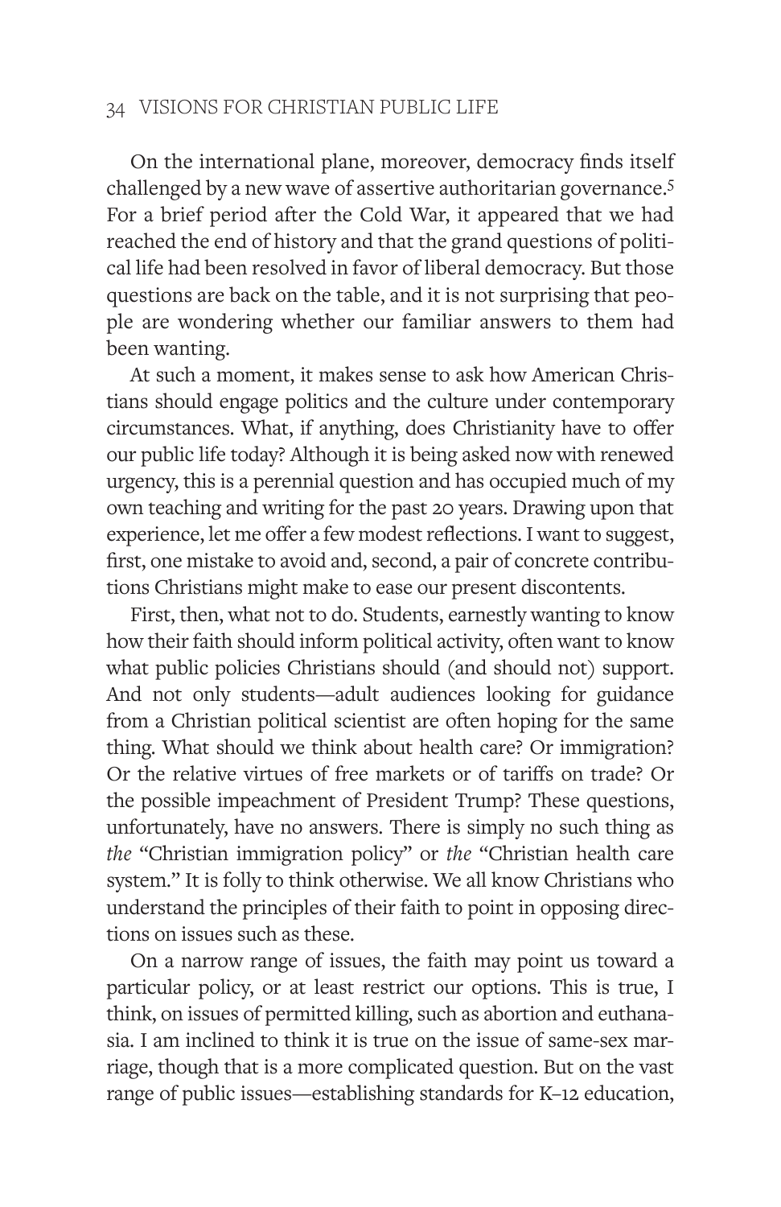On the international plane, moreover, democracy finds itself challenged by a new wave of assertive authoritarian governance.[5] For a brief period after the Cold War, it appeared that we had reached the end of history and that the grand questions of political life had been resolved in favor of liberal democracy. But those questions are back on the table, and it is not surprising that people are wondering whether our familiar answers to them had been wanting.

At such a moment, it makes sense to ask how American Christians should engage politics and the culture under contemporary circumstances. What, if anything, does Christianity have to offer our public life today? Although it is being asked now with renewed urgency, this is a perennial question and has occupied much of my own teaching and writing for the past 20 years. Drawing upon that experience, let me offer a few modest reflections. I want to suggest, first, one mistake to avoid and, second, a pair of concrete contributions Christians might make to ease our present discontents.

First, then, what not to do. Students, earnestly wanting to know how their faith should inform political activity, often want to know what public policies Christians should (and should not) support. And not only students—adult audiences looking for guidance from a Christian political scientist are often hoping for the same thing. What should we think about health care? Or immigration? Or the relative virtues of free markets or of tariffs on trade? Or the possible impeachment of President Trump? These questions, unfortunately, have no answers. There is simply no such thing as *the* "Christian immigration policy" or *the* "Christian health care system." It is folly to think otherwise. We all know Christians who understand the principles of their faith to point in opposing directions on issues such as these.

On a narrow range of issues, the faith may point us toward a particular policy, or at least restrict our options. This is true, I think, on issues of permitted killing, such as abortion and euthanasia. I am inclined to think it is true on the issue of same-sex marriage, though that is a more complicated question. But on the vast range of public issues—establishing standards for K–12 education,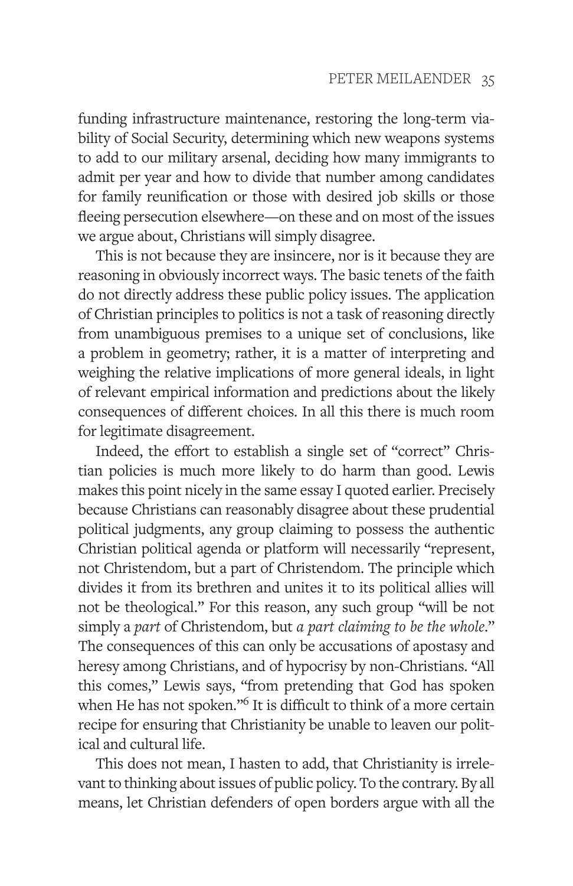funding infrastructure maintenance, restoring the long-term viability of Social Security, determining which new weapons systems to add to our military arsenal, deciding how many immigrants to admit per year and how to divide that number among candidates for family reunification or those with desired job skills or those fleeing persecution elsewhere—on these and on most of the issues we argue about, Christians will simply disagree.

This is not because they are insincere, nor is it because they are reasoning in obviously incorrect ways. The basic tenets of the faith do not directly address these public policy issues. The application of Christian principles to politics is not a task of reasoning directly from unambiguous premises to a unique set of conclusions, like a problem in geometry; rather, it is a matter of interpreting and weighing the relative implications of more general ideals, in light of relevant empirical information and predictions about the likely consequences of different choices. In all this there is much room for legitimate disagreement.

Indeed, the effort to establish a single set of "correct" Christian policies is much more likely to do harm than good. Lewis makes this point nicely in the same essay I quoted earlier. Precisely because Christians can reasonably disagree about these prudential political judgments, any group claiming to possess the authentic Christian political agenda or platform will necessarily "represent, not Christendom, but a part of Christendom. The principle which divides it from its brethren and unites it to its political allies will not be theological." For this reason, any such group "will be not simply a *part* of Christendom, but *a part claiming to be the whole*." The consequences of this can only be accusations of apostasy and heresy among Christians, and of hypocrisy by non-Christians. "All this comes," Lewis says, "from pretending that God has spoken when He has not spoken."[6] It is difficult to think of a more certain recipe for ensuring that Christianity be unable to leaven our political and cultural life.

This does not mean, I hasten to add, that Christianity is irrelevant to thinking about issues of public policy. To the contrary. By all means, let Christian defenders of open borders argue with all the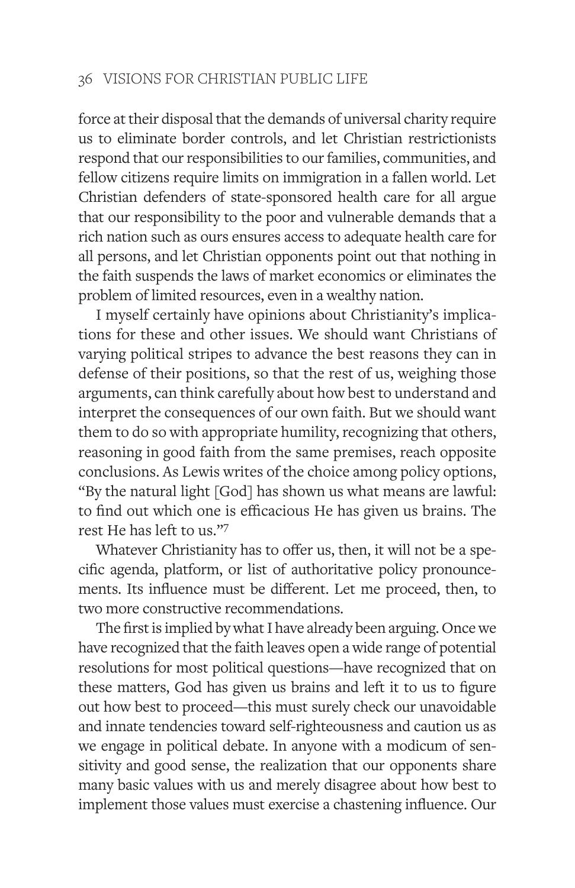force at their disposal that the demands of universal charity require us to eliminate border controls, and let Christian restrictionists respond that our responsibilities to our families, communities, and fellow citizens require limits on immigration in a fallen world. Let Christian defenders of state-sponsored health care for all argue that our responsibility to the poor and vulnerable demands that a rich nation such as ours ensures access to adequate health care for all persons, and let Christian opponents point out that nothing in the faith suspends the laws of market economics or eliminates the problem of limited resources, even in a wealthy nation.

I myself certainly have opinions about Christianity's implications for these and other issues. We should want Christians of varying political stripes to advance the best reasons they can in defense of their positions, so that the rest of us, weighing those arguments, can think carefully about how best to understand and interpret the consequences of our own faith. But we should want them to do so with appropriate humility, recognizing that others, reasoning in good faith from the same premises, reach opposite conclusions. As Lewis writes of the choice among policy options, "By the natural light [God] has shown us what means are lawful: to find out which one is efficacious He has given us brains. The rest He has left to us."[7]

Whatever Christianity has to offer us, then, it will not be a specific agenda, platform, or list of authoritative policy pronouncements. Its influence must be different. Let me proceed, then, to two more constructive recommendations.

The first is implied by what I have already been arguing. Once we have recognized that the faith leaves open a wide range of potential resolutions for most political questions—have recognized that on these matters, God has given us brains and left it to us to figure out how best to proceed—this must surely check our unavoidable and innate tendencies toward self-righteousness and caution us as we engage in political debate. In anyone with a modicum of sensitivity and good sense, the realization that our opponents share many basic values with us and merely disagree about how best to implement those values must exercise a chastening influence. Our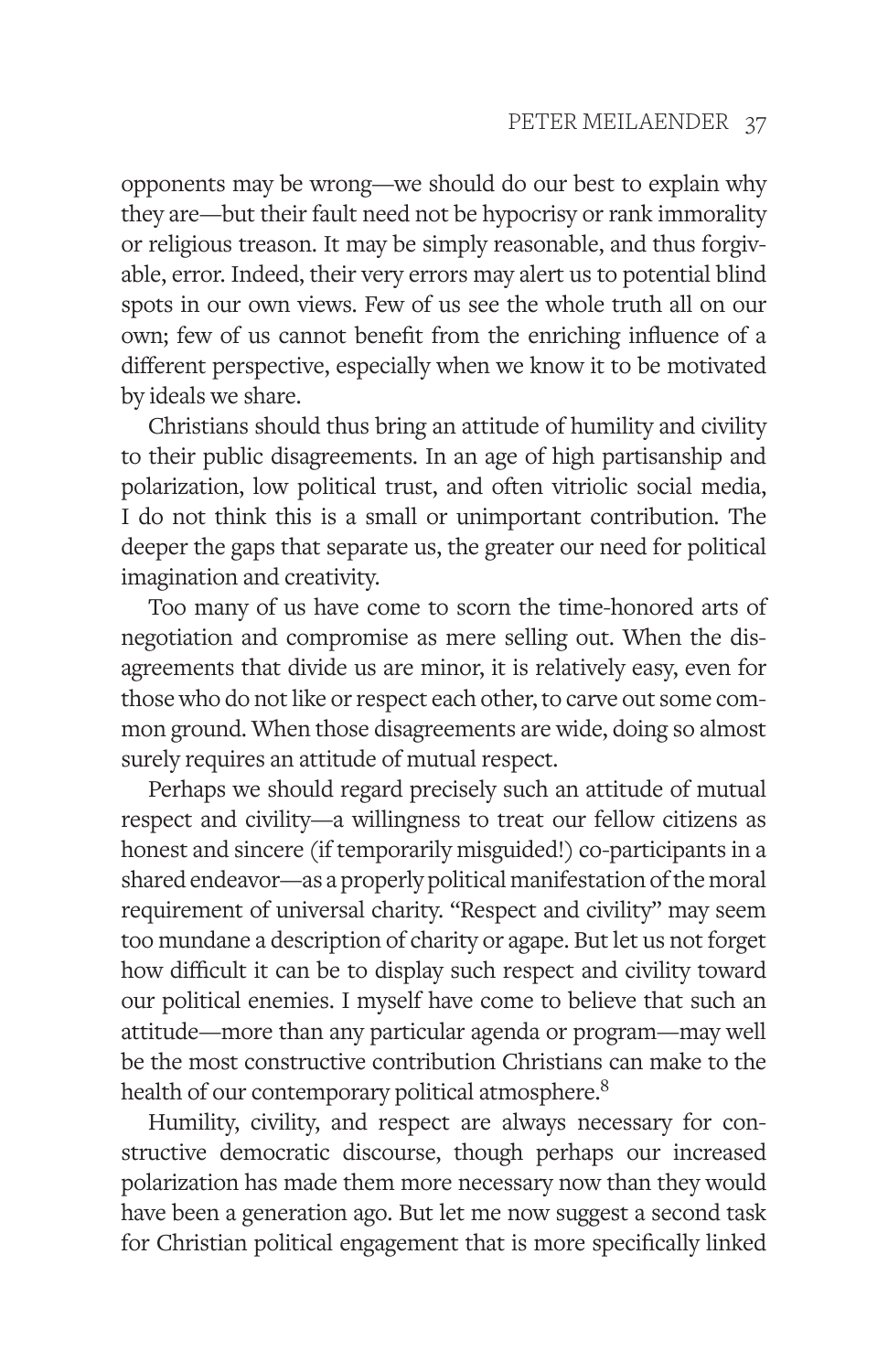opponents may be wrong—we should do our best to explain why they are—but their fault need not be hypocrisy or rank immorality or religious treason. It may be simply reasonable, and thus forgivable, error. Indeed, their very errors may alert us to potential blind spots in our own views. Few of us see the whole truth all on our own; few of us cannot benefit from the enriching influence of a different perspective, especially when we know it to be motivated by ideals we share.

Christians should thus bring an attitude of humility and civility to their public disagreements. In an age of high partisanship and polarization, low political trust, and often vitriolic social media, I do not think this is a small or unimportant contribution. The deeper the gaps that separate us, the greater our need for political imagination and creativity.

Too many of us have come to scorn the time-honored arts of negotiation and compromise as mere selling out. When the disagreements that divide us are minor, it is relatively easy, even for those who do not like or respect each other, to carve out some common ground. When those disagreements are wide, doing so almost surely requires an attitude of mutual respect.

Perhaps we should regard precisely such an attitude of mutual respect and civility—a willingness to treat our fellow citizens as honest and sincere (if temporarily misguided!) co-participants in a shared endeavor—as a properly political manifestation of the moral requirement of universal charity. "Respect and civility" may seem too mundane a description of charity or agape. But let us not forget how difficult it can be to display such respect and civility toward our political enemies. I myself have come to believe that such an attitude—more than any particular agenda or program—may well be the most constructive contribution Christians can make to the health of our contemporary political atmosphere.[8]

Humility, civility, and respect are always necessary for constructive democratic discourse, though perhaps our increased polarization has made them more necessary now than they would have been a generation ago. But let me now suggest a second task for Christian political engagement that is more specifically linked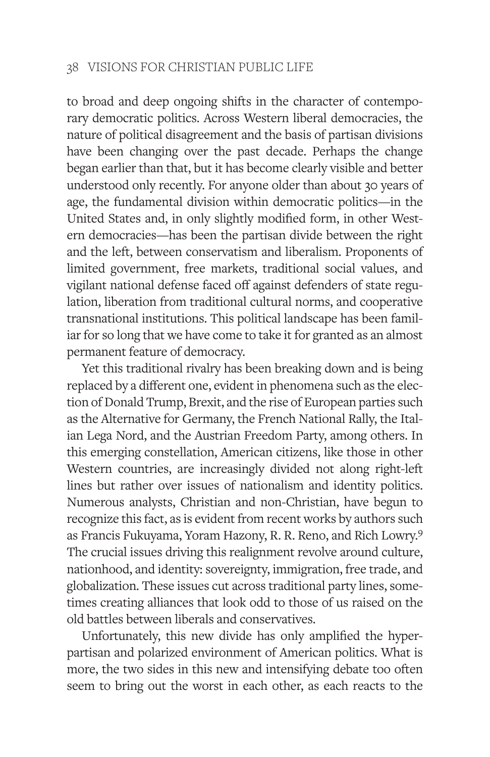to broad and deep ongoing shifts in the character of contemporary democratic politics. Across Western liberal democracies, the nature of political disagreement and the basis of partisan divisions have been changing over the past decade. Perhaps the change began earlier than that, but it has become clearly visible and better understood only recently. For anyone older than about 30 years of age, the fundamental division within democratic politics—in the United States and, in only slightly modified form, in other Western democracies—has been the partisan divide between the right and the left, between conservatism and liberalism. Proponents of limited government, free markets, traditional social values, and vigilant national defense faced off against defenders of state regulation, liberation from traditional cultural norms, and cooperative transnational institutions. This political landscape has been familiar for so long that we have come to take it for granted as an almost permanent feature of democracy.

Yet this traditional rivalry has been breaking down and is being replaced by a different one, evident in phenomena such as the election of Donald Trump, Brexit, and the rise of European parties such as the Alternative for Germany, the French National Rally, the Italian Lega Nord, and the Austrian Freedom Party, among others. In this emerging constellation, American citizens, like those in other Western countries, are increasingly divided not along right-left lines but rather over issues of nationalism and identity politics. Numerous analysts, Christian and non-Christian, have begun to recognize this fact, as is evident from recent works by authors such as Francis Fukuyama, Yoram Hazony, R. R. Reno, and Rich Lowry.[9] The crucial issues driving this realignment revolve around culture, nationhood, and identity: sovereignty, immigration, free trade, and globalization. These issues cut across traditional party lines, sometimes creating alliances that look odd to those of us raised on the old battles between liberals and conservatives.

Unfortunately, this new divide has only amplified the hyperpartisan and polarized environment of American politics. What is more, the two sides in this new and intensifying debate too often seem to bring out the worst in each other, as each reacts to the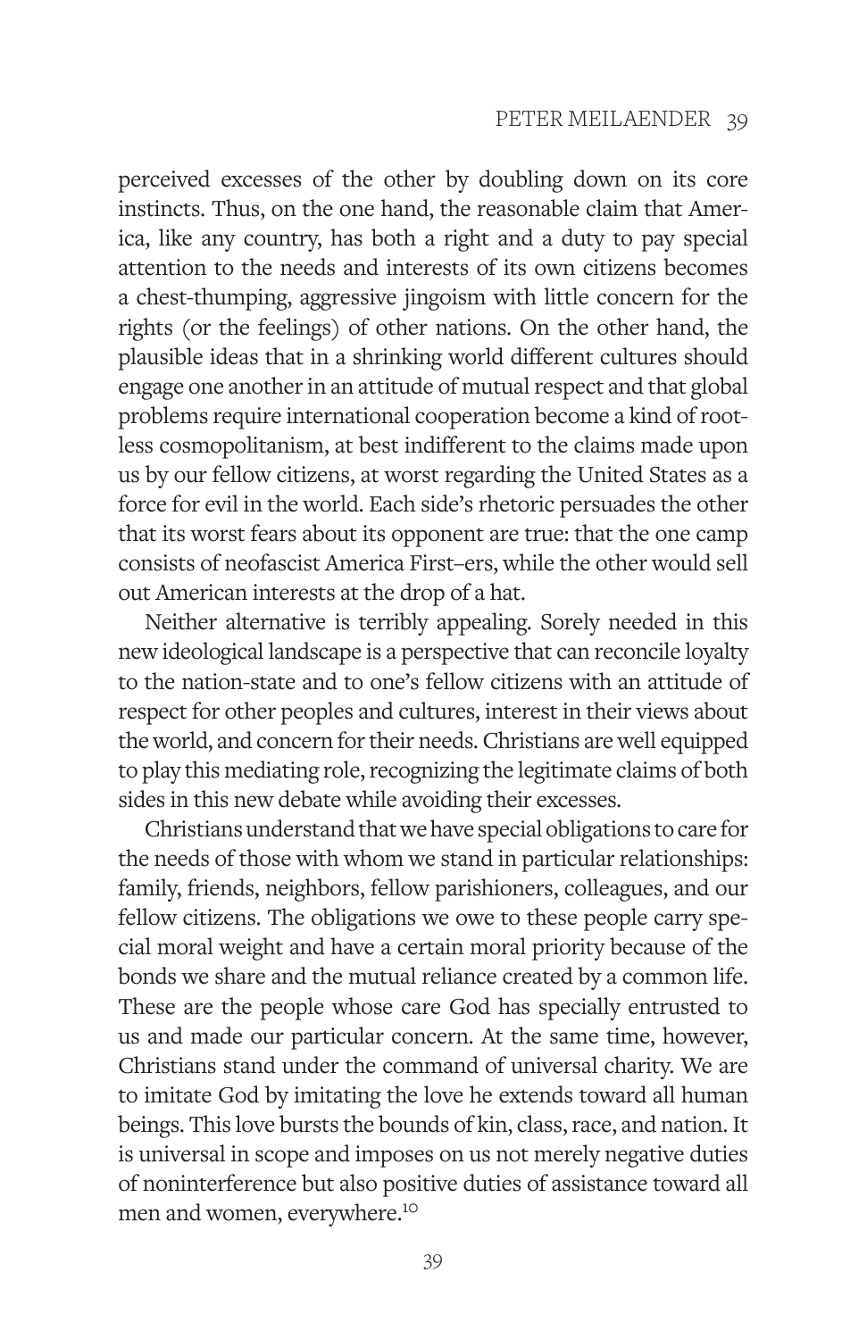perceived excesses of the other by doubling down on its core instincts. Thus, on the one hand, the reasonable claim that America, like any country, has both a right and a duty to pay special attention to the needs and interests of its own citizens becomes a chest-thumping, aggressive jingoism with little concern for the rights (or the feelings) of other nations. On the other hand, the plausible ideas that in a shrinking world different cultures should engage one another in an attitude of mutual respect and that global problems require international cooperation become a kind of rootless cosmopolitanism, at best indifferent to the claims made upon us by our fellow citizens, at worst regarding the United States as a force for evil in the world. Each side's rhetoric persuades the other that its worst fears about its opponent are true: that the one camp consists of neofascist America First–ers, while the other would sell out American interests at the drop of a hat.

Neither alternative is terribly appealing. Sorely needed in this new ideological landscape is a perspective that can reconcile loyalty to the nation-state and to one's fellow citizens with an attitude of respect for other peoples and cultures, interest in their views about the world, and concern for their needs. Christians are well equipped to play this mediating role, recognizing the legitimate claims of both sides in this new debate while avoiding their excesses.

Christians understand that we have special obligations to care for the needs of those with whom we stand in particular relationships: family, friends, neighbors, fellow parishioners, colleagues, and our fellow citizens. The obligations we owe to these people carry special moral weight and have a certain moral priority because of the bonds we share and the mutual reliance created by a common life. These are the people whose care God has specially entrusted to us and made our particular concern. At the same time, however, Christians stand under the command of universal charity. We are to imitate God by imitating the love he extends toward all human beings. This love bursts the bounds of kin, class, race, and nation. It is universal in scope and imposes on us not merely negative duties of noninterference but also positive duties of assistance toward all men and women, everywhere.[10]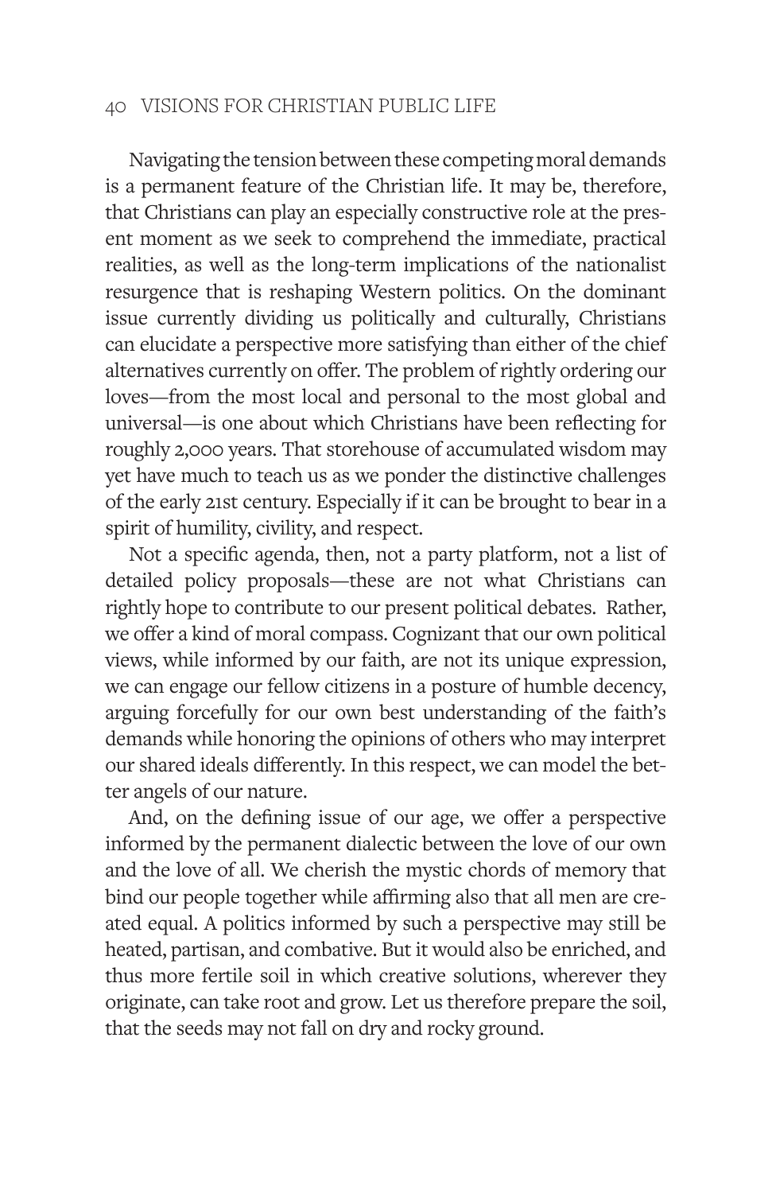Navigating the tension between these competing moral demands is a permanent feature of the Christian life. It may be, therefore, that Christians can play an especially constructive role at the present moment as we seek to comprehend the immediate, practical realities, as well as the long-term implications of the nationalist resurgence that is reshaping Western politics. On the dominant issue currently dividing us politically and culturally, Christians can elucidate a perspective more satisfying than either of the chief alternatives currently on offer. The problem of rightly ordering our loves—from the most local and personal to the most global and universal—is one about which Christians have been reflecting for roughly 2,000 years. That storehouse of accumulated wisdom may yet have much to teach us as we ponder the distinctive challenges of the early 21st century. Especially if it can be brought to bear in a spirit of humility, civility, and respect.

Not a specific agenda, then, not a party platform, not a list of detailed policy proposals—these are not what Christians can rightly hope to contribute to our present political debates. Rather, we offer a kind of moral compass. Cognizant that our own political views, while informed by our faith, are not its unique expression, we can engage our fellow citizens in a posture of humble decency, arguing forcefully for our own best understanding of the faith's demands while honoring the opinions of others who may interpret our shared ideals differently. In this respect, we can model the better angels of our nature.

And, on the defining issue of our age, we offer a perspective informed by the permanent dialectic between the love of our own and the love of all. We cherish the mystic chords of memory that bind our people together while affirming also that all men are created equal. A politics informed by such a perspective may still be heated, partisan, and combative. But it would also be enriched, and thus more fertile soil in which creative solutions, wherever they originate, can take root and grow. Let us therefore prepare the soil, that the seeds may not fall on dry and rocky ground.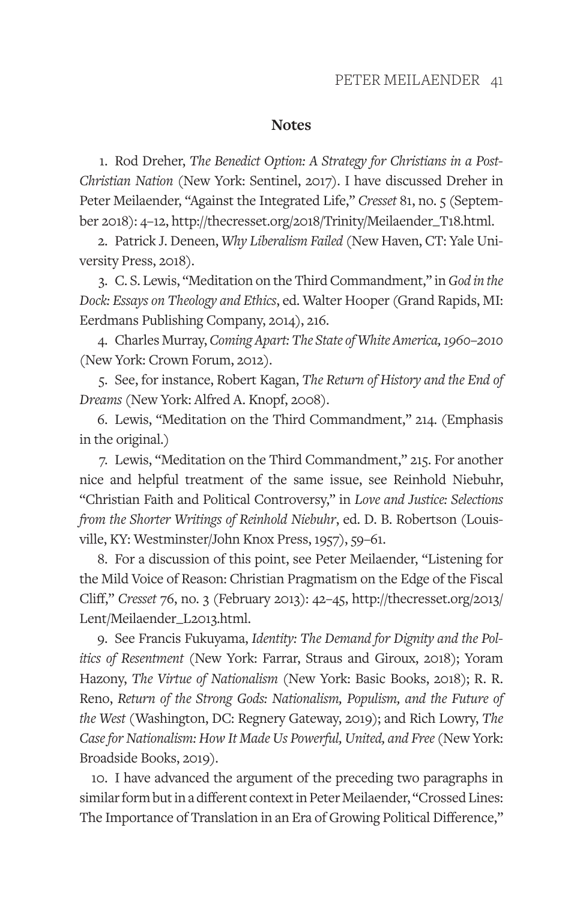## Notes

1. Rod Dreher, *The Benedict Option: A Strategy for Christians in a Post-Christian Nation* (New York: Sentinel, 2017). I have discussed Dreher in Peter Meilaender, "Against the Integrated Life," *Cresset* 81, no. 5 (September 2018): 4–12, http://thecresset.org/2018/Trinity/Meilaender_T18.html.

2. Patrick J. Deneen, *Why Liberalism Failed* (New Haven, CT: Yale University Press, 2018).

3. C. S. Lewis, "Meditation on the Third Commandment," in *God in the Dock: Essays on Theology and Ethics*, ed. Walter Hooper (Grand Rapids, MI: Eerdmans Publishing Company, 2014), 216.

4. Charles Murray, *Coming Apart: The State of White America, 1960–2010* (New York: Crown Forum, 2012).

5. See, for instance, Robert Kagan, *The Return of History and the End of Dreams* (New York: Alfred A. Knopf, 2008).

6. Lewis, "Meditation on the Third Commandment," 214. (Emphasis in the original.)

7. Lewis, "Meditation on the Third Commandment," 215. For another nice and helpful treatment of the same issue, see Reinhold Niebuhr, "Christian Faith and Political Controversy," in *Love and Justice: Selections from the Shorter Writings of Reinhold Niebuhr*, ed. D. B. Robertson (Louisville, KY: Westminster/John Knox Press, 1957), 59–61.

8. For a discussion of this point, see Peter Meilaender, "Listening for the Mild Voice of Reason: Christian Pragmatism on the Edge of the Fiscal Cliff," *Cresset* 76, no. 3 (February 2013): 42–45, http://thecresset.org/2013/Lent/Meilaender_L2013.html.

9. See Francis Fukuyama, *Identity: The Demand for Dignity and the Politics of Resentment* (New York: Farrar, Straus and Giroux, 2018); Yoram Hazony, *The Virtue of Nationalism* (New York: Basic Books, 2018); R. R. Reno, *Return of the Strong Gods: Nationalism, Populism, and the Future of the West* (Washington, DC: Regnery Gateway, 2019); and Rich Lowry, *The Case for Nationalism: How It Made Us Powerful, United, and Free* (New York: Broadside Books, 2019).

10. I have advanced the argument of the preceding two paragraphs in similar form but in a different context in Peter Meilaender, "Crossed Lines: The Importance of Translation in an Era of Growing Political Difference,"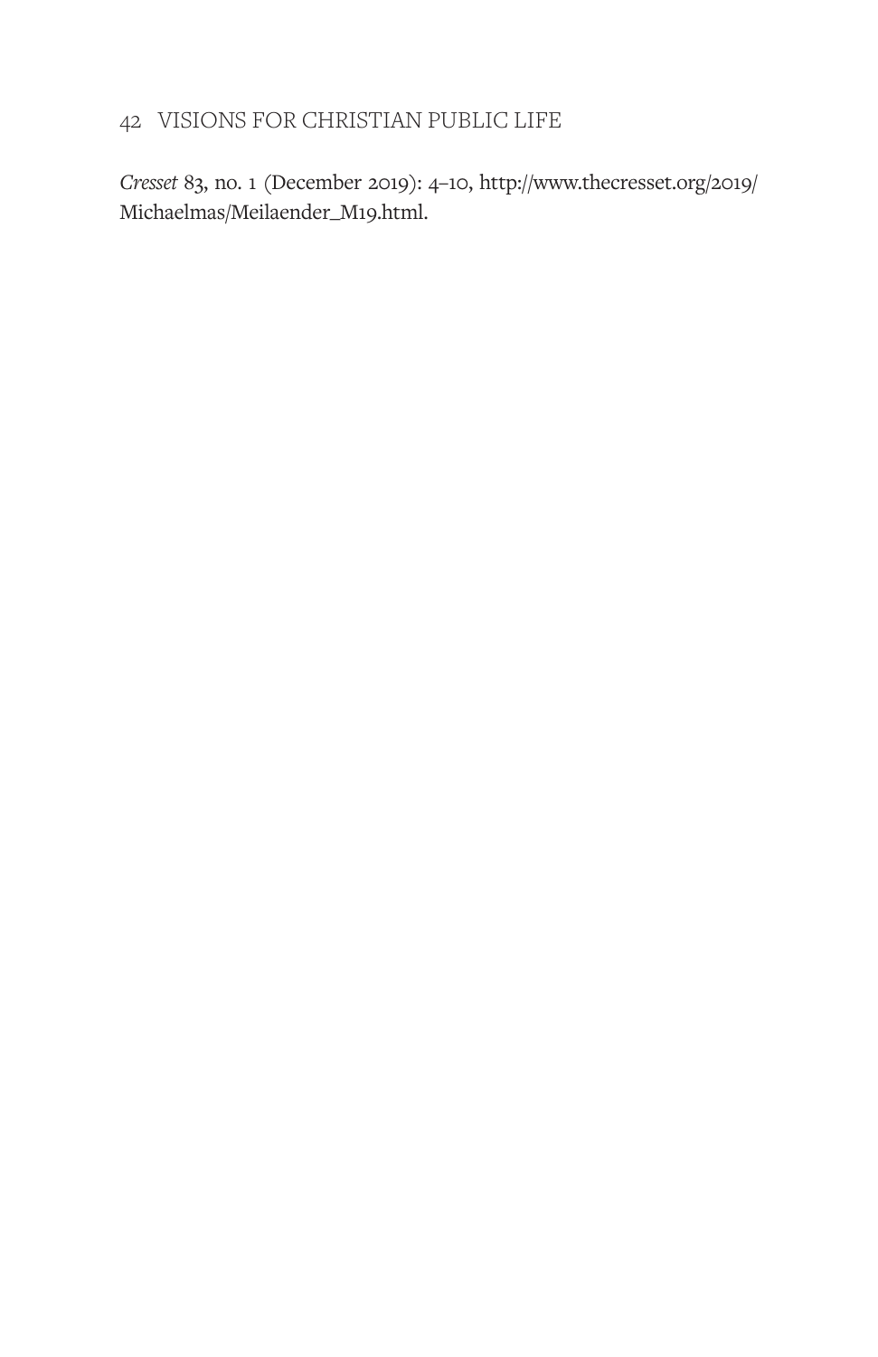*Cresset* 83, no. 1 (December 2019): 4–10, http://www.thecresset.org/2019/Michaelmas/Meilaender_M19.html.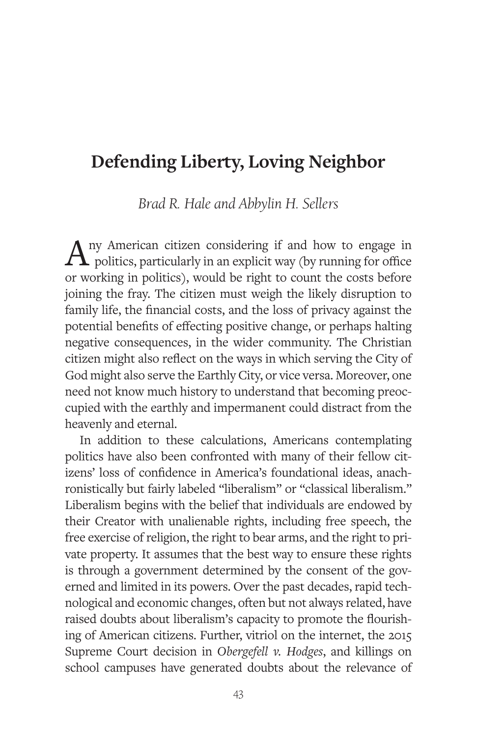# Defending Liberty, Loving Neighbor

*Brad R. Hale and Abbylin H. Sellers*

Any American citizen considering if and how to engage in politics, particularly in an explicit way (by running for office or working in politics), would be right to count the costs before joining the fray. The citizen must weigh the likely disruption to family life, the financial costs, and the loss of privacy against the potential benefits of effecting positive change, or perhaps halting negative consequences, in the wider community. The Christian citizen might also reflect on the ways in which serving the City of God might also serve the Earthly City, or vice versa. Moreover, one need not know much history to understand that becoming preoccupied with the earthly and impermanent could distract from the heavenly and eternal.

In addition to these calculations, Americans contemplating politics have also been confronted with many of their fellow citizens' loss of confidence in America's foundational ideas, anachronistically but fairly labeled "liberalism" or "classical liberalism." Liberalism begins with the belief that individuals are endowed by their Creator with unalienable rights, including free speech, the free exercise of religion, the right to bear arms, and the right to private property. It assumes that the best way to ensure these rights is through a government determined by the consent of the governed and limited in its powers. Over the past decades, rapid technological and economic changes, often but not always related, have raised doubts about liberalism's capacity to promote the flourishing of American citizens. Further, vitriol on the internet, the 2015 Supreme Court decision in *Obergefell v. Hodges*, and killings on school campuses have generated doubts about the relevance of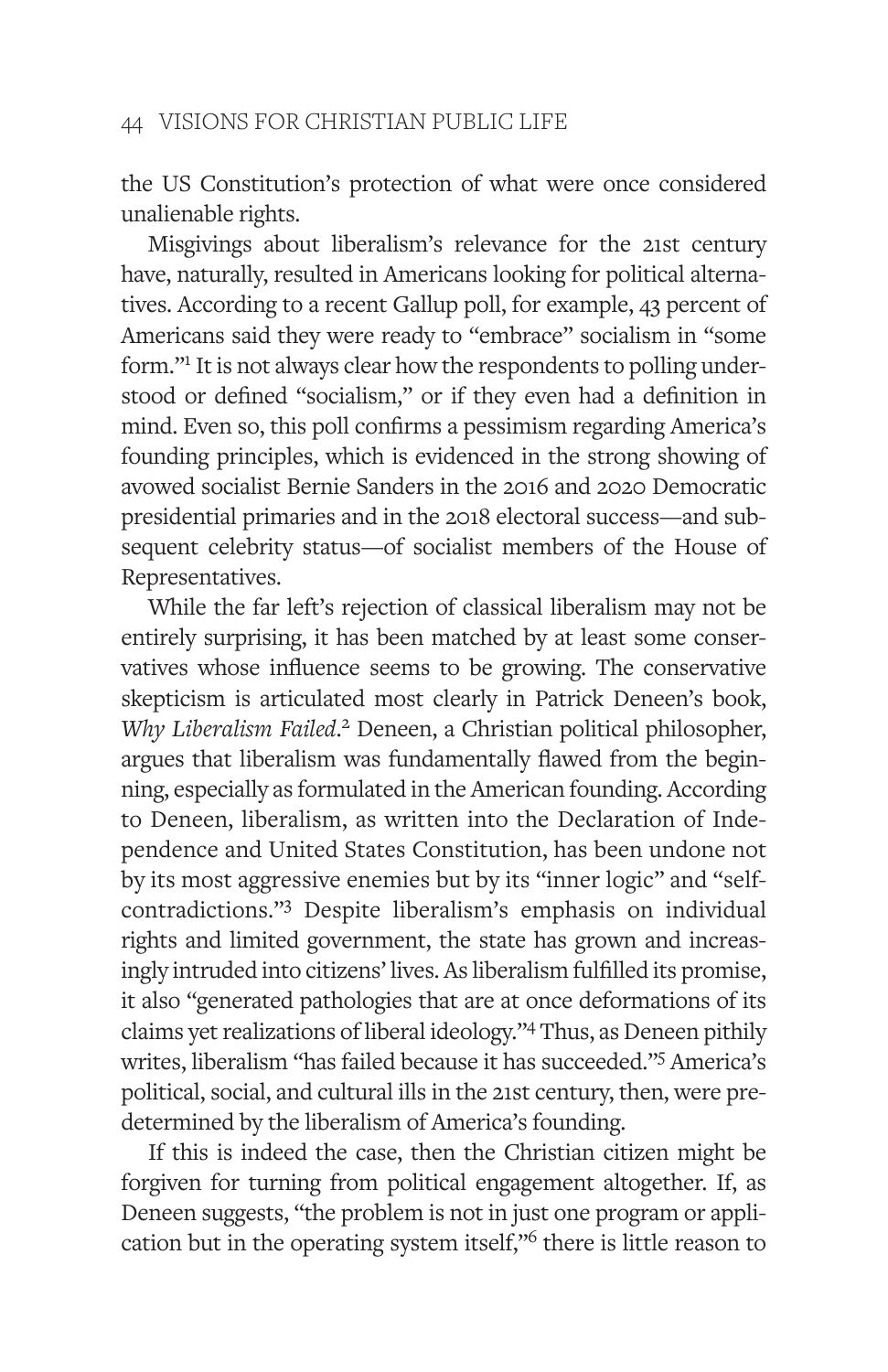the US Constitution's protection of what were once considered unalienable rights.

Misgivings about liberalism's relevance for the 21st century have, naturally, resulted in Americans looking for political alternatives. According to a recent Gallup poll, for example, 43 percent of Americans said they were ready to "embrace" socialism in "some form."[1] It is not always clear how the respondents to polling understood or defined "socialism," or if they even had a definition in mind. Even so, this poll confirms a pessimism regarding America's founding principles, which is evidenced in the strong showing of avowed socialist Bernie Sanders in the 2016 and 2020 Democratic presidential primaries and in the 2018 electoral success—and subsequent celebrity status—of socialist members of the House of Representatives.

While the far left's rejection of classical liberalism may not be entirely surprising, it has been matched by at least some conservatives whose influence seems to be growing. The conservative skepticism is articulated most clearly in Patrick Deneen's book, *Why Liberalism Failed*.[2] Deneen, a Christian political philosopher, argues that liberalism was fundamentally flawed from the beginning, especially as formulated in the American founding. According to Deneen, liberalism, as written into the Declaration of Independence and United States Constitution, has been undone not by its most aggressive enemies but by its "inner logic" and "self-contradictions."[3] Despite liberalism's emphasis on individual rights and limited government, the state has grown and increasingly intruded into citizens' lives. As liberalism fulfilled its promise, it also "generated pathologies that are at once deformations of its claims yet realizations of liberal ideology."[4] Thus, as Deneen pithily writes, liberalism "has failed because it has succeeded."[5] America's political, social, and cultural ills in the 21st century, then, were predetermined by the liberalism of America's founding.

If this is indeed the case, then the Christian citizen might be forgiven for turning from political engagement altogether. If, as Deneen suggests, "the problem is not in just one program or application but in the operating system itself,"[6] there is little reason to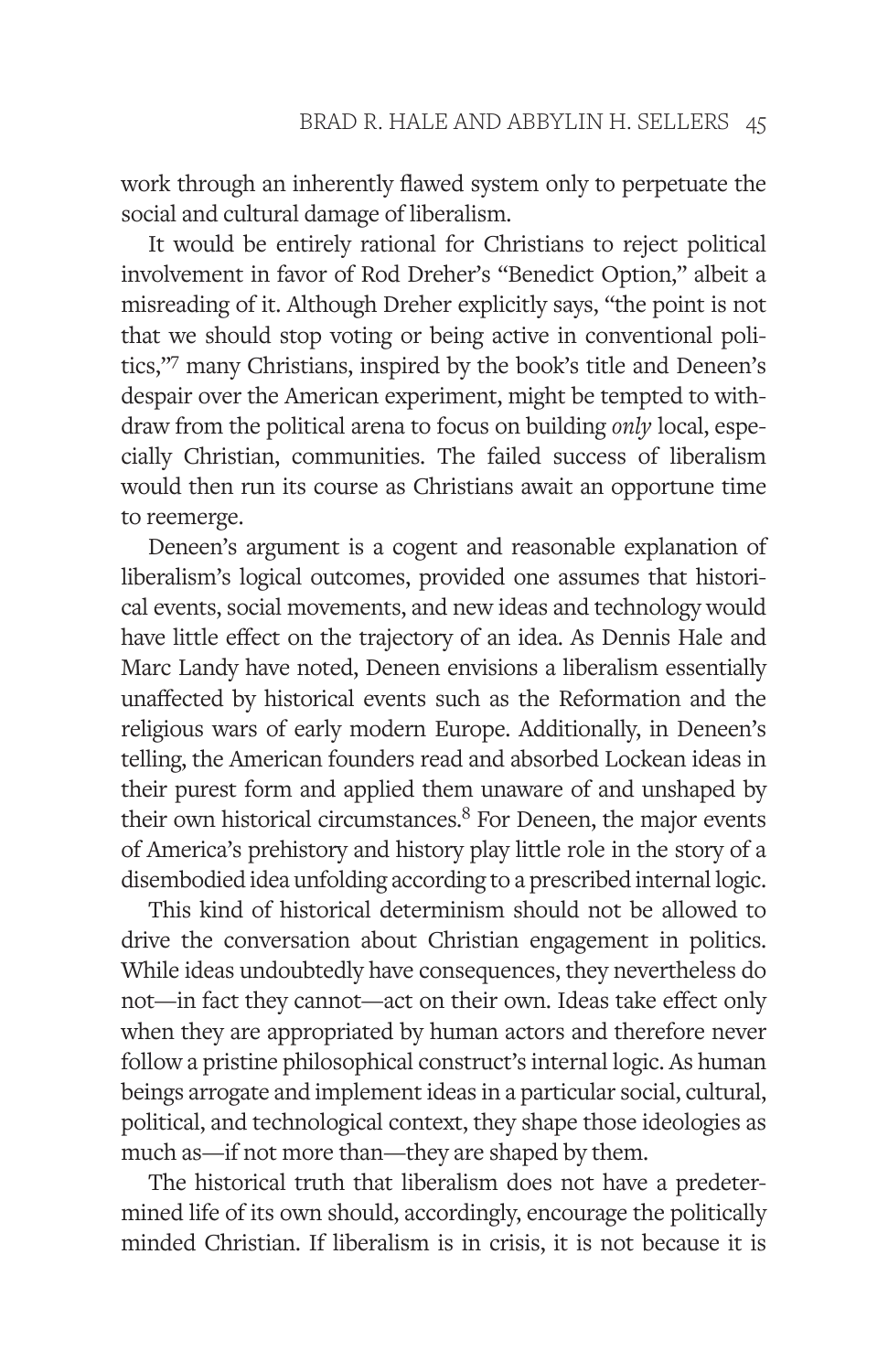work through an inherently flawed system only to perpetuate the social and cultural damage of liberalism.

It would be entirely rational for Christians to reject political involvement in favor of Rod Dreher's "Benedict Option," albeit a misreading of it. Although Dreher explicitly says, "the point is not that we should stop voting or being active in conventional politics,"[7] many Christians, inspired by the book's title and Deneen's despair over the American experiment, might be tempted to withdraw from the political arena to focus on building *only* local, especially Christian, communities. The failed success of liberalism would then run its course as Christians await an opportune time to reemerge.

Deneen's argument is a cogent and reasonable explanation of liberalism's logical outcomes, provided one assumes that historical events, social movements, and new ideas and technology would have little effect on the trajectory of an idea. As Dennis Hale and Marc Landy have noted, Deneen envisions a liberalism essentially unaffected by historical events such as the Reformation and the religious wars of early modern Europe. Additionally, in Deneen's telling, the American founders read and absorbed Lockean ideas in their purest form and applied them unaware of and unshaped by their own historical circumstances.[8] For Deneen, the major events of America's prehistory and history play little role in the story of a disembodied idea unfolding according to a prescribed internal logic.

This kind of historical determinism should not be allowed to drive the conversation about Christian engagement in politics. While ideas undoubtedly have consequences, they nevertheless do not—in fact they cannot—act on their own. Ideas take effect only when they are appropriated by human actors and therefore never follow a pristine philosophical construct's internal logic. As human beings arrogate and implement ideas in a particular social, cultural, political, and technological context, they shape those ideologies as much as—if not more than—they are shaped by them.

The historical truth that liberalism does not have a predetermined life of its own should, accordingly, encourage the politically minded Christian. If liberalism is in crisis, it is not because it is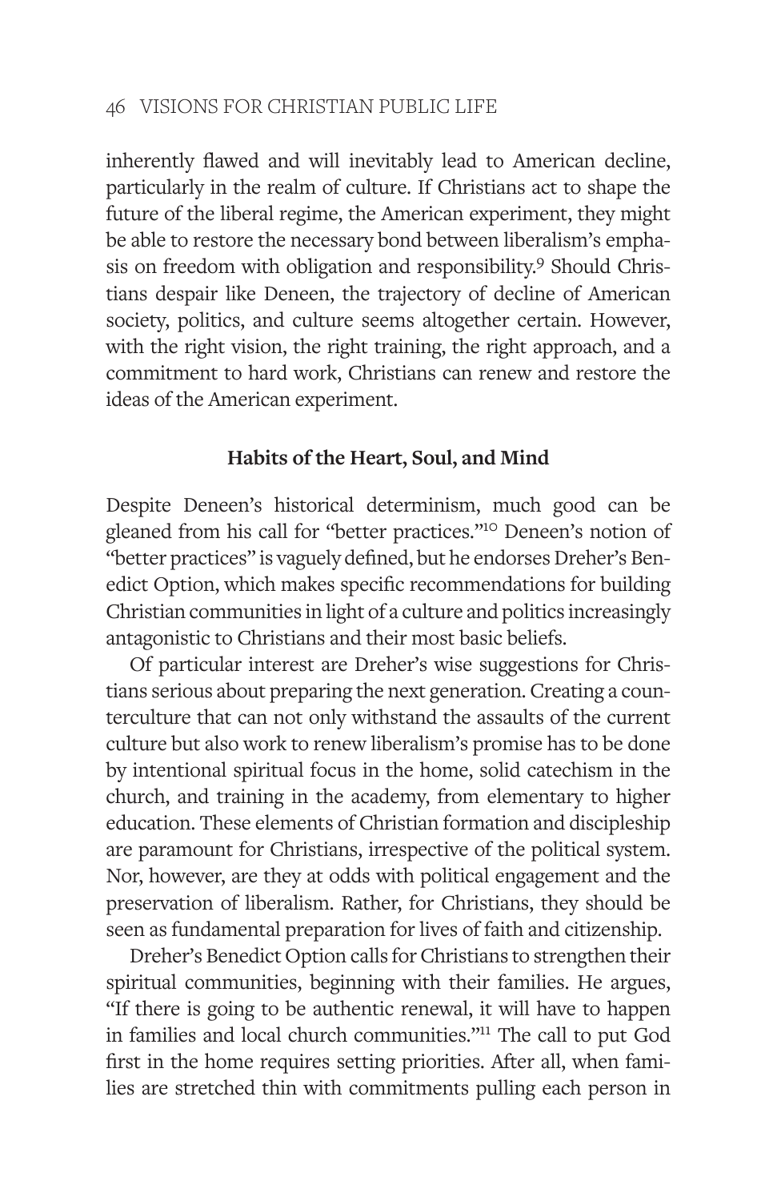inherently flawed and will inevitably lead to American decline, particularly in the realm of culture. If Christians act to shape the future of the liberal regime, the American experiment, they might be able to restore the necessary bond between liberalism's emphasis on freedom with obligation and responsibility.[9] Should Christians despair like Deneen, the trajectory of decline of American society, politics, and culture seems altogether certain. However, with the right vision, the right training, the right approach, and a commitment to hard work, Christians can renew and restore the ideas of the American experiment.

**Habits of the Heart, Soul, and Mind**

Despite Deneen's historical determinism, much good can be gleaned from his call for "better practices."[10] Deneen's notion of "better practices" is vaguely defined, but he endorses Dreher's Benedict Option, which makes specific recommendations for building Christian communities in light of a culture and politics increasingly antagonistic to Christians and their most basic beliefs.

Of particular interest are Dreher's wise suggestions for Christians serious about preparing the next generation. Creating a counterculture that can not only withstand the assaults of the current culture but also work to renew liberalism's promise has to be done by intentional spiritual focus in the home, solid catechism in the church, and training in the academy, from elementary to higher education. These elements of Christian formation and discipleship are paramount for Christians, irrespective of the political system. Nor, however, are they at odds with political engagement and the preservation of liberalism. Rather, for Christians, they should be seen as fundamental preparation for lives of faith and citizenship.

Dreher's Benedict Option calls for Christians to strengthen their spiritual communities, beginning with their families. He argues, "If there is going to be authentic renewal, it will have to happen in families and local church communities."[11] The call to put God first in the home requires setting priorities. After all, when families are stretched thin with commitments pulling each person in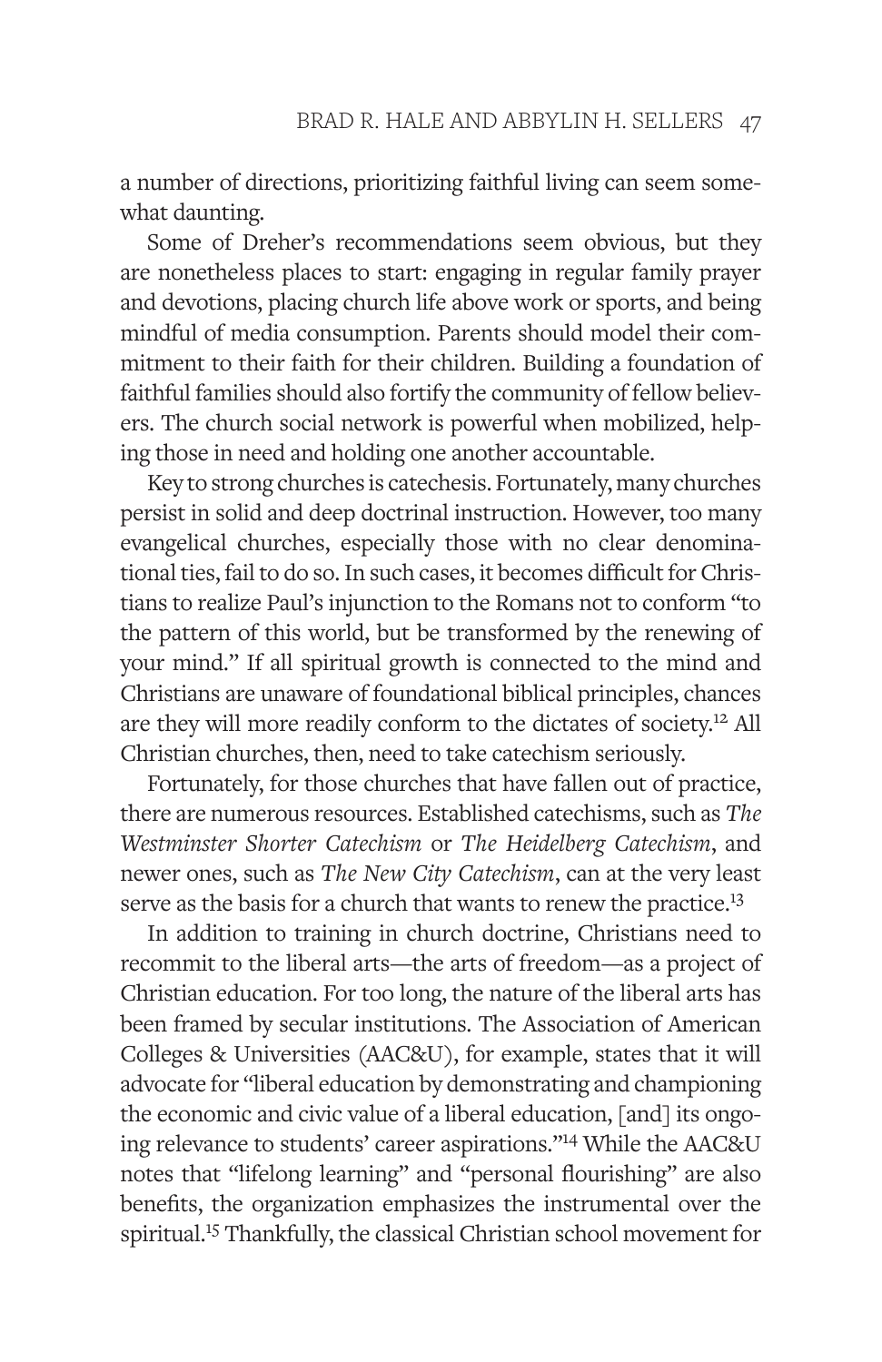a number of directions, prioritizing faithful living can seem somewhat daunting.

Some of Dreher's recommendations seem obvious, but they are nonetheless places to start: engaging in regular family prayer and devotions, placing church life above work or sports, and being mindful of media consumption. Parents should model their commitment to their faith for their children. Building a foundation of faithful families should also fortify the community of fellow believers. The church social network is powerful when mobilized, helping those in need and holding one another accountable.

Key to strong churches is catechesis. Fortunately, many churches persist in solid and deep doctrinal instruction. However, too many evangelical churches, especially those with no clear denominational ties, fail to do so. In such cases, it becomes difficult for Christians to realize Paul's injunction to the Romans not to conform "to the pattern of this world, but be transformed by the renewing of your mind." If all spiritual growth is connected to the mind and Christians are unaware of foundational biblical principles, chances are they will more readily conform to the dictates of society.[12] All Christian churches, then, need to take catechism seriously.

Fortunately, for those churches that have fallen out of practice, there are numerous resources. Established catechisms, such as *The Westminster Shorter Catechism* or *The Heidelberg Catechism*, and newer ones, such as *The New City Catechism*, can at the very least serve as the basis for a church that wants to renew the practice.[13]

In addition to training in church doctrine, Christians need to recommit to the liberal arts—the arts of freedom—as a project of Christian education. For too long, the nature of the liberal arts has been framed by secular institutions. The Association of American Colleges & Universities (AAC&U), for example, states that it will advocate for "liberal education by demonstrating and championing the economic and civic value of a liberal education, [and] its ongoing relevance to students' career aspirations."[14] While the AAC&U notes that "lifelong learning" and "personal flourishing" are also benefits, the organization emphasizes the instrumental over the spiritual.[15] Thankfully, the classical Christian school movement for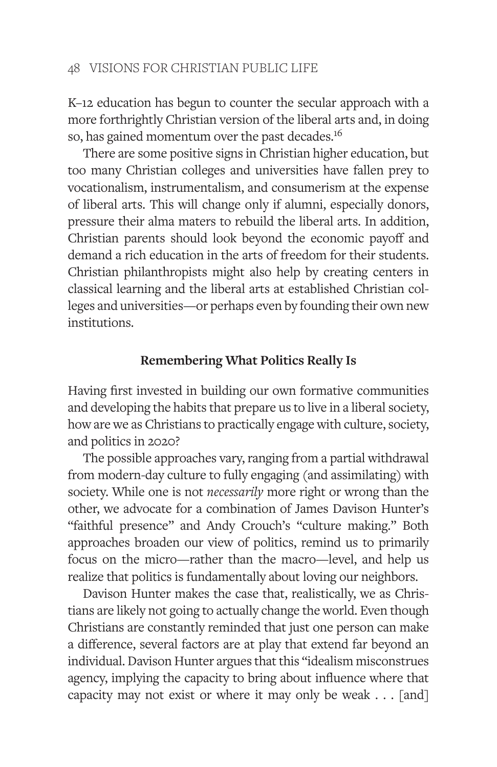K–12 education has begun to counter the secular approach with a more forthrightly Christian version of the liberal arts and, in doing so, has gained momentum over the past decades.[16]

There are some positive signs in Christian higher education, but too many Christian colleges and universities have fallen prey to vocationalism, instrumentalism, and consumerism at the expense of liberal arts. This will change only if alumni, especially donors, pressure their alma maters to rebuild the liberal arts. In addition, Christian parents should look beyond the economic payoff and demand a rich education in the arts of freedom for their students. Christian philanthropists might also help by creating centers in classical learning and the liberal arts at established Christian colleges and universities—or perhaps even by founding their own new institutions.

### Remembering What Politics Really Is

Having first invested in building our own formative communities and developing the habits that prepare us to live in a liberal society, how are we as Christians to practically engage with culture, society, and politics in 2020?

The possible approaches vary, ranging from a partial withdrawal from modern-day culture to fully engaging (and assimilating) with society. While one is not *necessarily* more right or wrong than the other, we advocate for a combination of James Davison Hunter's "faithful presence" and Andy Crouch's "culture making." Both approaches broaden our view of politics, remind us to primarily focus on the micro—rather than the macro—level, and help us realize that politics is fundamentally about loving our neighbors.

Davison Hunter makes the case that, realistically, we as Christians are likely not going to actually change the world. Even though Christians are constantly reminded that just one person can make a difference, several factors are at play that extend far beyond an individual. Davison Hunter argues that this "idealism misconstrues agency, implying the capacity to bring about influence where that capacity may not exist or where it may only be weak . . . [and]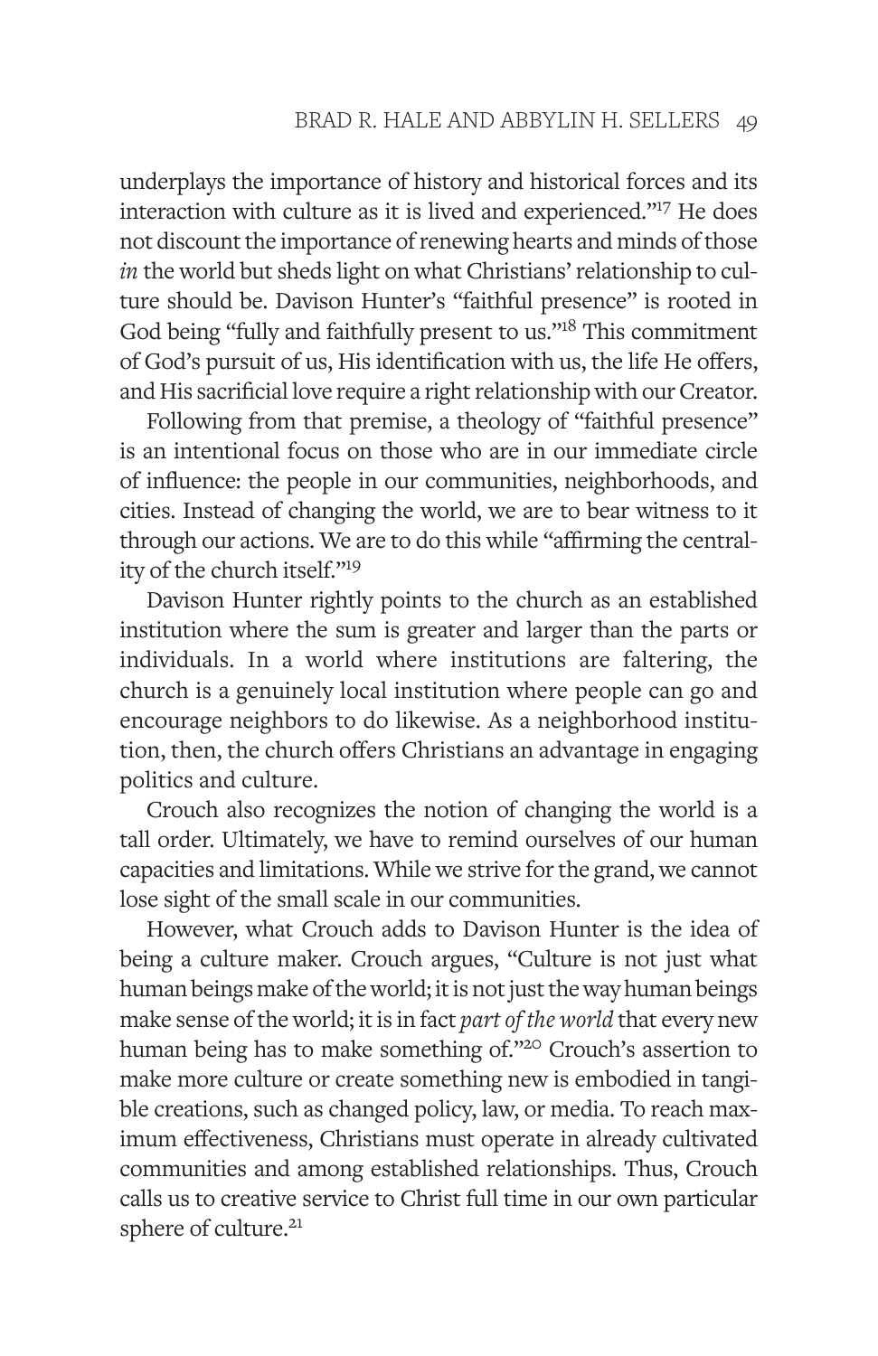underplays the importance of history and historical forces and its interaction with culture as it is lived and experienced."[17] He does not discount the importance of renewing hearts and minds of those *in* the world but sheds light on what Christians' relationship to culture should be. Davison Hunter's "faithful presence" is rooted in God being "fully and faithfully present to us."[18] This commitment of God's pursuit of us, His identification with us, the life He offers, and His sacrificial love require a right relationship with our Creator.

Following from that premise, a theology of "faithful presence" is an intentional focus on those who are in our immediate circle of influence: the people in our communities, neighborhoods, and cities. Instead of changing the world, we are to bear witness to it through our actions. We are to do this while "affirming the centrality of the church itself."[19]

Davison Hunter rightly points to the church as an established institution where the sum is greater and larger than the parts or individuals. In a world where institutions are faltering, the church is a genuinely local institution where people can go and encourage neighbors to do likewise. As a neighborhood institution, then, the church offers Christians an advantage in engaging politics and culture.

Crouch also recognizes the notion of changing the world is a tall order. Ultimately, we have to remind ourselves of our human capacities and limitations. While we strive for the grand, we cannot lose sight of the small scale in our communities.

However, what Crouch adds to Davison Hunter is the idea of being a culture maker. Crouch argues, "Culture is not just what human beings make of the world; it is not just the way human beings make sense of the world; it is in fact *part of the world* that every new human being has to make something of."[20] Crouch's assertion to make more culture or create something new is embodied in tangible creations, such as changed policy, law, or media. To reach maximum effectiveness, Christians must operate in already cultivated communities and among established relationships. Thus, Crouch calls us to creative service to Christ full time in our own particular sphere of culture.[21]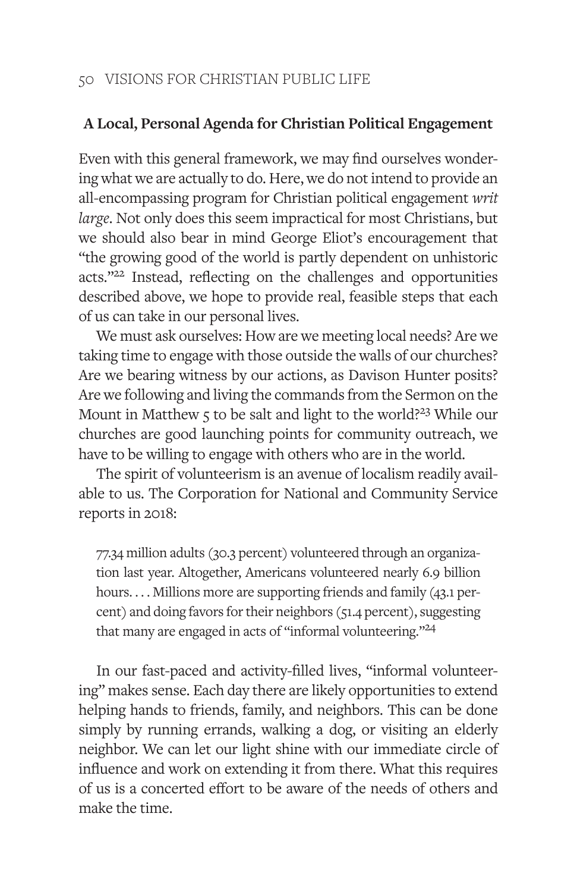## A Local, Personal Agenda for Christian Political Engagement

Even with this general framework, we may find ourselves wondering what we are actually to do. Here, we do not intend to provide an all-encompassing program for Christian political engagement *writ large*. Not only does this seem impractical for most Christians, but we should also bear in mind George Eliot's encouragement that "the growing good of the world is partly dependent on unhistoric acts."[22] Instead, reflecting on the challenges and opportunities described above, we hope to provide real, feasible steps that each of us can take in our personal lives.

We must ask ourselves: How are we meeting local needs? Are we taking time to engage with those outside the walls of our churches? Are we bearing witness by our actions, as Davison Hunter posits? Are we following and living the commands from the Sermon on the Mount in Matthew 5 to be salt and light to the world?[23] While our churches are good launching points for community outreach, we have to be willing to engage with others who are in the world.

The spirit of volunteerism is an avenue of localism readily available to us. The Corporation for National and Community Service reports in 2018:

> 77.34 million adults (30.3 percent) volunteered through an organization last year. Altogether, Americans volunteered nearly 6.9 billion hours. . . . Millions more are supporting friends and family (43.1 percent) and doing favors for their neighbors (51.4 percent), suggesting that many are engaged in acts of "informal volunteering."[24]

In our fast-paced and activity-filled lives, "informal volunteering" makes sense. Each day there are likely opportunities to extend helping hands to friends, family, and neighbors. This can be done simply by running errands, walking a dog, or visiting an elderly neighbor. We can let our light shine with our immediate circle of influence and work on extending it from there. What this requires of us is a concerted effort to be aware of the needs of others and make the time.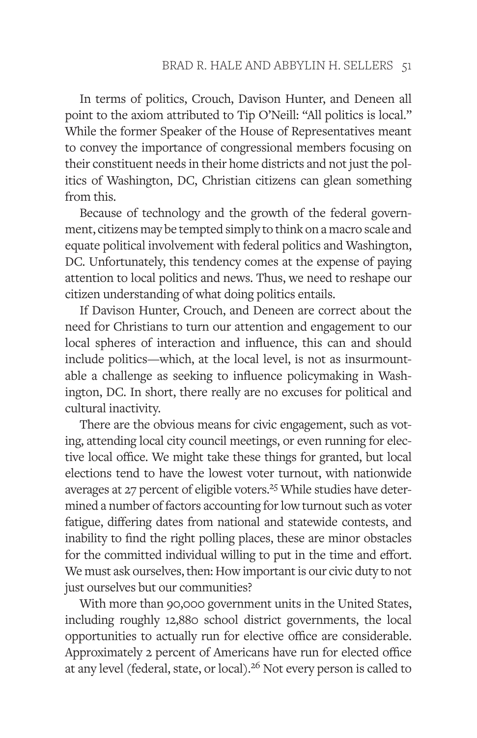In terms of politics, Crouch, Davison Hunter, and Deneen all point to the axiom attributed to Tip O'Neill: "All politics is local." While the former Speaker of the House of Representatives meant to convey the importance of congressional members focusing on their constituent needs in their home districts and not just the politics of Washington, DC, Christian citizens can glean something from this.

Because of technology and the growth of the federal government, citizens may be tempted simply to think on a macro scale and equate political involvement with federal politics and Washington, DC. Unfortunately, this tendency comes at the expense of paying attention to local politics and news. Thus, we need to reshape our citizen understanding of what doing politics entails.

If Davison Hunter, Crouch, and Deneen are correct about the need for Christians to turn our attention and engagement to our local spheres of interaction and influence, this can and should include politics—which, at the local level, is not as insurmountable a challenge as seeking to influence policymaking in Washington, DC. In short, there really are no excuses for political and cultural inactivity.

There are the obvious means for civic engagement, such as voting, attending local city council meetings, or even running for elective local office. We might take these things for granted, but local elections tend to have the lowest voter turnout, with nationwide averages at 27 percent of eligible voters.[25] While studies have determined a number of factors accounting for low turnout such as voter fatigue, differing dates from national and statewide contests, and inability to find the right polling places, these are minor obstacles for the committed individual willing to put in the time and effort. We must ask ourselves, then: How important is our civic duty to not just ourselves but our communities?

With more than 90,000 government units in the United States, including roughly 12,880 school district governments, the local opportunities to actually run for elective office are considerable. Approximately 2 percent of Americans have run for elected office at any level (federal, state, or local).[26] Not every person is called to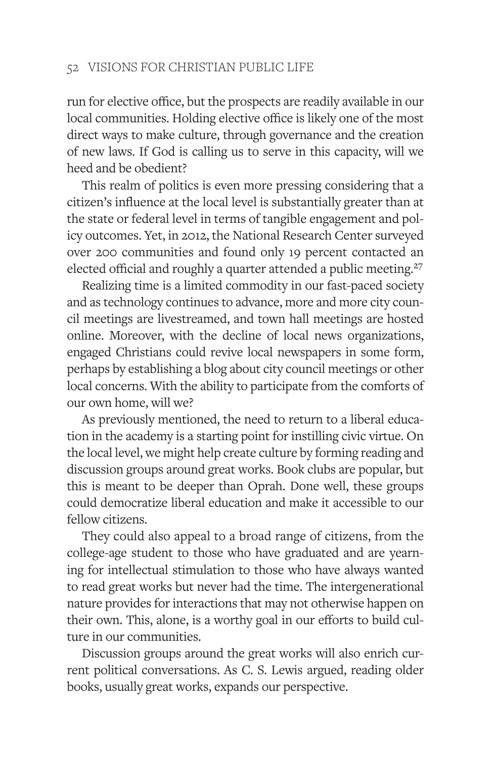run for elective office, but the prospects are readily available in our local communities. Holding elective office is likely one of the most direct ways to make culture, through governance and the creation of new laws. If God is calling us to serve in this capacity, will we heed and be obedient?

This realm of politics is even more pressing considering that a citizen's influence at the local level is substantially greater than at the state or federal level in terms of tangible engagement and policy outcomes. Yet, in 2012, the National Research Center surveyed over 200 communities and found only 19 percent contacted an elected official and roughly a quarter attended a public meeting.[27]

Realizing time is a limited commodity in our fast-paced society and as technology continues to advance, more and more city council meetings are livestreamed, and town hall meetings are hosted online. Moreover, with the decline of local news organizations, engaged Christians could revive local newspapers in some form, perhaps by establishing a blog about city council meetings or other local concerns. With the ability to participate from the comforts of our own home, will we?

As previously mentioned, the need to return to a liberal education in the academy is a starting point for instilling civic virtue. On the local level, we might help create culture by forming reading and discussion groups around great works. Book clubs are popular, but this is meant to be deeper than Oprah. Done well, these groups could democratize liberal education and make it accessible to our fellow citizens.

They could also appeal to a broad range of citizens, from the college-age student to those who have graduated and are yearning for intellectual stimulation to those who have always wanted to read great works but never had the time. The intergenerational nature provides for interactions that may not otherwise happen on their own. This, alone, is a worthy goal in our efforts to build culture in our communities.

Discussion groups around the great works will also enrich current political conversations. As C. S. Lewis argued, reading older books, usually great works, expands our perspective.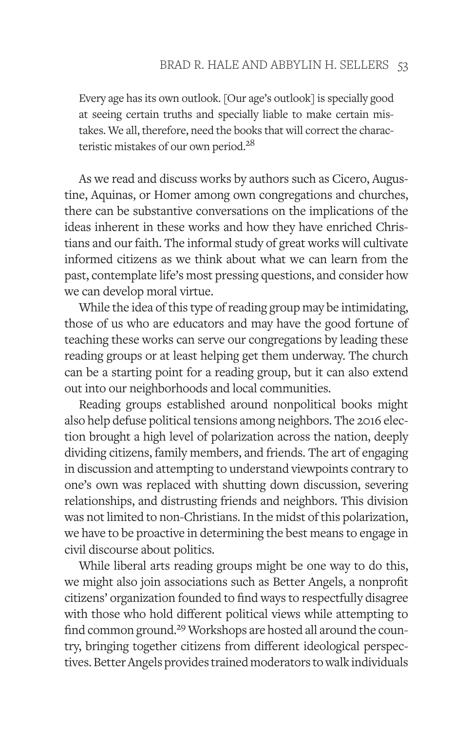> Every age has its own outlook. [Our age's outlook] is specially good at seeing certain truths and specially liable to make certain mistakes. We all, therefore, need the books that will correct the characteristic mistakes of our own period.[28]

As we read and discuss works by authors such as Cicero, Augustine, Aquinas, or Homer among own congregations and churches, there can be substantive conversations on the implications of the ideas inherent in these works and how they have enriched Christians and our faith. The informal study of great works will cultivate informed citizens as we think about what we can learn from the past, contemplate life's most pressing questions, and consider how we can develop moral virtue.

While the idea of this type of reading group may be intimidating, those of us who are educators and may have the good fortune of teaching these works can serve our congregations by leading these reading groups or at least helping get them underway. The church can be a starting point for a reading group, but it can also extend out into our neighborhoods and local communities.

Reading groups established around nonpolitical books might also help defuse political tensions among neighbors. The 2016 election brought a high level of polarization across the nation, deeply dividing citizens, family members, and friends. The art of engaging in discussion and attempting to understand viewpoints contrary to one's own was replaced with shutting down discussion, severing relationships, and distrusting friends and neighbors. This division was not limited to non-Christians. In the midst of this polarization, we have to be proactive in determining the best means to engage in civil discourse about politics.

While liberal arts reading groups might be one way to do this, we might also join associations such as Better Angels, a nonprofit citizens' organization founded to find ways to respectfully disagree with those who hold different political views while attempting to find common ground.[29] Workshops are hosted all around the country, bringing together citizens from different ideological perspectives. Better Angels provides trained moderators to walk individuals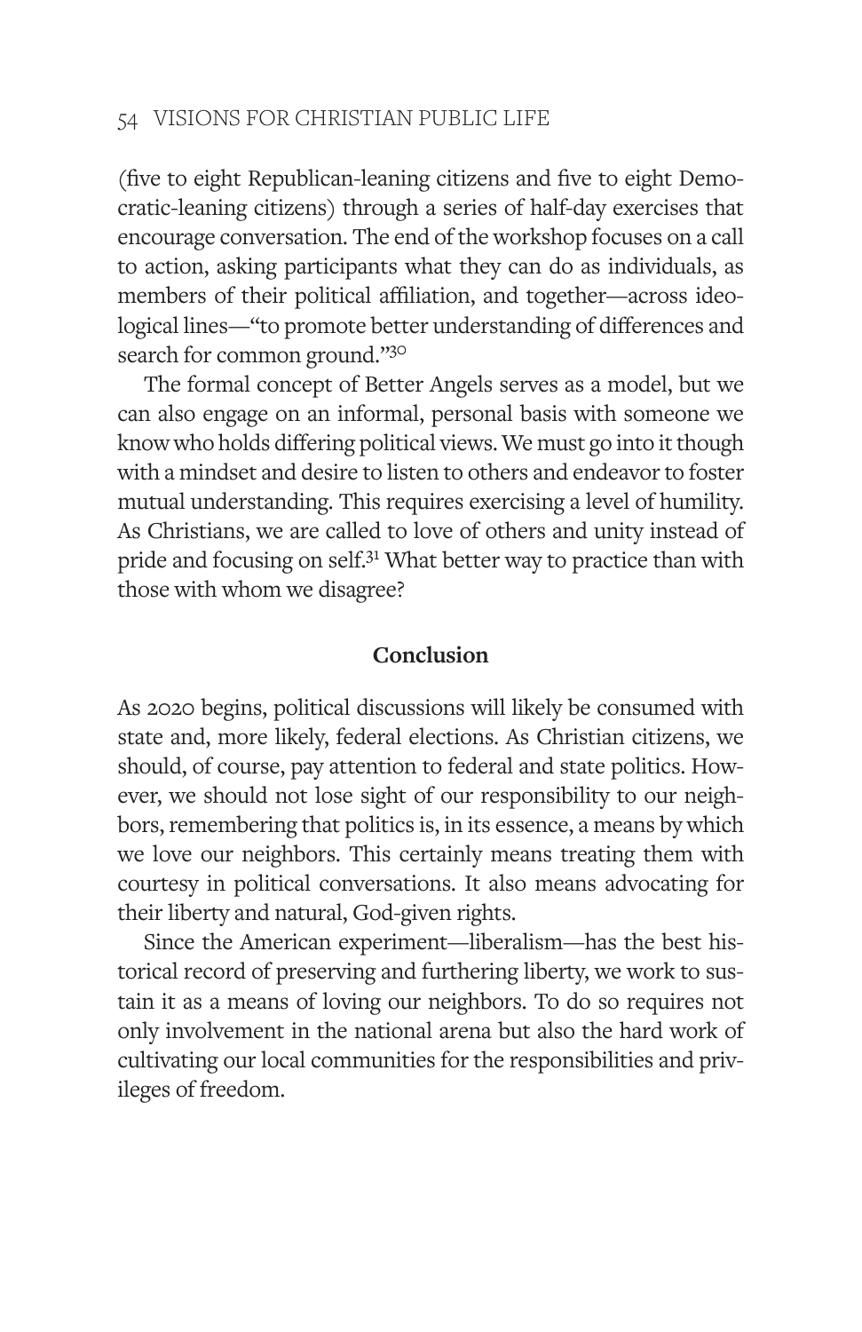(five to eight Republican-leaning citizens and five to eight Democratic-leaning citizens) through a series of half-day exercises that encourage conversation. The end of the workshop focuses on a call to action, asking participants what they can do as individuals, as members of their political affiliation, and together—across ideological lines—"to promote better understanding of differences and search for common ground."[30]

The formal concept of Better Angels serves as a model, but we can also engage on an informal, personal basis with someone we know who holds differing political views. We must go into it though with a mindset and desire to listen to others and endeavor to foster mutual understanding. This requires exercising a level of humility. As Christians, we are called to love of others and unity instead of pride and focusing on self.[31] What better way to practice than with those with whom we disagree?

## Conclusion

As 2020 begins, political discussions will likely be consumed with state and, more likely, federal elections. As Christian citizens, we should, of course, pay attention to federal and state politics. However, we should not lose sight of our responsibility to our neighbors, remembering that politics is, in its essence, a means by which we love our neighbors. This certainly means treating them with courtesy in political conversations. It also means advocating for their liberty and natural, God-given rights.

Since the American experiment—liberalism—has the best historical record of preserving and furthering liberty, we work to sustain it as a means of loving our neighbors. To do so requires not only involvement in the national arena but also the hard work of cultivating our local communities for the responsibilities and privileges of freedom.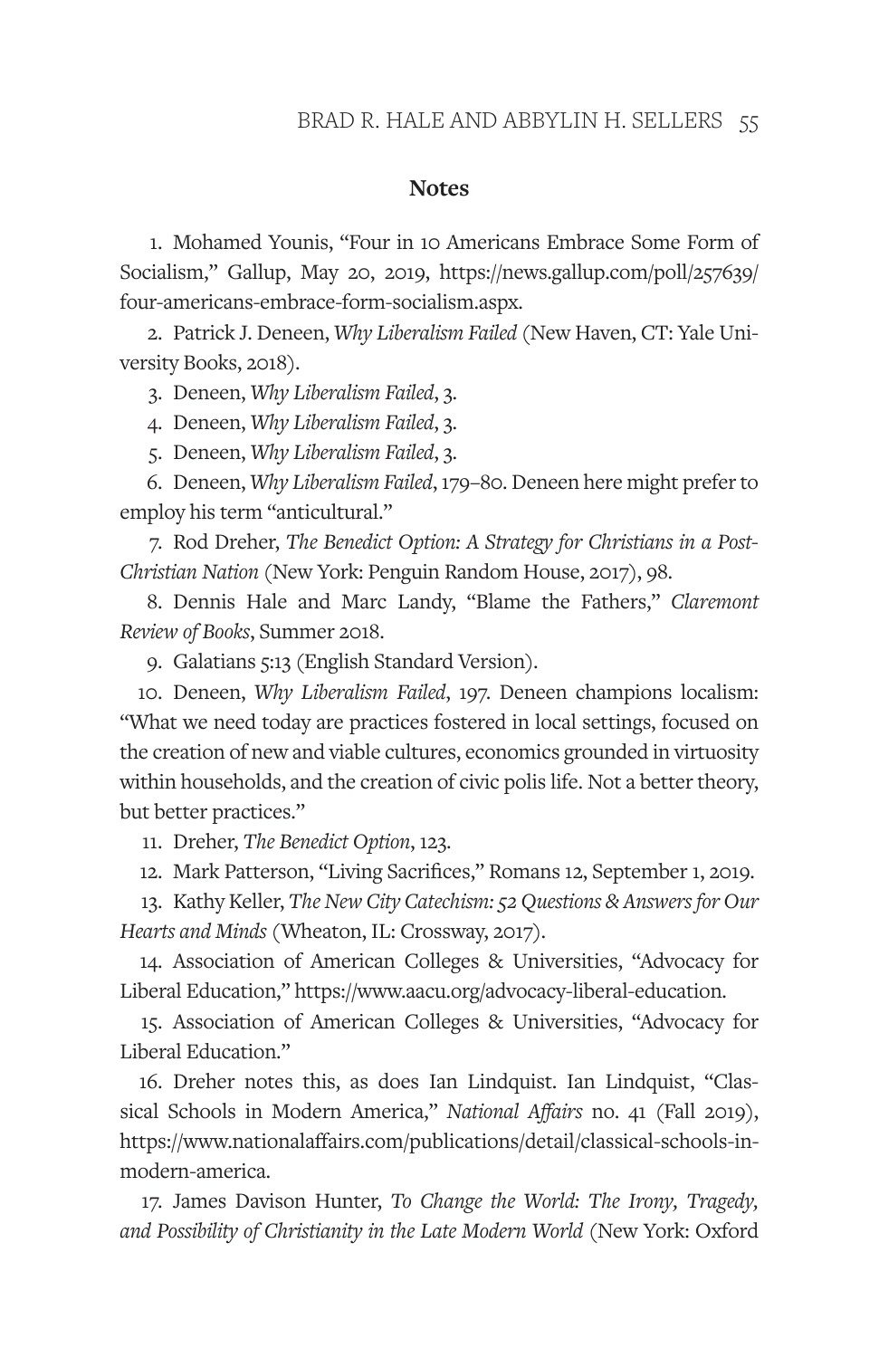## Notes

1. Mohamed Younis, "Four in 10 Americans Embrace Some Form of Socialism," Gallup, May 20, 2019, https://news.gallup.com/poll/257639/four-americans-embrace-form-socialism.aspx.

2. Patrick J. Deneen, *Why Liberalism Failed* (New Haven, CT: Yale University Books, 2018).

3. Deneen, *Why Liberalism Failed*, 3.

4. Deneen, *Why Liberalism Failed*, 3.

5. Deneen, *Why Liberalism Failed*, 3.

6. Deneen, *Why Liberalism Failed*, 179–80. Deneen here might prefer to employ his term "anticultural."

7. Rod Dreher, *The Benedict Option: A Strategy for Christians in a Post-Christian Nation* (New York: Penguin Random House, 2017), 98.

8. Dennis Hale and Marc Landy, "Blame the Fathers," *Claremont Review of Books*, Summer 2018.

9. Galatians 5:13 (English Standard Version).

10. Deneen, *Why Liberalism Failed*, 197. Deneen champions localism: "What we need today are practices fostered in local settings, focused on the creation of new and viable cultures, economics grounded in virtuosity within households, and the creation of civic polis life. Not a better theory, but better practices."

11. Dreher, *The Benedict Option*, 123.

12. Mark Patterson, "Living Sacrifices," Romans 12, September 1, 2019.

13. Kathy Keller, *The New City Catechism: 52 Questions & Answers for Our Hearts and Minds* (Wheaton, IL: Crossway, 2017).

14. Association of American Colleges & Universities, "Advocacy for Liberal Education," https://www.aacu.org/advocacy-liberal-education.

15. Association of American Colleges & Universities, "Advocacy for Liberal Education."

16. Dreher notes this, as does Ian Lindquist. Ian Lindquist, "Classical Schools in Modern America," *National Affairs* no. 41 (Fall 2019), https://www.nationalaffairs.com/publications/detail/classical-schools-in-modern-america.

17. James Davison Hunter, *To Change the World: The Irony, Tragedy, and Possibility of Christianity in the Late Modern World* (New York: Oxford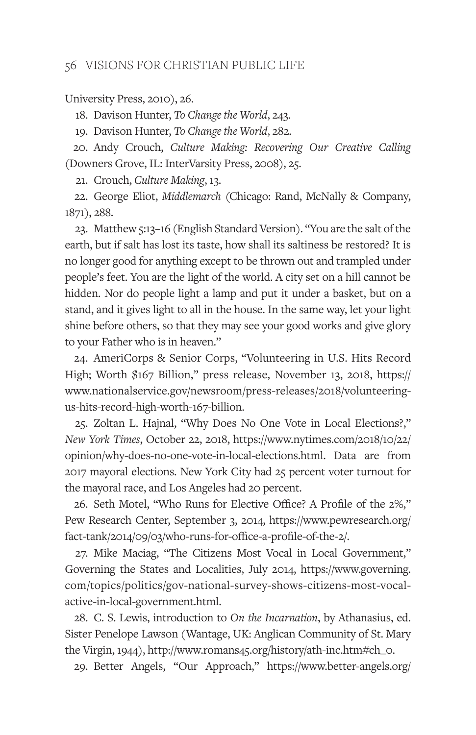University Press, 2010), 26.

18. Davison Hunter, *To Change the World*, 243.

19. Davison Hunter, *To Change the World*, 282.

20. Andy Crouch, *Culture Making: Recovering Our Creative Calling* (Downers Grove, IL: InterVarsity Press, 2008), 25.

21. Crouch, *Culture Making*, 13.

22. George Eliot, *Middlemarch* (Chicago: Rand, McNally & Company, 1871), 288.

23. Matthew 5:13–16 (English Standard Version). "You are the salt of the earth, but if salt has lost its taste, how shall its saltiness be restored? It is no longer good for anything except to be thrown out and trampled under people's feet. You are the light of the world. A city set on a hill cannot be hidden. Nor do people light a lamp and put it under a basket, but on a stand, and it gives light to all in the house. In the same way, let your light shine before others, so that they may see your good works and give glory to your Father who is in heaven."

24. AmeriCorps & Senior Corps, "Volunteering in U.S. Hits Record High; Worth $167 Billion," press release, November 13, 2018, https://www.nationalservice.gov/newsroom/press-releases/2018/volunteering-us-hits-record-high-worth-167-billion.

25. Zoltan L. Hajnal, "Why Does No One Vote in Local Elections?," *New York Times*, October 22, 2018, https://www.nytimes.com/2018/10/22/opinion/why-does-no-one-vote-in-local-elections.html. Data are from 2017 mayoral elections. New York City had 25 percent voter turnout for the mayoral race, and Los Angeles had 20 percent.

26. Seth Motel, "Who Runs for Elective Office? A Profile of the 2%," Pew Research Center, September 3, 2014, https://www.pewresearch.org/fact-tank/2014/09/03/who-runs-for-office-a-profile-of-the-2/.

27. Mike Maciag, "The Citizens Most Vocal in Local Government," Governing the States and Localities, July 2014, https://www.governing.com/topics/politics/gov-national-survey-shows-citizens-most-vocal-active-in-local-government.html.

28. C. S. Lewis, introduction to *On the Incarnation*, by Athanasius, ed. Sister Penelope Lawson (Wantage, UK: Anglican Community of St. Mary the Virgin, 1944), http://www.romans45.org/history/ath-inc.htm#ch_0.

29. Better Angels, "Our Approach," https://www.better-angels.org/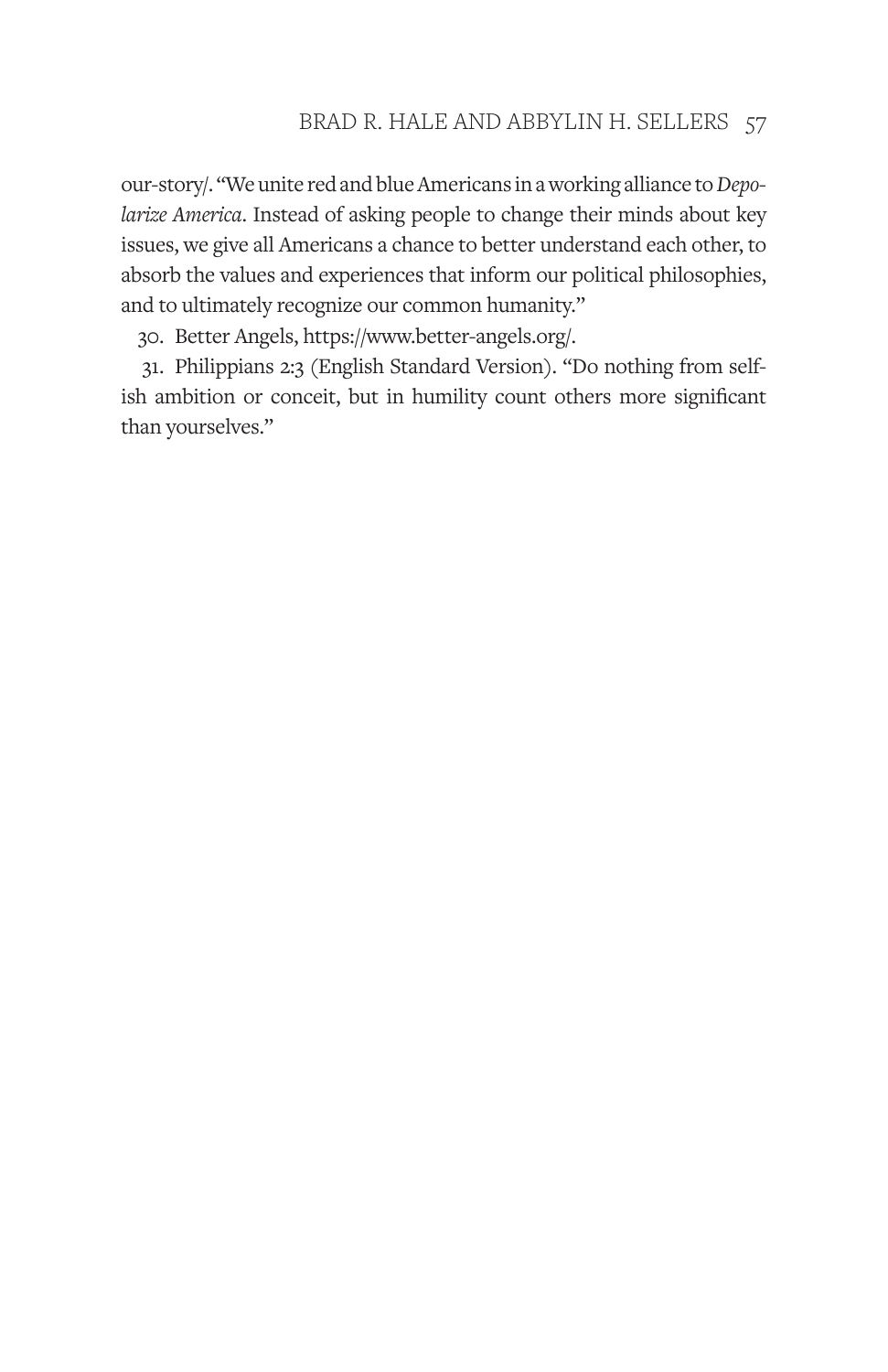our-story/. "We unite red and blue Americans in a working alliance to *Depolarize America*. Instead of asking people to change their minds about key issues, we give all Americans a chance to better understand each other, to absorb the values and experiences that inform our political philosophies, and to ultimately recognize our common humanity."

30. Better Angels, https://www.better-angels.org/.

31. Philippians 2:3 (English Standard Version). "Do nothing from selfish ambition or conceit, but in humility count others more significant than yourselves."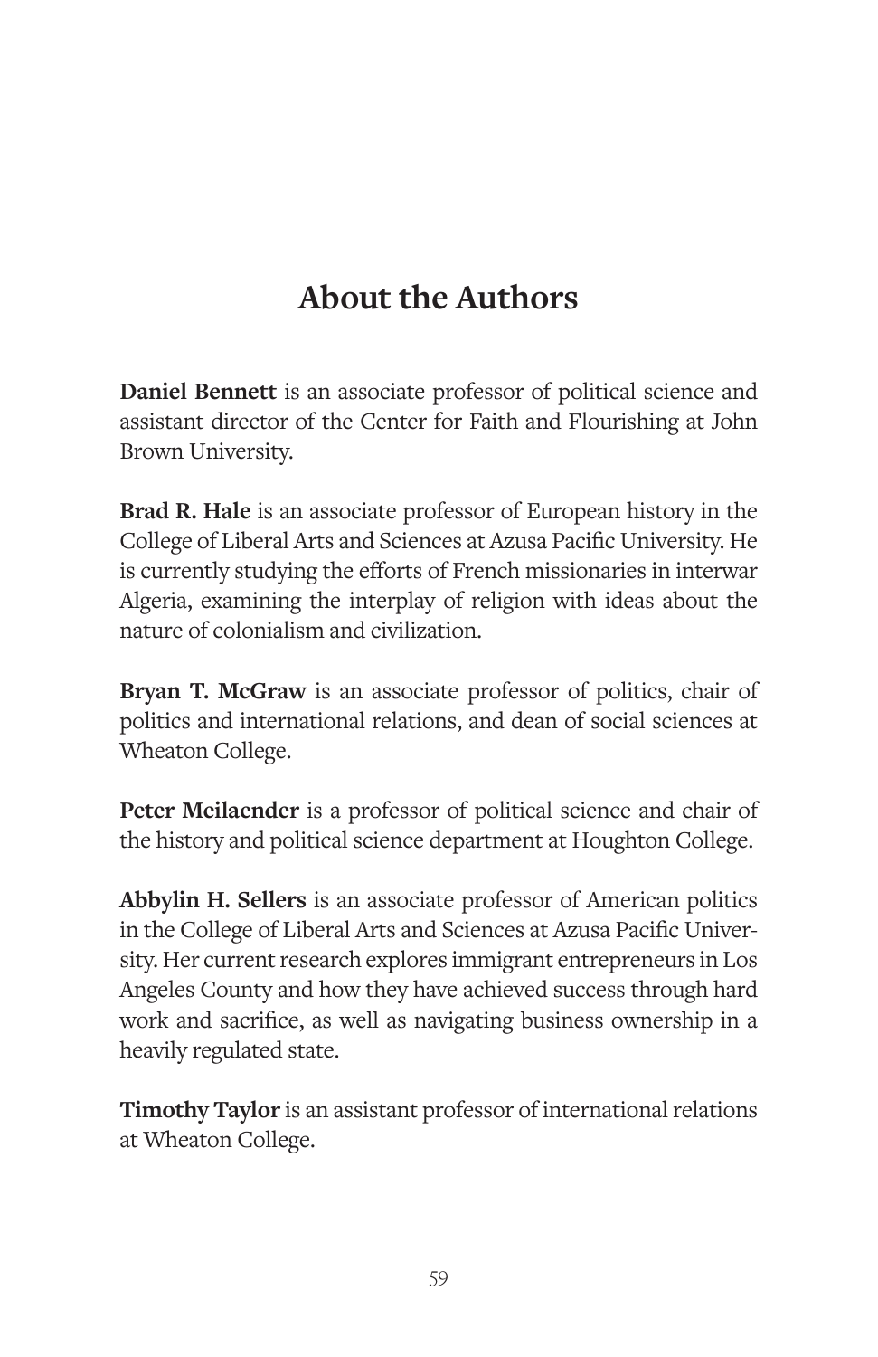## About the Authors

**Daniel Bennett** is an associate professor of political science and assistant director of the Center for Faith and Flourishing at John Brown University.

**Brad R. Hale** is an associate professor of European history in the College of Liberal Arts and Sciences at Azusa Pacific University. He is currently studying the efforts of French missionaries in interwar Algeria, examining the interplay of religion with ideas about the nature of colonialism and civilization.

**Bryan T. McGraw** is an associate professor of politics, chair of politics and international relations, and dean of social sciences at Wheaton College.

**Peter Meilaender** is a professor of political science and chair of the history and political science department at Houghton College.

**Abbylin H. Sellers** is an associate professor of American politics in the College of Liberal Arts and Sciences at Azusa Pacific University. Her current research explores immigrant entrepreneurs in Los Angeles County and how they have achieved success through hard work and sacrifice, as well as navigating business ownership in a heavily regulated state.

**Timothy Taylor** is an assistant professor of international relations at Wheaton College.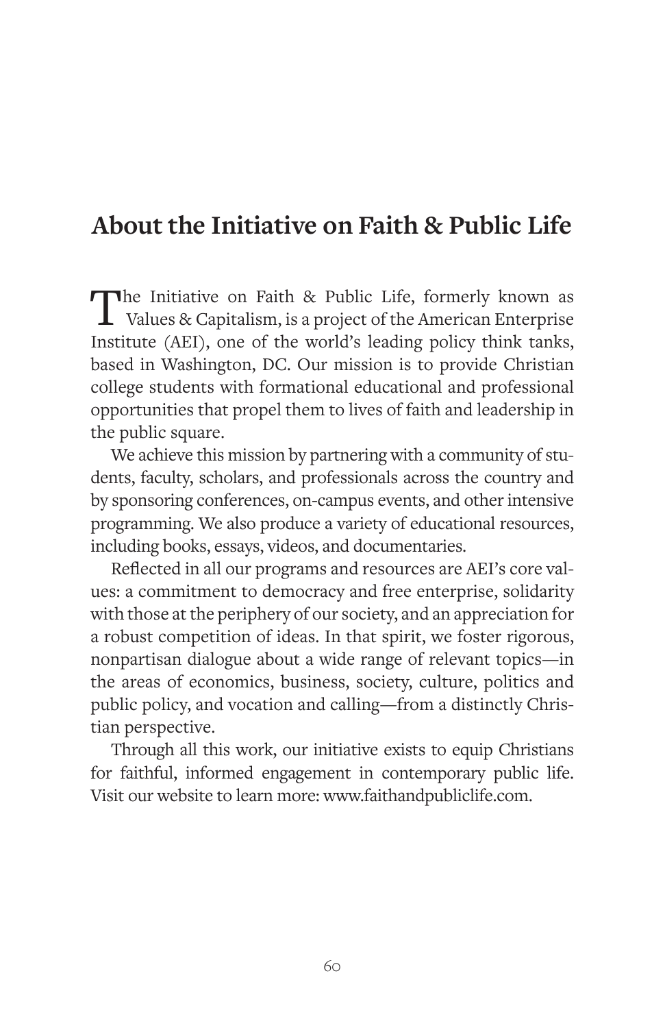## About the Initiative on Faith & Public Life

The Initiative on Faith & Public Life, formerly known as Values & Capitalism, is a project of the American Enterprise Institute (AEI), one of the world's leading policy think tanks, based in Washington, DC. Our mission is to provide Christian college students with formational educational and professional opportunities that propel them to lives of faith and leadership in the public square.

We achieve this mission by partnering with a community of students, faculty, scholars, and professionals across the country and by sponsoring conferences, on-campus events, and other intensive programming. We also produce a variety of educational resources, including books, essays, videos, and documentaries.

Reflected in all our programs and resources are AEI's core values: a commitment to democracy and free enterprise, solidarity with those at the periphery of our society, and an appreciation for a robust competition of ideas. In that spirit, we foster rigorous, nonpartisan dialogue about a wide range of relevant topics—in the areas of economics, business, society, culture, politics and public policy, and vocation and calling—from a distinctly Christian perspective.

Through all this work, our initiative exists to equip Christians for faithful, informed engagement in contemporary public life. Visit our website to learn more: www.faithandpubliclife.com.